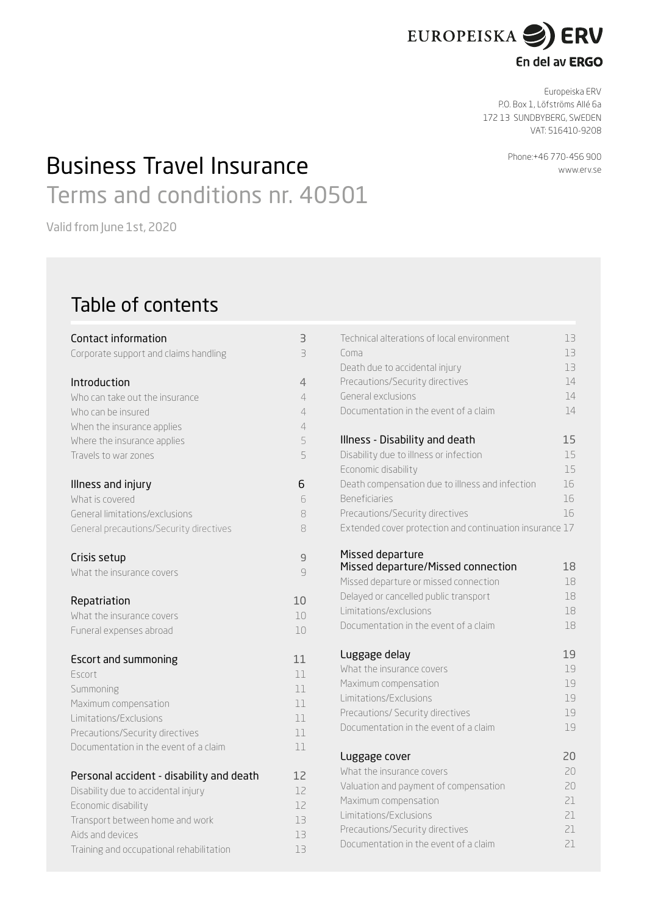EUROPEISKA ERV

En del av ERGO

Europeiska ERV
P.O. Box 1, Löfströms Allé 6a
172 13 SUNDBYBERG, SWEDEN
VAT: 516410-9208

Phone:+46 770-456 900
www.erv.se

# Business Travel Insurance

## Terms and conditions nr. 40501

Valid from June 1st, 2020

## Table of contents

| | |
|---|---|
| **Contact information** | **3** |
| Corporate support and claims handling | 3 |
| **Introduction** | **4** |
| Who can take out the insurance | 4 |
| Who can be insured | 4 |
| When the insurance applies | 4 |
| Where the insurance applies | 5 |
| Travels to war zones | 5 |
| **Illness and injury** | **6** |
| What is covered | 6 |
| General limitations/exclusions | 8 |
| General precautions/Security directives | 8 |
| **Crisis setup** | **9** |
| What the insurance covers | 9 |
| **Repatriation** | **10** |
| What the insurance covers | 10 |
| Funeral expenses abroad | 10 |
| **Escort and summoning** | **11** |
| Escort | 11 |
| Summoning | 11 |
| Maximum compensation | 11 |
| Limitations/Exclusions | 11 |
| Precautions/Security directives | 11 |
| Documentation in the event of a claim | 11 |
| **Personal accident - disability and death** | **12** |
| Disability due to accidental injury | 12 |
| Economic disability | 12 |
| Transport between home and work | 13 |
| Aids and devices | 13 |
| Training and occupational rehabilitation | 13 |
| Technical alterations of local environment | 13 |
| Coma | 13 |
| Death due to accidental injury | 13 |
| Precautions/Security directives | 14 |
| General exclusions | 14 |
| Documentation in the event of a claim | 14 |
| **Illness - Disability and death** | **15** |
| Disability due to illness or infection | 15 |
| Economic disability | 15 |
| Death compensation due to illness and infection | 16 |
| Beneficiaries | 16 |
| Precautions/Security directives | 16 |
| Extended cover protection and continuation insurance | 17 |
| **Missed departure Missed departure/Missed connection** | **18** |
| Missed departure or missed connection | 18 |
| Delayed or cancelled public transport | 18 |
| Limitations/exclusions | 18 |
| Documentation in the event of a claim | 18 |
| **Luggage delay** | **19** |
| What the insurance covers | 19 |
| Maximum compensation | 19 |
| Limitations/Exclusions | 19 |
| Precautions/ Security directives | 19 |
| Documentation in the event of a claim | 19 |
| **Luggage cover** | **20** |
| What the insurance covers | 20 |
| Valuation and payment of compensation | 20 |
| Maximum compensation | 21 |
| Limitations/Exclusions | 21 |
| Precautions/Security directives | 21 |
| Documentation in the event of a claim | 21 |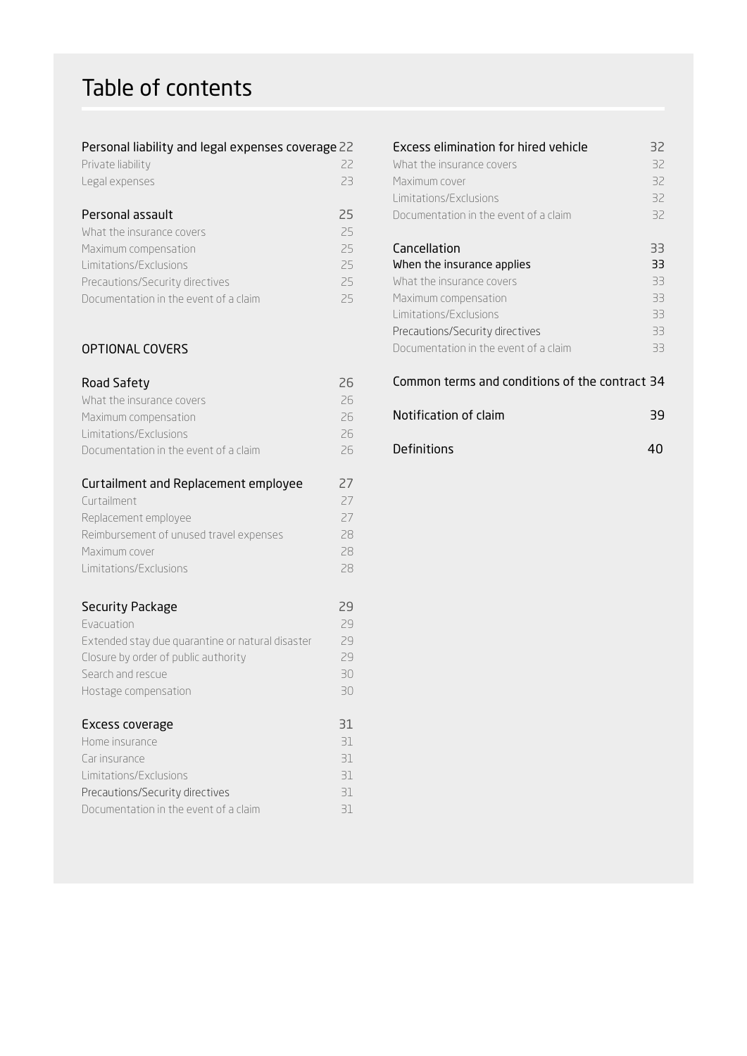# Table of contents

| Section | Page |
|---|---|
| **Personal liability and legal expenses coverage** | **22** |
| Private liability | 22 |
| Legal expenses | 23 |
| **Personal assault** | **25** |
| What the insurance covers | 25 |
| Maximum compensation | 25 |
| Limitations/Exclusions | 25 |
| Precautions/Security directives | 25 |
| Documentation in the event of a claim | 25 |

## OPTIONAL COVERS

| Section | Page |
|---|---|
| **Road Safety** | **26** |
| What the insurance covers | 26 |
| Maximum compensation | 26 |
| Limitations/Exclusions | 26 |
| Documentation in the event of a claim | 26 |
| **Curtailment and Replacement employee** | **27** |
| Curtailment | 27 |
| Replacement employee | 27 |
| Reimbursement of unused travel expenses | 28 |
| Maximum cover | 28 |
| Limitations/Exclusions | 28 |
| **Security Package** | **29** |
| Evacuation | 29 |
| Extended stay due quarantine or natural disaster | 29 |
| Closure by order of public authority | 29 |
| Search and rescue | 30 |
| Hostage compensation | 30 |
| **Excess coverage** | **31** |
| Home insurance | 31 |
| Car insurance | 31 |
| Limitations/Exclusions | 31 |
| Precautions/Security directives | 31 |
| Documentation in the event of a claim | 31 |
| **Excess elimination for hired vehicle** | **32** |
| What the insurance covers | 32 |
| Maximum cover | 32 |
| Limitations/Exclusions | 32 |
| Documentation in the event of a claim | 32 |
| **Cancellation** | **33** |
| When the insurance applies | 33 |
| What the insurance covers | 33 |
| Maximum compensation | 33 |
| Limitations/Exclusions | 33 |
| Precautions/Security directives | 33 |
| Documentation in the event of a claim | 33 |
| **Common terms and conditions of the contract** | **34** |
| **Notification of claim** | **39** |
| **Definitions** | **40** |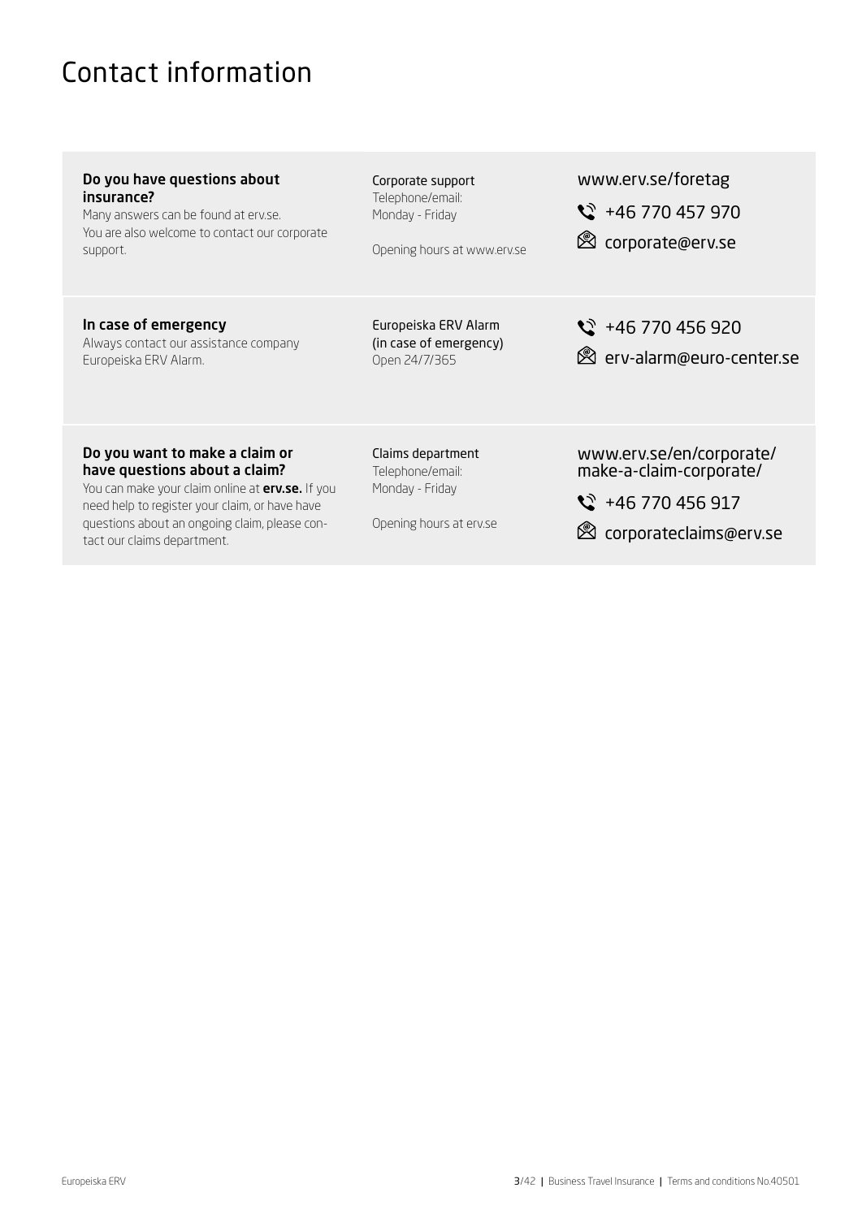# Contact information

| | | |
|---|---|---|
| **Do you have questions about insurance?**<br>Many answers can be found at erv.se.<br>You are also welcome to contact our corporate support. | Corporate support<br>Telephone/email:<br>Monday - Friday<br><br>Opening hours at www.erv.se | www.erv.se/foretag<br>+46 770 457 970<br>corporate@erv.se |
| **In case of emergency**<br>Always contact our assistance company Europeiska ERV Alarm. | Europeiska ERV Alarm<br>(in case of emergency)<br>Open 24/7/365 | +46 770 456 920<br>erv-alarm@euro-center.se |
| **Do you want to make a claim or have questions about a claim?**<br>You can make your claim online at **erv.se.** If you need help to register your claim, or have have questions about an ongoing claim, please contact our claims department. | Claims department<br>Telephone/email:<br>Monday - Friday<br><br>Opening hours at erv.se | www.erv.se/en/corporate/make-a-claim-corporate/<br>+46 770 456 917<br>corporateclaims@erv.se |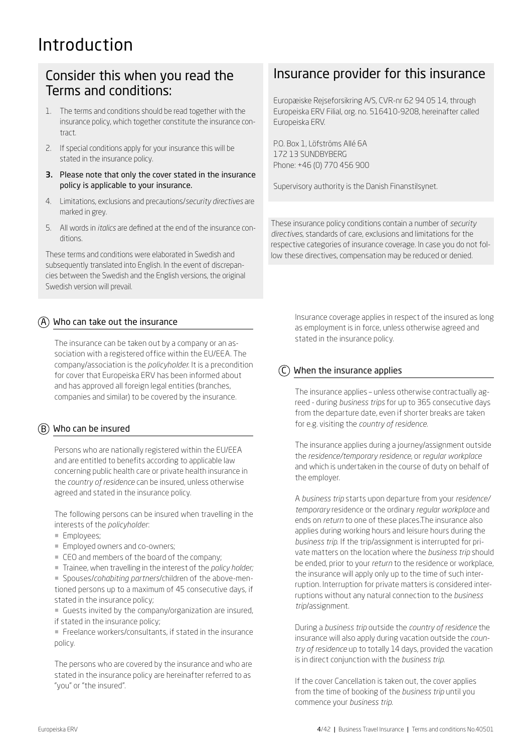# Introduction

## Consider this when you read the Terms and conditions:

1. The terms and conditions should be read together with the insurance policy, which together constitute the insurance contract.
2. If special conditions apply for your insurance this will be stated in the insurance policy.
3. **Please note that only the cover stated in the insurance policy is applicable to your insurance.**
4. Limitations, exclusions and precautions/*security directives* are marked in grey.
5. All words in *italics* are defined at the end of the insurance conditions.

These terms and conditions were elaborated in Swedish and subsequently translated into English. In the event of discrepancies between the Swedish and the English versions, the original Swedish version will prevail.

## Insurance provider for this insurance

Europæiske Rejseforsikring A/S, CVR-nr 62 94 05 14, through Europeiska ERV Filial, org. no. 516410-9208, hereinafter called Europeiska ERV.

P.O. Box 1, Löfströms Allé 6A
172 13 SUNDBYBERG
Phone: +46 (0) 770 456 900

Supervisory authority is the Danish Finanstilsynet.

These insurance policy conditions contain a number of *security directives*, standards of care, exclusions and limitations for the respective categories of insurance coverage. In case you do not follow these directives, compensation may be reduced or denied.

### (A) Who can take out the insurance

The insurance can be taken out by a company or an association with a registered office within the EU/EEA. The company/association is the *policyholder*. It is a precondition for cover that Europeiska ERV has been informed about and has approved all foreign legal entities (branches, companies and similar) to be covered by the insurance.

### (B) Who can be insured

Persons who are nationally registered within the EU/EEA and are entitled to benefits according to applicable law concerning public health care or private health insurance in the *country of residence* can be insured, unless otherwise agreed and stated in the insurance policy.

The following persons can be insured when travelling in the interests of the *policyholder*:

- Employees;
- Employed owners and co-owners;
- CEO and members of the board of the company;
- Trainee, when travelling in the interest of the *policy holder;*
- Spouses/*cohabiting partners*/children of the above-mentioned persons up to a maximum of 45 consecutive days, if stated in the insurance policy;
- Guests invited by the company/organization are insured, if stated in the insurance policy;
- Freelance workers/consultants, if stated in the insurance policy.

The persons who are covered by the insurance and who are stated in the insurance policy are hereinafter referred to as "you" or "the insured".

Insurance coverage applies in respect of the insured as long as employment is in force, unless otherwise agreed and stated in the insurance policy.

### (C) When the insurance applies

The insurance applies – unless otherwise contractually agreed - during *business trips* for up to 365 consecutive days from the departure date, even if shorter breaks are taken for e.g. visiting the *country of residence*.

The insurance applies during a journey/assignment outside the *residence/temporary residence*, or *regular workplace* and which is undertaken in the course of duty on behalf of the employer.

A *business trip* starts upon departure from your *residence/temporary* residence or the ordinary *regular workplace* and ends on *return* to one of these places.The insurance also applies during working hours and leisure hours during the *business trip*. If the trip/assignment is interrupted for private matters on the location where the *business trip* should be ended, prior to your *return* to the residence or workplace, the insurance will apply only up to the time of such interruption. Interruption for private matters is considered interruptions without any natural connection to the *business trip*/assignment.

During a *business trip* outside the *country of residence* the insurance will also apply during vacation outside the *country of residence* up to totally 14 days, provided the vacation is in direct conjunction with the *business trip*.

If the cover Cancellation is taken out, the cover applies from the time of booking of the *business trip* until you commence your *business trip*.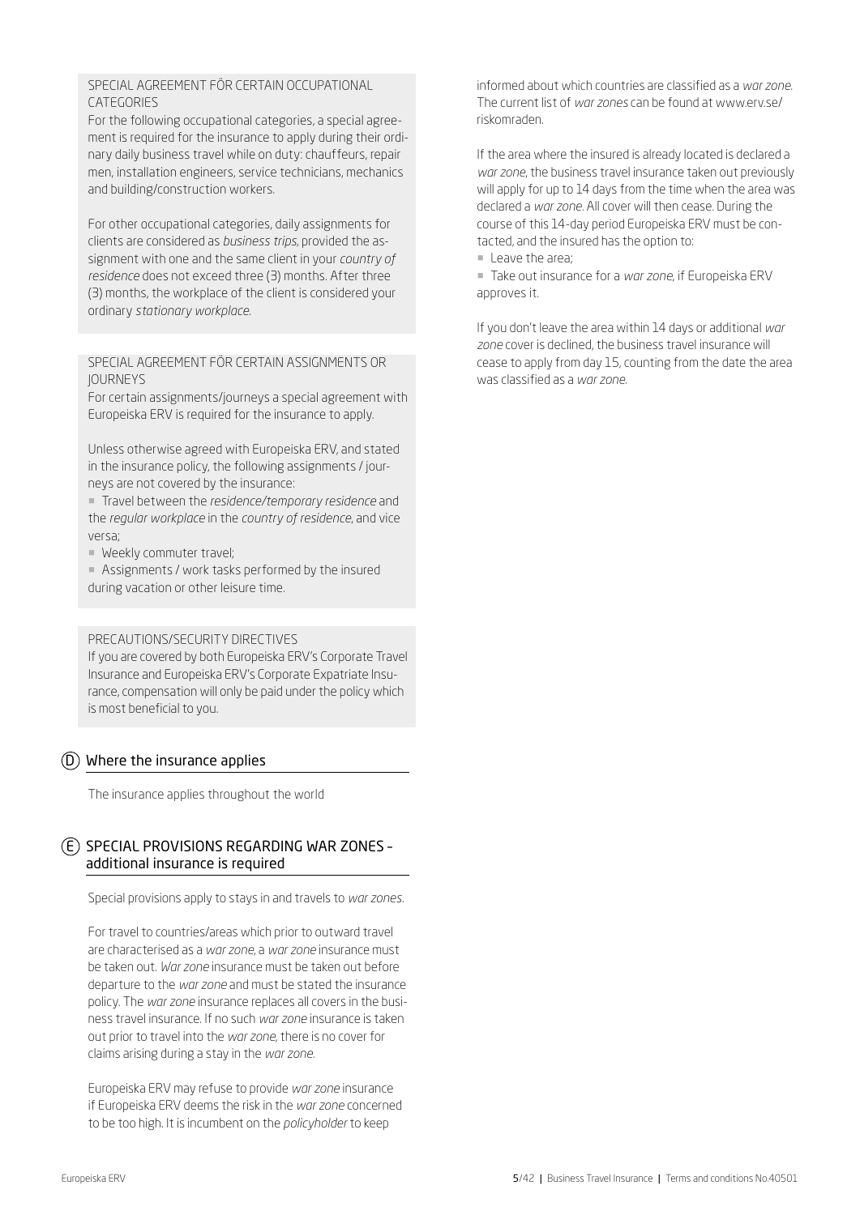SPECIAL AGREEMENT FÖR CERTAIN OCCUPATIONAL CATEGORIES

For the following occupational categories, a special agreement is required for the insurance to apply during their ordinary daily business travel while on duty: chauffeurs, repair men, installation engineers, service technicians, mechanics and building/construction workers.

For other occupational categories, daily assignments for clients are considered as *business trips*, provided the assignment with one and the same client in your *country of residence* does not exceed three (3) months. After three (3) months, the workplace of the client is considered your ordinary *stationary workplace*.

SPECIAL AGREEMENT FÖR CERTAIN ASSIGNMENTS OR JOURNEYS

For certain assignments/journeys a special agreement with Europeiska ERV is required for the insurance to apply.

Unless otherwise agreed with Europeiska ERV, and stated in the insurance policy, the following assignments / journeys are not covered by the insurance:

- Travel between the *residence/temporary residence* and the *regular workplace* in the *country of residence*, and vice versa;
- Weekly commuter travel;
- Assignments / work tasks performed by the insured during vacation or other leisure time.

PRECAUTIONS/SECURITY DIRECTIVES

If you are covered by both Europeiska ERV's Corporate Travel Insurance and Europeiska ERV's Corporate Expatriate Insurance, compensation will only be paid under the policy which is most beneficial to you.

## D Where the insurance applies

The insurance applies throughout the world

## E SPECIAL PROVISIONS REGARDING WAR ZONES – additional insurance is required

Special provisions apply to stays in and travels to *war zones*.

For travel to countries/areas which prior to outward travel are characterised as a *war zone*, a *war zone* insurance must be taken out. *War zone* insurance must be taken out before departure to the *war zone* and must be stated the insurance policy. The *war zone* insurance replaces all covers in the business travel insurance. If no such *war zone* insurance is taken out prior to travel into the *war zone*, there is no cover for claims arising during a stay in the *war zone*.

Europeiska ERV may refuse to provide *war zone* insurance if Europeiska ERV deems the risk in the *war zone* concerned to be too high. It is incumbent on the *policyholder* to keep informed about which countries are classified as a *war zone*. The current list of *war zones* can be found at www.erv.se/riskomraden.

If the area where the insured is already located is declared a *war zone*, the business travel insurance taken out previously will apply for up to 14 days from the time when the area was declared a *war zone*. All cover will then cease. During the course of this 14-day period Europeiska ERV must be contacted, and the insured has the option to:

- Leave the area;
- Take out insurance for a *war zone*, if Europeiska ERV approves it.

If you don't leave the area within 14 days or additional *war zone* cover is declined, the business travel insurance will cease to apply from day 15, counting from the date the area was classified as a *war zone*.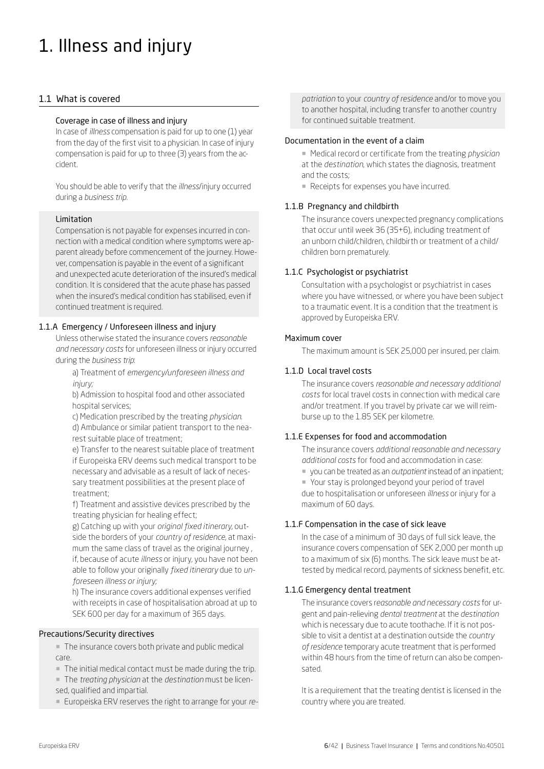# 1. Illness and injury

## 1.1 What is covered

### Coverage in case of illness and injury

In case of *illness* compensation is paid for up to one (1) year from the day of the first visit to a physician. In case of injury compensation is paid for up to three (3) years from the accident.

You should be able to verify that the *illness*/injury occurred during a *business trip*.

### Limitation

Compensation is not payable for expenses incurred in connection with a medical condition where symptoms were apparent already before commencement of the journey. However, compensation is payable in the event of a significant and unexpected acute deterioration of the insured's medical condition. It is considered that the acute phase has passed when the insured's medical condition has stabilised, even if continued treatment is required.

### 1.1.A Emergency / Unforeseen illness and injury

Unless otherwise stated the insurance covers *reasonable and necessary costs* for unforeseen illness or injury occurred during the *business trip*:

a) Treatment of *emergency/unforeseen illness and injury;*

b) Admission to hospital food and other associated hospital services;

c) Medication prescribed by the treating *physician*.

d) Ambulance or similar patient transport to the nearest suitable place of treatment;

e) Transfer to the nearest suitable place of treatment if Europeiska ERV deems such medical transport to be necessary and advisable as a result of lack of necessary treatment possibilities at the present place of treatment;

f) Treatment and assistive devices prescribed by the treating physician for healing effect;

g) Catching up with your *original fixed itinerary*, outside the borders of your *country of residence*, at maximum the same class of travel as the original journey , if, because of acute *illness* or injury, you have not been able to follow your originally *fixed itinerary* due to *unforeseen illness or injury;*

h) The insurance covers additional expenses verified with receipts in case of hospitalisation abroad at up to SEK 600 per day for a maximum of 365 days.

### Precautions/Security directives

- The insurance covers both private and public medical care.
- The initial medical contact must be made during the trip.
- The *treating physician* at the *destination* must be licensed, qualified and impartial.
- Europeiska ERV reserves the right to arrange for your *repatriation* to your *country of residence* and/or to move you to another hospital, including transfer to another country for continued suitable treatment.

### Documentation in the event of a claim

- Medical record or certificate from the treating *physician* at the *destination*, which states the diagnosis, treatment and the costs;
- Receipts for expenses you have incurred.

### 1.1.B Pregnancy and childbirth

The insurance covers unexpected pregnancy complications that occur until week 36 (35+6), including treatment of an unborn child/children, childbirth or treatment of a child/children born prematurely.

### 1.1.C Psychologist or psychiatrist

Consultation with a psychologist or psychiatrist in cases where you have witnessed, or where you have been subject to a traumatic event. It is a condition that the treatment is approved by Europeiska ERV.

### Maximum cover

The maximum amount is SEK 25,000 per insured, per claim.

### 1.1.D Local travel costs

The insurance covers *reasonable and necessary additional costs* for local travel costs in connection with medical care and/or treatment. If you travel by private car we will reimburse up to the 1.85 SEK per kilometre.

### 1.1.E Expenses for food and accommodation

The insurance covers *additional reasonable and necessary additional costs* for food and accommodation in case:

- you can be treated as an *outpatient* instead of an inpatient;
- Your stay is prolonged beyond your period of travel due to hospitalisation or unforeseen *illness* or injury for a maximum of 60 days.

### 1.1.F Compensation in the case of sick leave

In the case of a minimum of 30 days of full sick leave, the insurance covers compensation of SEK 2,000 per month up to a maximum of six (6) months. The sick leave must be attested by medical record, payments of sickness benefit, etc.

### 1.1.G Emergency dental treatment

The insurance covers *reasonable and necessary costs* for urgent and pain-relieving *dental treatment* at the *destination* which is necessary due to acute toothache. If it is not possible to visit a dentist at a destination outside the *country of residence* temporary acute treatment that is performed within 48 hours from the time of return can also be compensated.

It is a requirement that the treating dentist is licensed in the country where you are treated.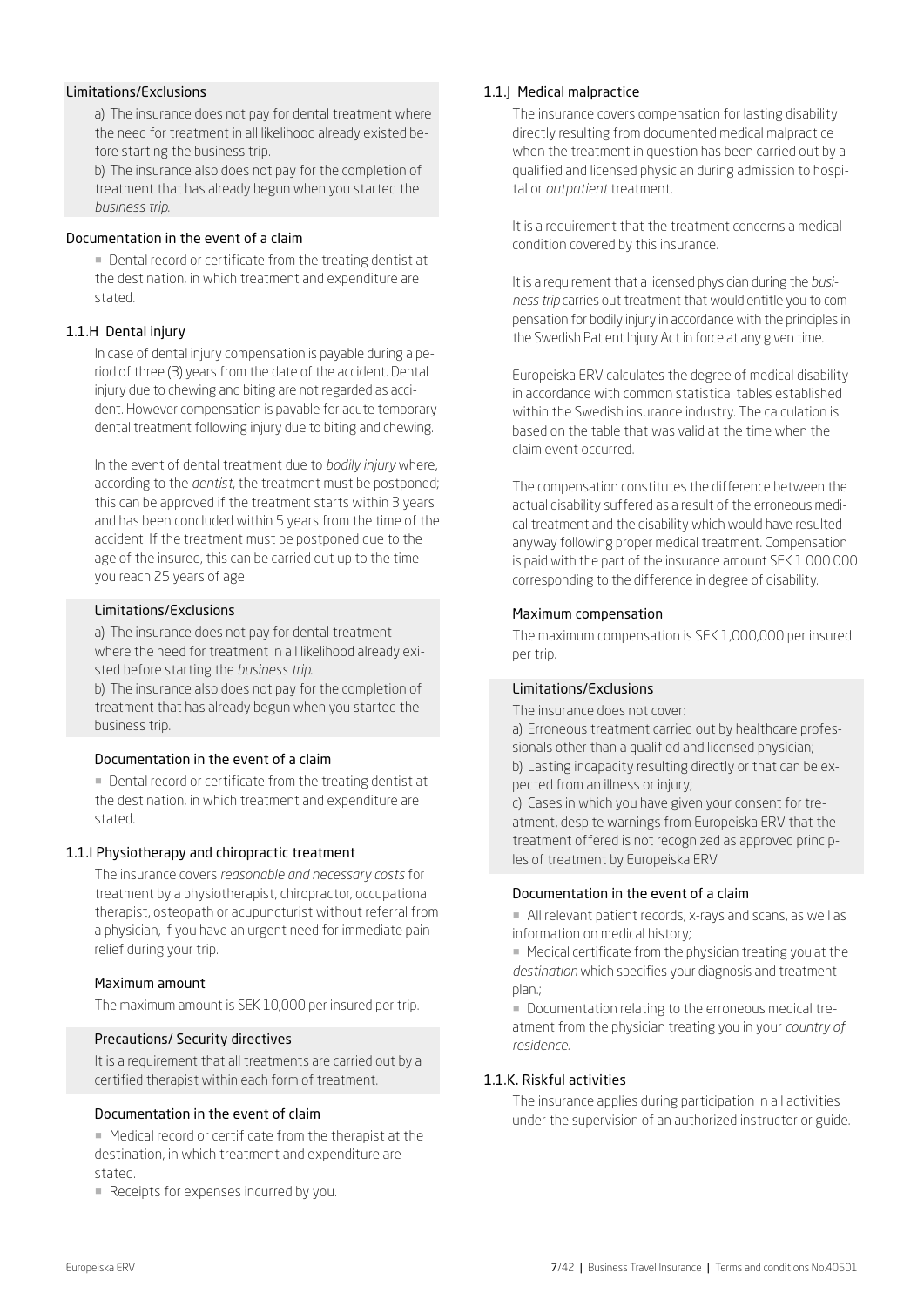#### Limitations/Exclusions

a) The insurance does not pay for dental treatment where the need for treatment in all likelihood already existed before starting the business trip.
b) The insurance also does not pay for the completion of treatment that has already begun when you started the *business trip*.

#### Documentation in the event of a claim

- Dental record or certificate from the treating dentist at the destination, in which treatment and expenditure are stated.

### 1.1.H Dental injury

In case of dental injury compensation is payable during a period of three (3) years from the date of the accident. Dental injury due to chewing and biting are not regarded as accident. However compensation is payable for acute temporary dental treatment following injury due to biting and chewing.

In the event of dental treatment due to *bodily injury* where, according to the *dentist*, the treatment must be postponed; this can be approved if the treatment starts within 3 years and has been concluded within 5 years from the time of the accident. If the treatment must be postponed due to the age of the insured, this can be carried out up to the time you reach 25 years of age.

#### Limitations/Exclusions

a) The insurance does not pay for dental treatment where the need for treatment in all likelihood already existed before starting the *business trip*.
b) The insurance also does not pay for the completion of treatment that has already begun when you started the business trip.

#### Documentation in the event of a claim

- Dental record or certificate from the treating dentist at the destination, in which treatment and expenditure are stated.

### 1.1.I Physiotherapy and chiropractic treatment

The insurance covers *reasonable and necessary costs* for treatment by a physiotherapist, chiropractor, occupational therapist, osteopath or acupuncturist without referral from a physician, if you have an urgent need for immediate pain relief during your trip.

#### Maximum amount

The maximum amount is SEK 10,000 per insured per trip.

#### Precautions/ Security directives

It is a requirement that all treatments are carried out by a certified therapist within each form of treatment.

#### Documentation in the event of claim

- Medical record or certificate from the therapist at the destination, in which treatment and expenditure are stated.
- Receipts for expenses incurred by you.

### 1.1.J Medical malpractice

The insurance covers compensation for lasting disability directly resulting from documented medical malpractice when the treatment in question has been carried out by a qualified and licensed physician during admission to hospital or *outpatient* treatment.

It is a requirement that the treatment concerns a medical condition covered by this insurance.

It is a requirement that a licensed physician during the *business trip* carries out treatment that would entitle you to compensation for bodily injury in accordance with the principles in the Swedish Patient Injury Act in force at any given time.

Europeiska ERV calculates the degree of medical disability in accordance with common statistical tables established within the Swedish insurance industry. The calculation is based on the table that was valid at the time when the claim event occurred.

The compensation constitutes the difference between the actual disability suffered as a result of the erroneous medical treatment and the disability which would have resulted anyway following proper medical treatment. Compensation is paid with the part of the insurance amount SEK 1 000 000 corresponding to the difference in degree of disability.

#### Maximum compensation

The maximum compensation is SEK 1,000,000 per insured per trip.

#### Limitations/Exclusions

The insurance does not cover:
a) Erroneous treatment carried out by healthcare professionals other than a qualified and licensed physician;
b) Lasting incapacity resulting directly or that can be expected from an illness or injury;
c) Cases in which you have given your consent for treatment, despite warnings from Europeiska ERV that the treatment offered is not recognized as approved principles of treatment by Europeiska ERV.

#### Documentation in the event of a claim

- All relevant patient records, x-rays and scans, as well as information on medical history;
- Medical certificate from the physician treating you at the *destination* which specifies your diagnosis and treatment plan.;
- Documentation relating to the erroneous medical treatment from the physician treating you in your *country of residence*.

### 1.1.K. Riskful activities

The insurance applies during participation in all activities under the supervision of an authorized instructor or guide.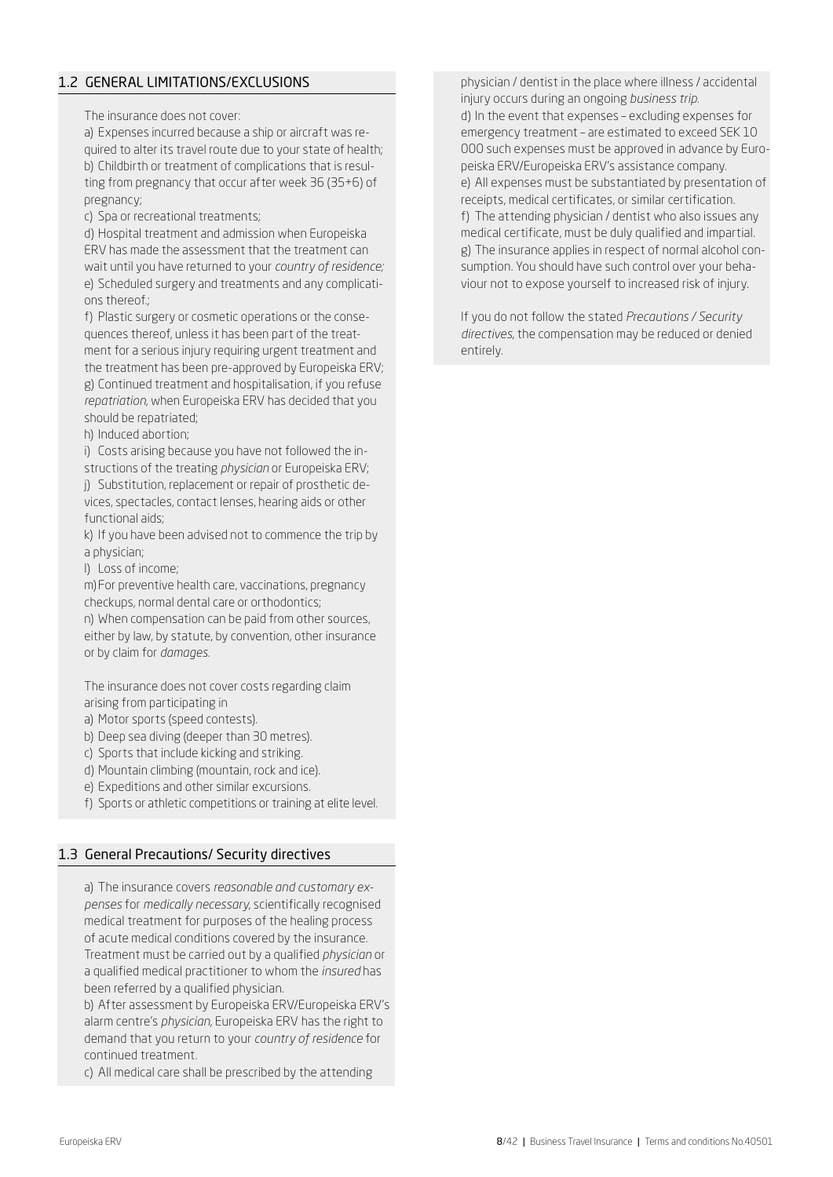## 1.2 GENERAL LIMITATIONS/EXCLUSIONS

The insurance does not cover:

a) Expenses incurred because a ship or aircraft was required to alter its travel route due to your state of health;
b) Childbirth or treatment of complications that is resulting from pregnancy that occur after week 36 (35+6) of pregnancy;
c) Spa or recreational treatments;
d) Hospital treatment and admission when Europeiska ERV has made the assessment that the treatment can wait until you have returned to your *country of residence;*
e) Scheduled surgery and treatments and any complications thereof.;
f) Plastic surgery or cosmetic operations or the consequences thereof, unless it has been part of the treatment for a serious injury requiring urgent treatment and the treatment has been pre-approved by Europeiska ERV;
g) Continued treatment and hospitalisation, if you refuse *repatriation,* when Europeiska ERV has decided that you should be repatriated;
h) Induced abortion;
i) Costs arising because you have not followed the instructions of the treating *physician* or Europeiska ERV;
j) Substitution, replacement or repair of prosthetic devices, spectacles, contact lenses, hearing aids or other functional aids;
k) If you have been advised not to commence the trip by a physician;
l) Loss of income;
m) For preventive health care, vaccinations, pregnancy checkups, normal dental care or orthodontics;
n) When compensation can be paid from other sources, either by law, by statute, by convention, other insurance or by claim for *damages.*

The insurance does not cover costs regarding claim arising from participating in

a) Motor sports (speed contests).
b) Deep sea diving (deeper than 30 metres).
c) Sports that include kicking and striking.
d) Mountain climbing (mountain, rock and ice).
e) Expeditions and other similar excursions.
f) Sports or athletic competitions or training at elite level.

## 1.3 General Precautions/ Security directives

a) The insurance covers *reasonable and customary expenses* for *medically necessary,* scientifically recognised medical treatment for purposes of the healing process of acute medical conditions covered by the insurance. Treatment must be carried out by a qualified *physician* or a qualified medical practitioner to whom the *insured* has been referred by a qualified physician.
b) After assessment by Europeiska ERV/Europeiska ERV's alarm centre's *physician,* Europeiska ERV has the right to demand that you return to your *country of residence* for continued treatment.
c) All medical care shall be prescribed by the attending physician / dentist in the place where illness / accidental injury occurs during an ongoing *business trip.*
d) In the event that expenses – excluding expenses for emergency treatment – are estimated to exceed SEK 10 000 such expenses must be approved in advance by Europeiska ERV/Europeiska ERV's assistance company.
e) All expenses must be substantiated by presentation of receipts, medical certificates, or similar certification.
f) The attending physician / dentist who also issues any medical certificate, must be duly qualified and impartial.
g) The insurance applies in respect of normal alcohol consumption. You should have such control over your behaviour not to expose yourself to increased risk of injury.

If you do not follow the stated *Precautions / Security directives,* the compensation may be reduced or denied entirely.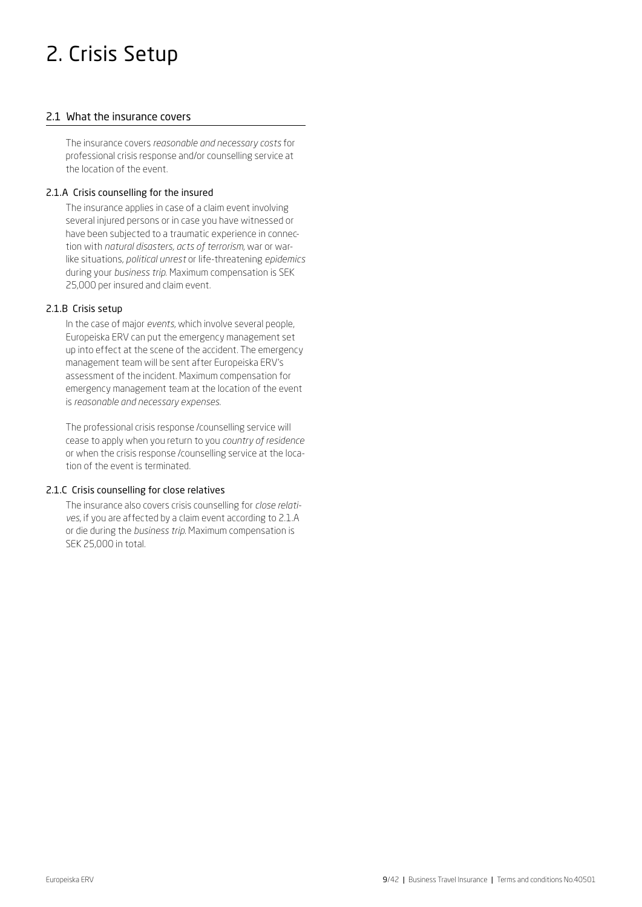# 2. Crisis Setup

## 2.1 What the insurance covers

The insurance covers *reasonable and necessary costs* for professional crisis response and/or counselling service at the location of the event.

### 2.1.A Crisis counselling for the insured

The insurance applies in case of a claim event involving several injured persons or in case you have witnessed or have been subjected to a traumatic experience in connection with *natural disasters, acts of terrorism,* war or warlike situations, *political unrest* or life-threatening *epidemics* during your *business trip*. Maximum compensation is SEK 25,000 per insured and claim event.

### 2.1.B Crisis setup

In the case of major *events*, which involve several people, Europeiska ERV can put the emergency management set up into effect at the scene of the accident. The emergency management team will be sent after Europeiska ERV's assessment of the incident. Maximum compensation for emergency management team at the location of the event is *reasonable and necessary expenses.*

The professional crisis response /counselling service will cease to apply when you return to you *country of residence* or when the crisis response /counselling service at the location of the event is terminated.

### 2.1.C Crisis counselling for close relatives

The insurance also covers crisis counselling for *close relatives*, if you are affected by a claim event according to 2.1.A or die during the *business trip*. Maximum compensation is SEK 25,000 in total.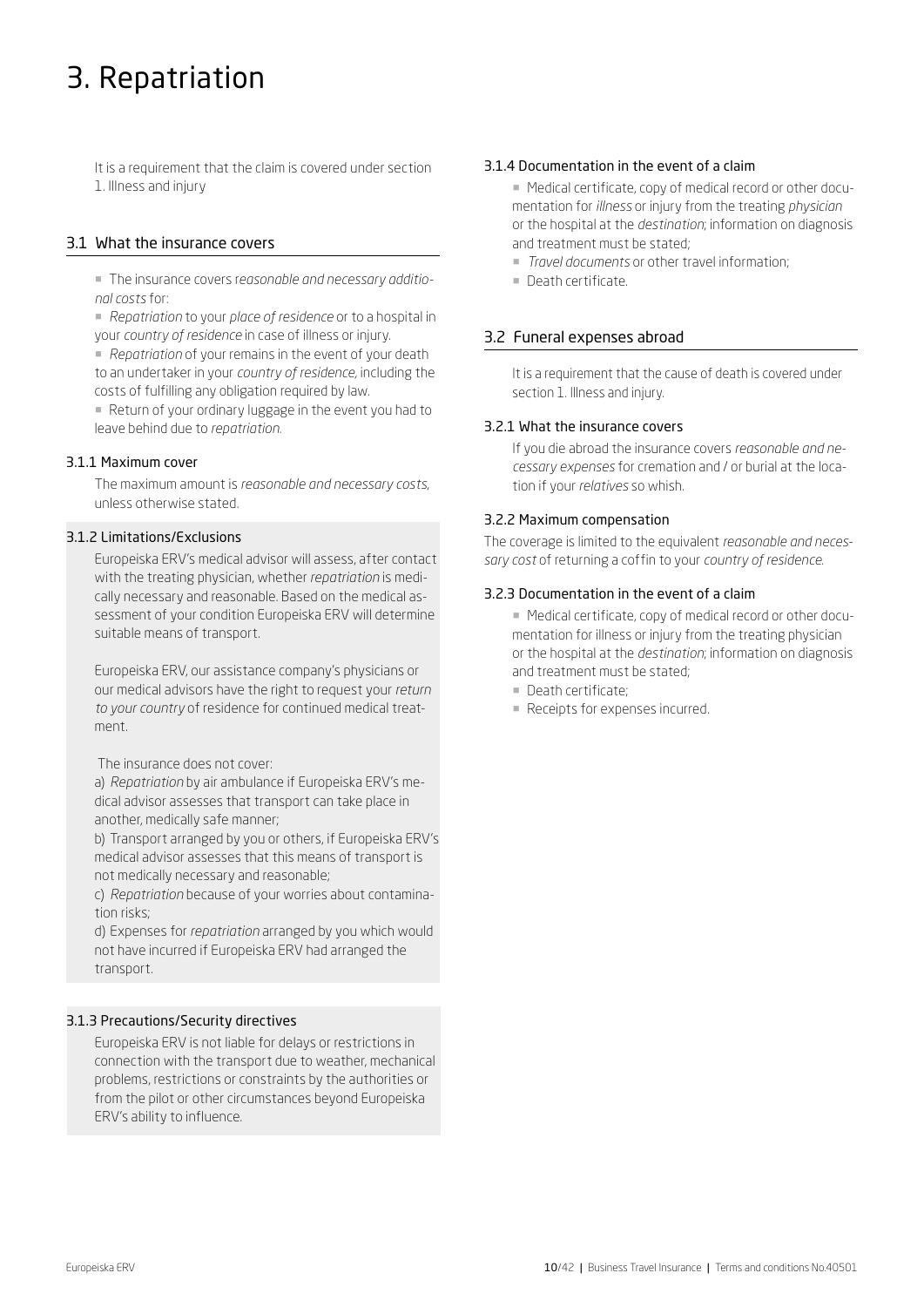# 3. Repatriation

It is a requirement that the claim is covered under section 1. Illness and injury

## 3.1 What the insurance covers

- The insurance covers r*easonable and necessary additional costs* for:
- *Repatriation* to your *place of residence* or to a hospital in your *country of residence* in case of illness or injury.
- *Repatriation* of your remains in the event of your death to an undertaker in your *country of residence,* including the costs of fulfilling any obligation required by law.
- Return of your ordinary luggage in the event you had to leave behind due to *repatriation.*

### 3.1.1 Maximum cover

The maximum amount is *reasonable and necessary costs,* unless otherwise stated.

### 3.1.2 Limitations/Exclusions

Europeiska ERV's medical advisor will assess, after contact with the treating physician, whether *repatriation* is medically necessary and reasonable. Based on the medical assessment of your condition Europeiska ERV will determine suitable means of transport.

Europeiska ERV, our assistance company's physicians or our medical advisors have the right to request your *return to your country* of residence for continued medical treatment.

The insurance does not cover:

a) *Repatriation* by air ambulance if Europeiska ERV's medical advisor assesses that transport can take place in another, medically safe manner;

b) Transport arranged by you or others, if Europeiska ERV's medical advisor assesses that this means of transport is not medically necessary and reasonable;

c) *Repatriation* because of your worries about contamination risks;

d) Expenses for *repatriation* arranged by you which would not have incurred if Europeiska ERV had arranged the transport.

### 3.1.3 Precautions/Security directives

Europeiska ERV is not liable for delays or restrictions in connection with the transport due to weather, mechanical problems, restrictions or constraints by the authorities or from the pilot or other circumstances beyond Europeiska ERV's ability to influence.

### 3.1.4 Documentation in the event of a claim

- Medical certificate, copy of medical record or other documentation for *illness* or injury from the treating *physician* or the hospital at the *destination*; information on diagnosis and treatment must be stated;
- *Travel documents* or other travel information;
- Death certificate.

## 3.2 Funeral expenses abroad

It is a requirement that the cause of death is covered under section 1. Illness and injury.

### 3.2.1 What the insurance covers

If you die abroad the insurance covers *reasonable and necessary expenses* for cremation and / or burial at the location if your *relatives* so whish.

### 3.2.2 Maximum compensation

The coverage is limited to the equivalent *reasonable and necessary cost* of returning a coffin to your *country of residence.*

### 3.2.3 Documentation in the event of a claim

- Medical certificate, copy of medical record or other documentation for illness or injury from the treating physician or the hospital at the *destination*; information on diagnosis and treatment must be stated;
- Death certificate;
- Receipts for expenses incurred.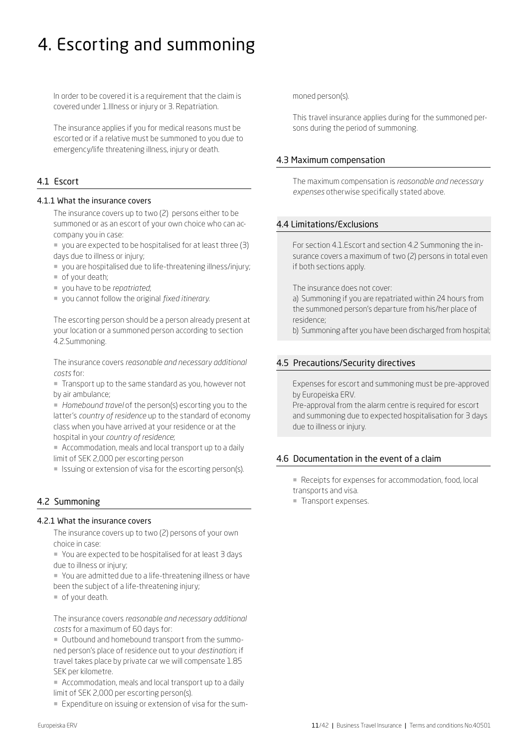# 4. Escorting and summoning

In order to be covered it is a requirement that the claim is covered under 1.Illness or injury or 3. Repatriation.

The insurance applies if you for medical reasons must be escorted or if a relative must be summoned to you due to emergency/life threatening illness, injury or death.

## 4.1 Escort

### 4.1.1 What the insurance covers

The insurance covers up to two (2) persons either to be summoned or as an escort of your own choice who can accompany you in case:

- you are expected to be hospitalised for at least three (3) days due to illness or injury;
- you are hospitalised due to life-threatening illness/injury;
- of your death;
- you have to be *repatriated*;
- you cannot follow the original *fixed itinerary*.

The escorting person should be a person already present at your location or a summoned person according to section 4.2.Summoning.

The insurance covers *reasonable and necessary additional costs* for:

- Transport up to the same standard as you, however not by air ambulance;
- *Homebound travel* of the person(s) escorting you to the latter's *country of residence* up to the standard of economy class when you have arrived at your residence or at the hospital in your *country of residence*;
- Accommodation, meals and local transport up to a daily limit of SEK 2,000 per escorting person
- Issuing or extension of visa for the escorting person(s).

## 4.2 Summoning

### 4.2.1 What the insurance covers

The insurance covers up to two (2) persons of your own choice in case:

- You are expected to be hospitalised for at least 3 days due to illness or injury;
- You are admitted due to a life-threatening illness or have been the subject of a life-threatening injury;
- of your death.

The insurance covers *reasonable and necessary additional costs* for a maximum of 60 days for:

- Outbound and homebound transport from the summoned person's place of residence out to your *destination*; if travel takes place by private car we will compensate 1.85 SEK per kilometre.
- Accommodation, meals and local transport up to a daily limit of SEK 2,000 per escorting person(s).
- Expenditure on issuing or extension of visa for the summoned person(s).

This travel insurance applies during for the summoned persons during the period of summoning.

## 4.3 Maximum compensation

The maximum compensation is *reasonable and necessary expenses* otherwise specifically stated above.

## 4.4 Limitations/Exclusions

For section 4.1.Escort and section 4.2 Summoning the insurance covers a maximum of two (2) persons in total even if both sections apply.

The insurance does not cover:

a) Summoning if you are repatriated within 24 hours from the summoned person's departure from his/her place of residence;

b) Summoning after you have been discharged from hospital;

## 4.5 Precautions/Security directives

Expenses for escort and summoning must be pre-approved by Europeiska ERV.

Pre-approval from the alarm centre is required for escort and summoning due to expected hospitalisation for 3 days due to illness or injury.

## 4.6 Documentation in the event of a claim

- Receipts for expenses for accommodation, food, local transports and visa.
- Transport expenses.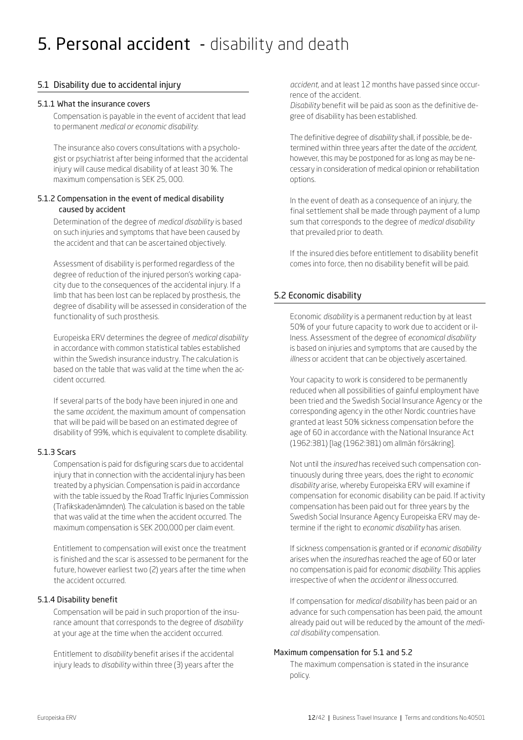# 5. Personal accident - disability and death

## 5.1 Disability due to accidental injury

### 5.1.1 What the insurance covers

Compensation is payable in the event of accident that lead to permanent *medical or economic disability*.

The insurance also covers consultations with a psychologist or psychiatrist after being informed that the accidental injury will cause medical disability of at least 30 %. The maximum compensation is SEK 25, 000.

### 5.1.2 Compensation in the event of medical disability caused by accident

Determination of the degree of *medical disability* is based on such injuries and symptoms that have been caused by the accident and that can be ascertained objectively.

Assessment of disability is performed regardless of the degree of reduction of the injured person's working capacity due to the consequences of the accidental injury. If a limb that has been lost can be replaced by prosthesis, the degree of disability will be assessed in consideration of the functionality of such prosthesis.

Europeiska ERV determines the degree of *medical disability* in accordance with common statistical tables established within the Swedish insurance industry. The calculation is based on the table that was valid at the time when the accident occurred.

If several parts of the body have been injured in one and the same *accident*, the maximum amount of compensation that will be paid will be based on an estimated degree of disability of 99%, which is equivalent to complete disability.

### 5.1.3 Scars

Compensation is paid for disfiguring scars due to accidental injury that in connection with the accidental injury has been treated by a physician. Compensation is paid in accordance with the table issued by the Road Traffic Injuries Commission (Trafikskadenämnden). The calculation is based on the table that was valid at the time when the accident occurred. The maximum compensation is SEK 200,000 per claim event.

Entitlement to compensation will exist once the treatment is finished and the scar is assessed to be permanent for the future, however earliest two (2) years after the time when the accident occurred.

### 5.1.4 Disability benefit

Compensation will be paid in such proportion of the insurance amount that corresponds to the degree of *disability* at your age at the time when the accident occurred.

Entitlement to *disability* benefit arises if the accidental injury leads to *disability* within three (3) years after the *accident*, and at least 12 months have passed since occurrence of the accident.

*Disability* benefit will be paid as soon as the definitive degree of disability has been established.

The definitive degree of *disability* shall, if possible, be determined within three years after the date of the *accident*, however, this may be postponed for as long as may be necessary in consideration of medical opinion or rehabilitation options.

In the event of death as a consequence of an injury, the final settlement shall be made through payment of a lump sum that corresponds to the degree of *medical disability* that prevailed prior to death.

If the insured dies before entitlement to disability benefit comes into force, then no disability benefit will be paid.

## 5.2 Economic disability

Economic *disability* is a permanent reduction by at least 50% of your future capacity to work due to accident or illness. Assessment of the degree of *economical disability* is based on injuries and symptoms that are caused by the *illness* or accident that can be objectively ascertained.

Your capacity to work is considered to be permanently reduced when all possibilities of gainful employment have been tried and the Swedish Social Insurance Agency or the corresponding agency in the other Nordic countries have granted at least 50% sickness compensation before the age of 60 in accordance with the National Insurance Act (1962:381) [lag (1962:381) om allmän försäkring].

Not until the *insured* has received such compensation continuously during three years, does the right to *economic disability* arise, whereby Europeiska ERV will examine if compensation for economic disability can be paid. If activity compensation has been paid out for three years by the Swedish Social Insurance Agency Europeiska ERV may determine if the right to *economic disability* has arisen.

If sickness compensation is granted or if *economic disability* arises when the *insured* has reached the age of 60 or later no compensation is paid for *economic disability*. This applies irrespective of when the *accident* or *illness* occurred.

If compensation for *medical disability* has been paid or an advance for such compensation has been paid, the amount already paid out will be reduced by the amount of the *medical disability* compensation.

### Maximum compensation for 5.1 and 5.2

The maximum compensation is stated in the insurance policy.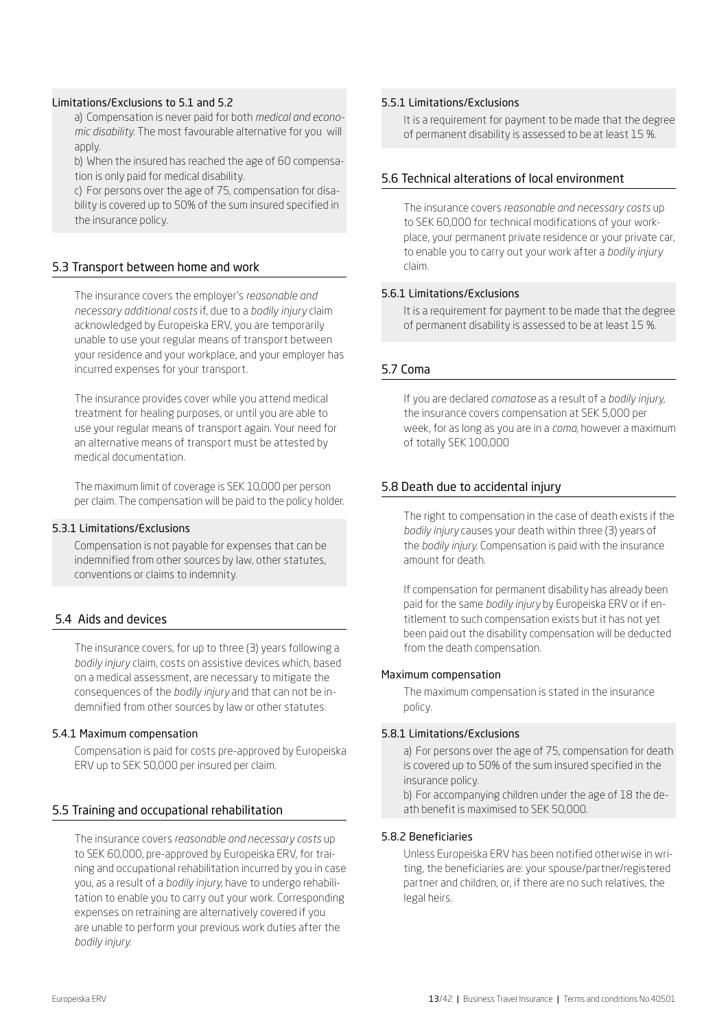#### Limitations/Exclusions to 5.1 and 5.2

a) Compensation is never paid for both *medical and economic disability*. The most favourable alternative for you will apply.

b) When the insured has reached the age of 60 compensation is only paid for medical disability.

c) For persons over the age of 75, compensation for disability is covered up to 50% of the sum insured specified in the insurance policy.

### 5.3 Transport between home and work

The insurance covers the employer's *reasonable and necessary additional costs* if, due to a *bodily injury* claim acknowledged by Europeiska ERV, you are temporarily unable to use your regular means of transport between your residence and your workplace, and your employer has incurred expenses for your transport.

The insurance provides cover while you attend medical treatment for healing purposes, or until you are able to use your regular means of transport again. Your need for an alternative means of transport must be attested by medical documentation.

The maximum limit of coverage is SEK 10,000 per person per claim. The compensation will be paid to the policy holder.

#### 5.3.1 Limitations/Exclusions

Compensation is not payable for expenses that can be indemnified from other sources by law, other statutes, conventions or claims to indemnity.

### 5.4 Aids and devices

The insurance covers, for up to three (3) years following a *bodily injury* claim, costs on assistive devices which, based on a medical assessment, are necessary to mitigate the consequences of the *bodily injury* and that can not be indemnified from other sources by law or other statutes.

#### 5.4.1 Maximum compensation

Compensation is paid for costs pre-approved by Europeiska ERV up to SEK 50,000 per insured per claim.

### 5.5 Training and occupational rehabilitation

The insurance covers *reasonable and necessary costs* up to SEK 60,000, pre-approved by Europeiska ERV, for training and occupational rehabilitation incurred by you in case you, as a result of a *bodily injury*, have to undergo rehabilitation to enable you to carry out your work. Corresponding expenses on retraining are alternatively covered if you are unable to perform your previous work duties after the *bodily injury*.

#### 5.5.1 Limitations/Exclusions

It is a requirement for payment to be made that the degree of permanent disability is assessed to be at least 15 %.

### 5.6 Technical alterations of local environment

The insurance covers *reasonable and necessary costs* up to SEK 60,000 for technical modifications of your workplace, your permanent private residence or your private car, to enable you to carry out your work after a *bodily injury* claim.

#### 5.6.1 Limitations/Exclusions

It is a requirement for payment to be made that the degree of permanent disability is assessed to be at least 15 %.

### 5.7 Coma

If you are declared *comatose* as a result of a *bodily injury*, the insurance covers compensation at SEK 5,000 per week, for as long as you are in a *coma*, however a maximum of totally SEK 100,000

### 5.8 Death due to accidental injury

The right to compensation in the case of death exists if the *bodily injury* causes your death within three (3) years of the *bodily injury*. Compensation is paid with the insurance amount for death.

If compensation for permanent disability has already been paid for the same *bodily injury* by Europeiska ERV or if entitlement to such compensation exists but it has not yet been paid out the disability compensation will be deducted from the death compensation.

#### Maximum compensation

The maximum compensation is stated in the insurance policy.

#### 5.8.1 Limitations/Exclusions

a) For persons over the age of 75, compensation for death is covered up to 50% of the sum insured specified in the insurance policy.

b) For accompanying children under the age of 18 the death benefit is maximised to SEK 50,000.

#### 5.8.2 Beneficiaries

Unless Europeiska ERV has been notified otherwise in writing, the beneficiaries are: your spouse/partner/registered partner and children, or, if there are no such relatives, the legal heirs.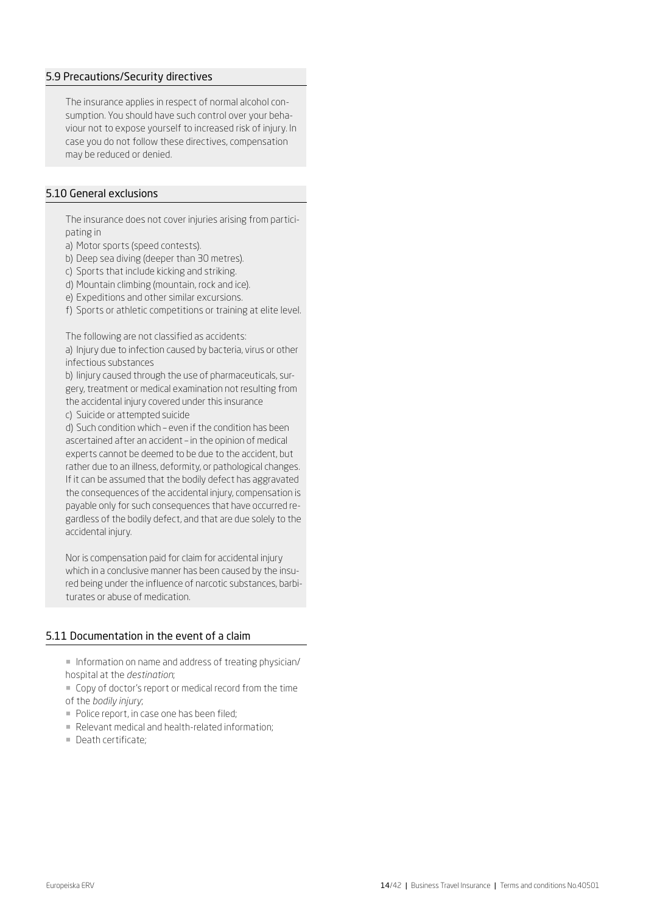### 5.9 Precautions/Security directives

The insurance applies in respect of normal alcohol consumption. You should have such control over your behaviour not to expose yourself to increased risk of injury. In case you do not follow these directives, compensation may be reduced or denied.

### 5.10 General exclusions

The insurance does not cover injuries arising from participating in

a) Motor sports (speed contests).
b) Deep sea diving (deeper than 30 metres).
c) Sports that include kicking and striking.
d) Mountain climbing (mountain, rock and ice).
e) Expeditions and other similar excursions.
f) Sports or athletic competitions or training at elite level.

The following are not classified as accidents:

a) Injury due to infection caused by bacteria, virus or other infectious substances
b) Iinjury caused through the use of pharmaceuticals, surgery, treatment or medical examination not resulting from the accidental injury covered under this insurance
c) Suicide or attempted suicide
d) Such condition which – even if the condition has been ascertained after an accident – in the opinion of medical experts cannot be deemed to be due to the accident, but rather due to an illness, deformity, or pathological changes. If it can be assumed that the bodily defect has aggravated the consequences of the accidental injury, compensation is payable only for such consequences that have occurred regardless of the bodily defect, and that are due solely to the accidental injury.

Nor is compensation paid for claim for accidental injury which in a conclusive manner has been caused by the insured being under the influence of narcotic substances, barbiturates or abuse of medication.

### 5.11 Documentation in the event of a claim

- Information on name and address of treating physician/hospital at the *destination*;
- Copy of doctor's report or medical record from the time of the *bodily injury*;
- Police report, in case one has been filed;
- Relevant medical and health-related information;
- Death certificate;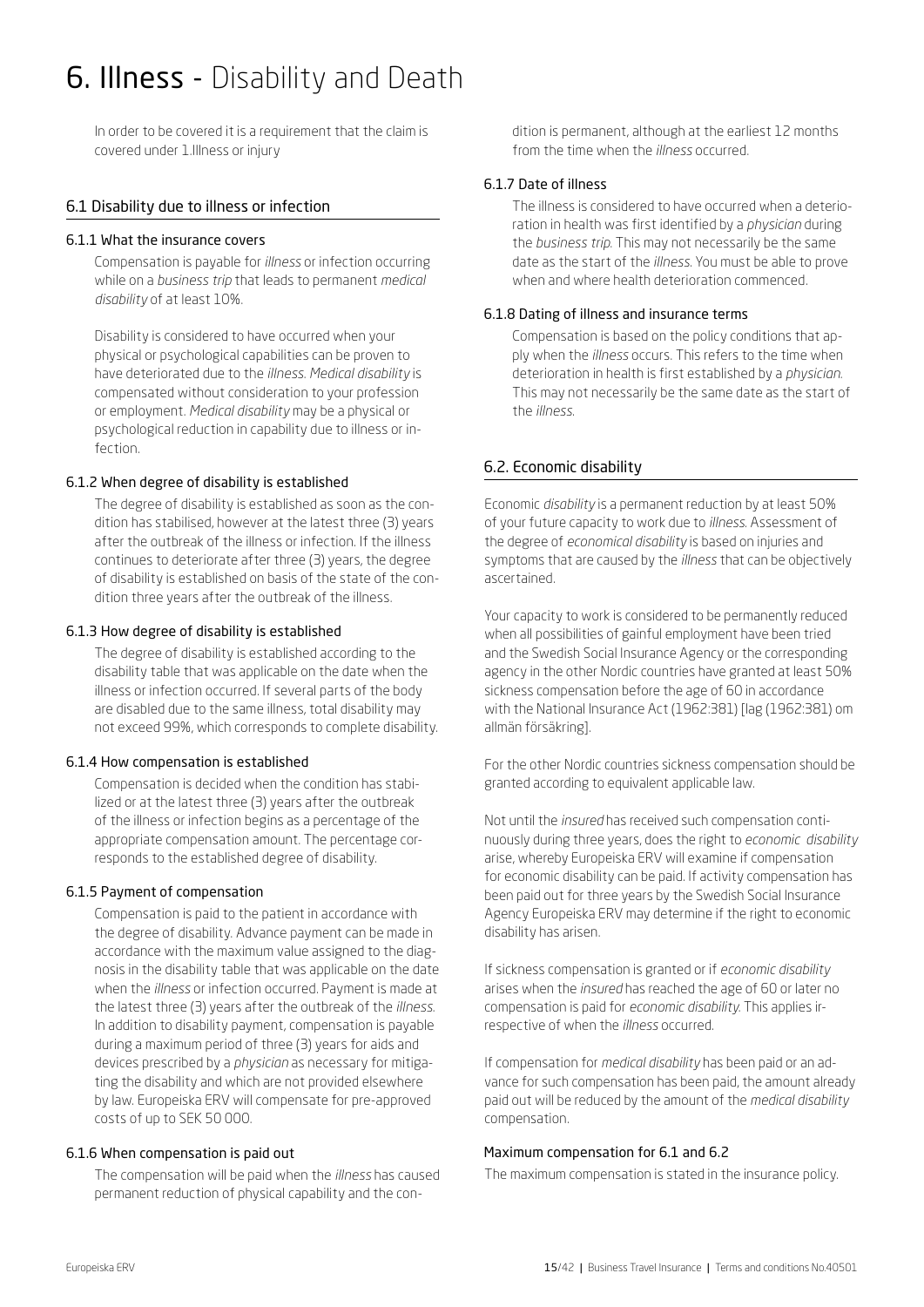# 6. Illness - Disability and Death

In order to be covered it is a requirement that the claim is covered under 1.Illness or injury

## 6.1 Disability due to illness or infection

### 6.1.1 What the insurance covers

Compensation is payable for *illness* or infection occurring while on a *business trip* that leads to permanent *medical disability* of at least 10%.

Disability is considered to have occurred when your physical or psychological capabilities can be proven to have deteriorated due to the *illness*. *Medical disability* is compensated without consideration to your profession or employment. *Medical disability* may be a physical or psychological reduction in capability due to illness or infection.

### 6.1.2 When degree of disability is established

The degree of disability is established as soon as the condition has stabilised, however at the latest three (3) years after the outbreak of the illness or infection. If the illness continues to deteriorate after three (3) years, the degree of disability is established on basis of the state of the condition three years after the outbreak of the illness.

### 6.1.3 How degree of disability is established

The degree of disability is established according to the disability table that was applicable on the date when the illness or infection occurred. If several parts of the body are disabled due to the same illness, total disability may not exceed 99%, which corresponds to complete disability.

### 6.1.4 How compensation is established

Compensation is decided when the condition has stabilized or at the latest three (3) years after the outbreak of the illness or infection begins as a percentage of the appropriate compensation amount. The percentage corresponds to the established degree of disability.

### 6.1.5 Payment of compensation

Compensation is paid to the patient in accordance with the degree of disability. Advance payment can be made in accordance with the maximum value assigned to the diagnosis in the disability table that was applicable on the date when the *illness* or infection occurred. Payment is made at the latest three (3) years after the outbreak of the *illness*. In addition to disability payment, compensation is payable during a maximum period of three (3) years for aids and devices prescribed by a *physician* as necessary for mitigating the disability and which are not provided elsewhere by law. Europeiska ERV will compensate for pre-approved costs of up to SEK 50 000.

### 6.1.6 When compensation is paid out

The compensation will be paid when the *illness* has caused permanent reduction of physical capability and the condition is permanent, although at the earliest 12 months from the time when the *illness* occurred.

### 6.1.7 Date of illness

The illness is considered to have occurred when a deterioration in health was first identified by a *physician* during the *business trip*. This may not necessarily be the same date as the start of the *illness*. You must be able to prove when and where health deterioration commenced.

### 6.1.8 Dating of illness and insurance terms

Compensation is based on the policy conditions that apply when the *illness* occurs. This refers to the time when deterioration in health is first established by a *physician*. This may not necessarily be the same date as the start of the *illness*.

## 6.2. Economic disability

Economic *disability* is a permanent reduction by at least 50% of your future capacity to work due to *illness*. Assessment of the degree of *economical disability* is based on injuries and symptoms that are caused by the *illness* that can be objectively ascertained.

Your capacity to work is considered to be permanently reduced when all possibilities of gainful employment have been tried and the Swedish Social Insurance Agency or the corresponding agency in the other Nordic countries have granted at least 50% sickness compensation before the age of 60 in accordance with the National Insurance Act (1962:381) [lag (1962:381) om allmän försäkring].

For the other Nordic countries sickness compensation should be granted according to equivalent applicable law.

Not until the *insured* has received such compensation continuously during three years, does the right to *economic disability* arise, whereby Europeiska ERV will examine if compensation for economic disability can be paid. If activity compensation has been paid out for three years by the Swedish Social Insurance Agency Europeiska ERV may determine if the right to economic disability has arisen.

If sickness compensation is granted or if *economic disability* arises when the *insured* has reached the age of 60 or later no compensation is paid for *economic disability*. This applies irrespective of when the *illness* occurred.

If compensation for *medical disability* has been paid or an advance for such compensation has been paid, the amount already paid out will be reduced by the amount of the *medical disability* compensation.

### Maximum compensation for 6.1 and 6.2

The maximum compensation is stated in the insurance policy.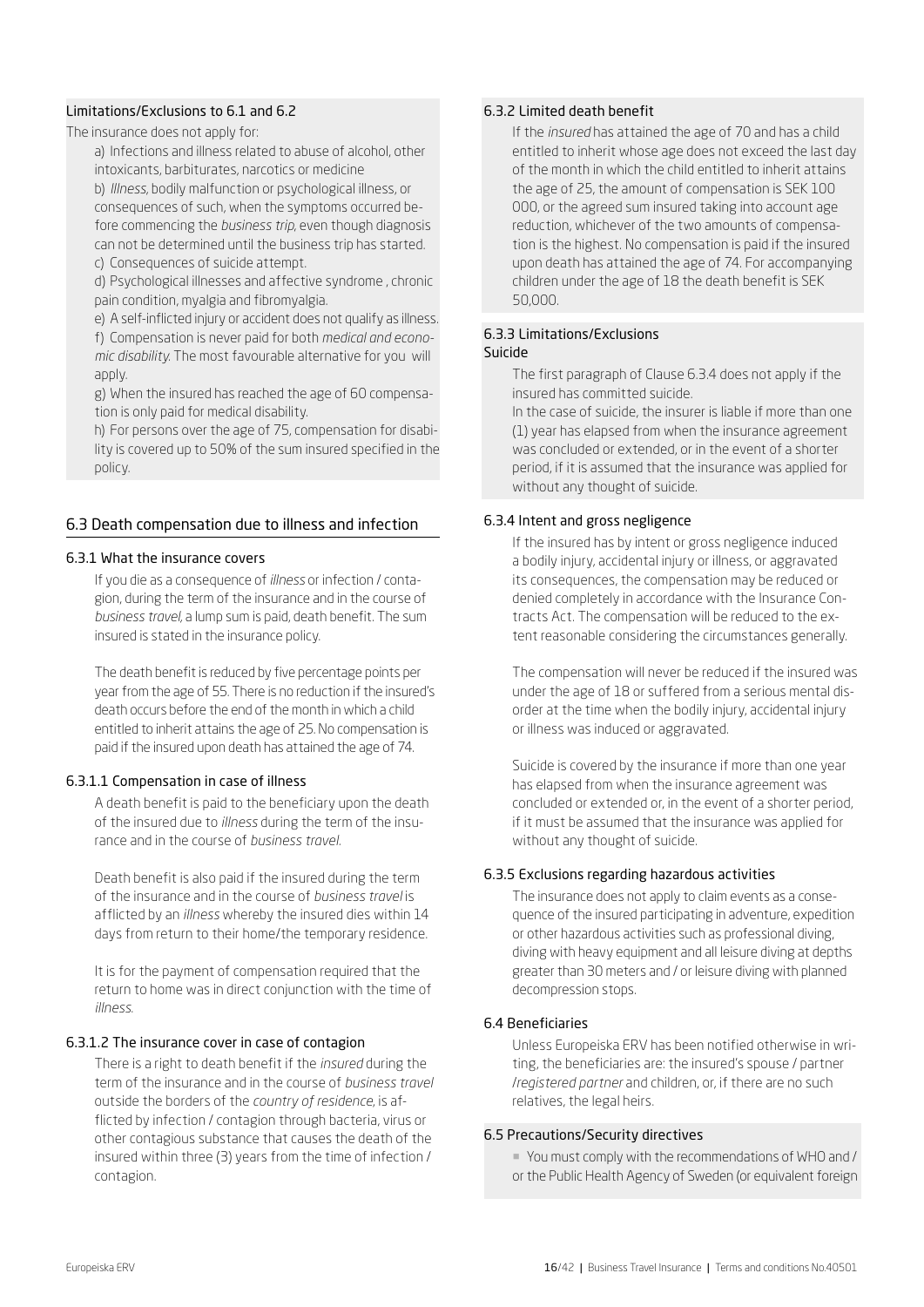#### Limitations/Exclusions to 6.1 and 6.2

The insurance does not apply for:

a) Infections and illness related to abuse of alcohol, other intoxicants, barbiturates, narcotics or medicine

b) *Illness*, bodily malfunction or psychological illness, or consequences of such, when the symptoms occurred before commencing the *business trip*, even though diagnosis can not be determined until the business trip has started.

c) Consequences of suicide attempt.

d) Psychological illnesses and affective syndrome , chronic pain condition, myalgia and fibromyalgia.

e) A self-inflicted injury or accident does not qualify as illness.

f) Compensation is never paid for both *medical and economic disability*. The most favourable alternative for you will apply.

g) When the insured has reached the age of 60 compensation is only paid for medical disability.

h) For persons over the age of 75, compensation for disability is covered up to 50% of the sum insured specified in the policy.

## 6.3 Death compensation due to illness and infection

### 6.3.1 What the insurance covers

If you die as a consequence of *illness* or infection / contagion, during the term of the insurance and in the course of *business travel*, a lump sum is paid, death benefit. The sum insured is stated in the insurance policy.

The death benefit is reduced by five percentage points per year from the age of 55. There is no reduction if the insured's death occurs before the end of the month in which a child entitled to inherit attains the age of 25. No compensation is paid if the insured upon death has attained the age of 74.

#### 6.3.1.1 Compensation in case of illness

A death benefit is paid to the beneficiary upon the death of the insured due to *illness* during the term of the insurance and in the course of *business travel*.

Death benefit is also paid if the insured during the term of the insurance and in the course of *business travel* is afflicted by an *illness* whereby the insured dies within 14 days from return to their home/the temporary residence.

It is for the payment of compensation required that the return to home was in direct conjunction with the time of *illness*.

#### 6.3.1.2 The insurance cover in case of contagion

There is a right to death benefit if the *insured* during the term of the insurance and in the course of *business travel* outside the borders of the *country of residence*, is afflicted by infection / contagion through bacteria, virus or other contagious substance that causes the death of the insured within three (3) years from the time of infection / contagion.

### 6.3.2 Limited death benefit

If the *insured* has attained the age of 70 and has a child entitled to inherit whose age does not exceed the last day of the month in which the child entitled to inherit attains the age of 25, the amount of compensation is SEK 100 000, or the agreed sum insured taking into account age reduction, whichever of the two amounts of compensation is the highest. No compensation is paid if the insured upon death has attained the age of 74. For accompanying children under the age of 18 the death benefit is SEK 50,000.

### 6.3.3 Limitations/Exclusions

Suicide

The first paragraph of Clause 6.3.4 does not apply if the insured has committed suicide.

In the case of suicide, the insurer is liable if more than one (1) year has elapsed from when the insurance agreement was concluded or extended, or in the event of a shorter period, if it is assumed that the insurance was applied for without any thought of suicide.

### 6.3.4 Intent and gross negligence

If the insured has by intent or gross negligence induced a bodily injury, accidental injury or illness, or aggravated its consequences, the compensation may be reduced or denied completely in accordance with the Insurance Contracts Act. The compensation will be reduced to the extent reasonable considering the circumstances generally.

The compensation will never be reduced if the insured was under the age of 18 or suffered from a serious mental disorder at the time when the bodily injury, accidental injury or illness was induced or aggravated.

Suicide is covered by the insurance if more than one year has elapsed from when the insurance agreement was concluded or extended or, in the event of a shorter period, if it must be assumed that the insurance was applied for without any thought of suicide.

### 6.3.5 Exclusions regarding hazardous activities

The insurance does not apply to claim events as a consequence of the insured participating in adventure, expedition or other hazardous activities such as professional diving, diving with heavy equipment and all leisure diving at depths greater than 30 meters and / or leisure diving with planned decompression stops.

### 6.4 Beneficiaries

Unless Europeiska ERV has been notified otherwise in writing, the beneficiaries are: the insured's spouse / partner /*registered partner* and children, or, if there are no such relatives, the legal heirs.

### 6.5 Precautions/Security directives

- You must comply with the recommendations of WHO and / or the Public Health Agency of Sweden (or equivalent foreign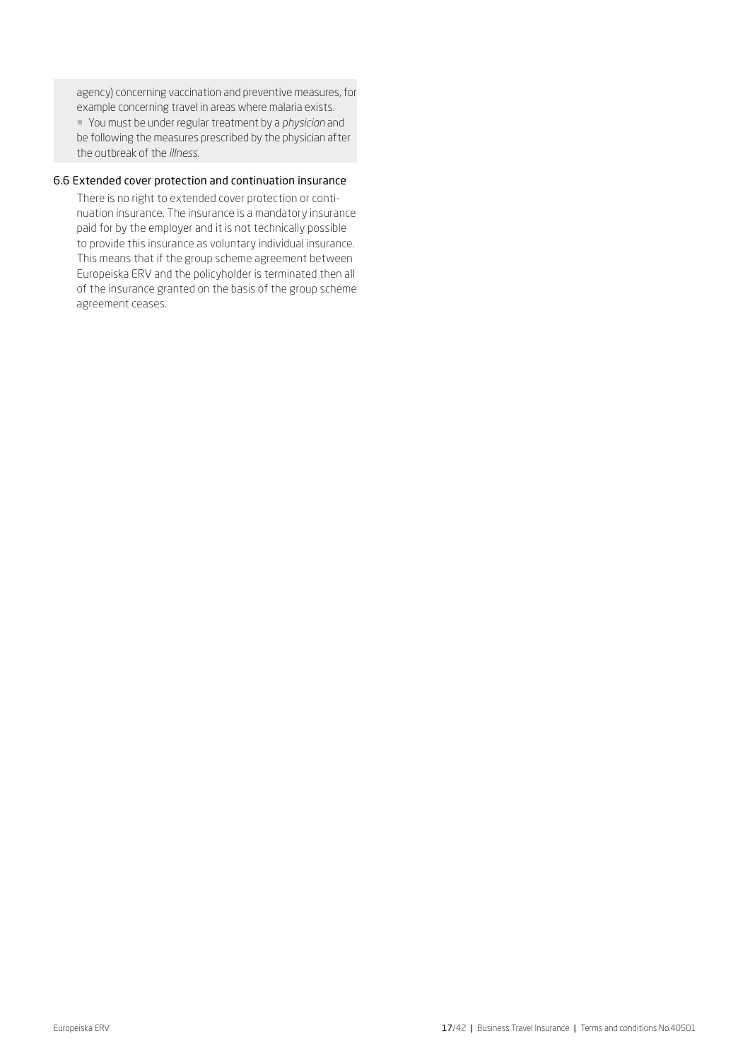agency) concerning vaccination and preventive measures, for example concerning travel in areas where malaria exists.

- You must be under regular treatment by a *physician* and be following the measures prescribed by the physician after the outbreak of the *illness*.

### 6.6 Extended cover protection and continuation insurance

There is no right to extended cover protection or continuation insurance. The insurance is a mandatory insurance paid for by the employer and it is not technically possible to provide this insurance as voluntary individual insurance. This means that if the group scheme agreement between Europeiska ERV and the policyholder is terminated then all of the insurance granted on the basis of the group scheme agreement ceases.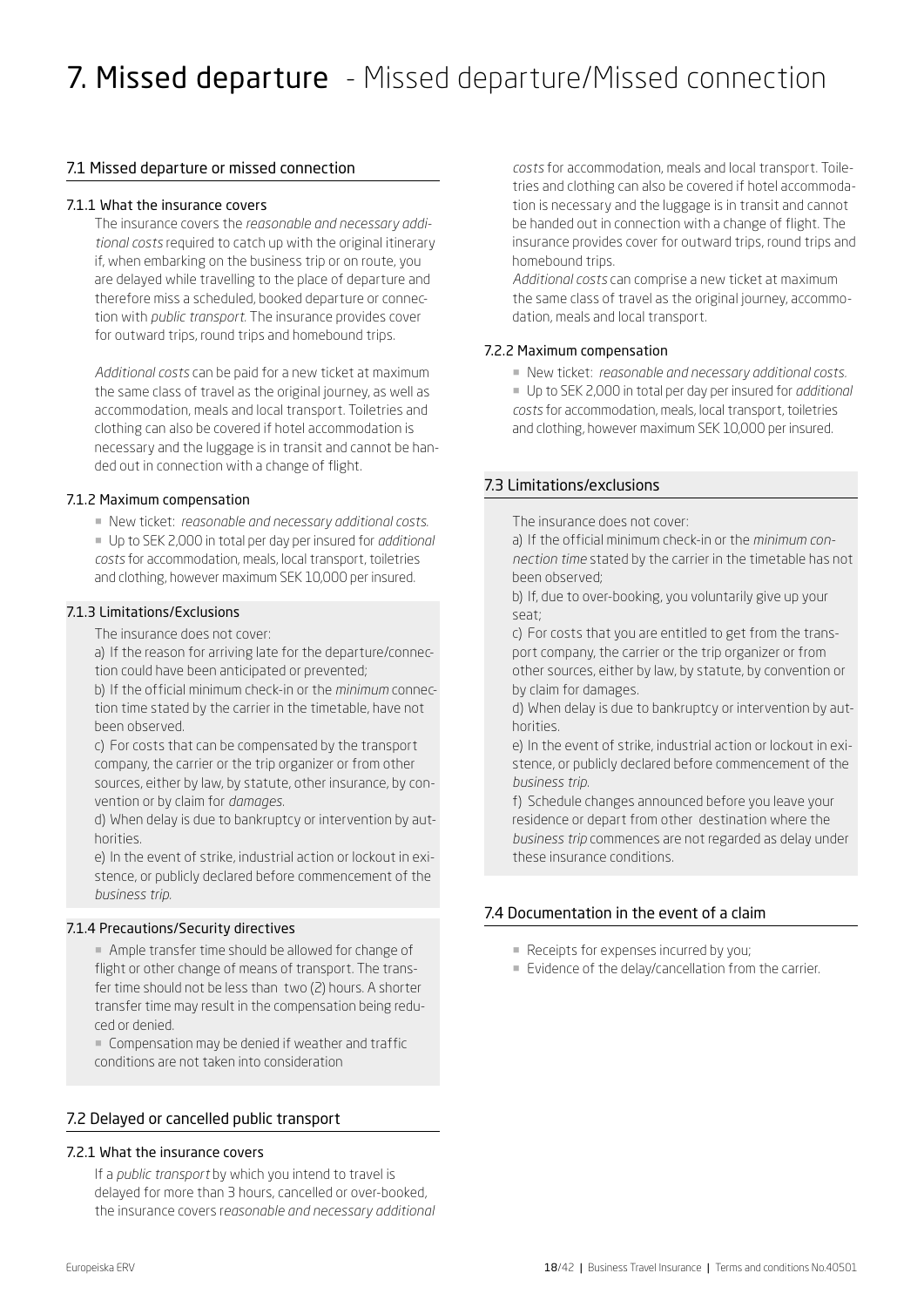# 7. Missed departure - Missed departure/Missed connection

## 7.1 Missed departure or missed connection

### 7.1.1 What the insurance covers

The insurance covers the *reasonable and necessary additional costs* required to catch up with the original itinerary if, when embarking on the business trip or on route, you are delayed while travelling to the place of departure and therefore miss a scheduled, booked departure or connection with *public transport*. The insurance provides cover for outward trips, round trips and homebound trips.

*Additional costs* can be paid for a new ticket at maximum the same class of travel as the original journey, as well as accommodation, meals and local transport. Toiletries and clothing can also be covered if hotel accommodation is necessary and the luggage is in transit and cannot be handed out in connection with a change of flight.

### 7.1.2 Maximum compensation

- New ticket: *reasonable and necessary additional costs*.
- Up to SEK 2,000 in total per day per insured for *additional costs* for accommodation, meals, local transport, toiletries and clothing, however maximum SEK 10,000 per insured.

### 7.1.3 Limitations/Exclusions

The insurance does not cover:

a) If the reason for arriving late for the departure/connection could have been anticipated or prevented;

b) If the official minimum check-in or the *minimum* connection time stated by the carrier in the timetable, have not been observed.

c) For costs that can be compensated by the transport company, the carrier or the trip organizer or from other sources, either by law, by statute, other insurance, by convention or by claim for *damages*.

d) When delay is due to bankruptcy or intervention by authorities.

e) In the event of strike, industrial action or lockout in existence, or publicly declared before commencement of the *business trip*.

### 7.1.4 Precautions/Security directives

- Ample transfer time should be allowed for change of flight or other change of means of transport. The transfer time should not be less than two (2) hours. A shorter transfer time may result in the compensation being reduced or denied.
- Compensation may be denied if weather and traffic conditions are not taken into consideration

## 7.2 Delayed or cancelled public transport

### 7.2.1 What the insurance covers

If a *public transport* by which you intend to travel is delayed for more than 3 hours, cancelled or over-booked, the insurance covers r*easonable and necessary additional costs* for accommodation, meals and local transport. Toiletries and clothing can also be covered if hotel accommodation is necessary and the luggage is in transit and cannot be handed out in connection with a change of flight. The insurance provides cover for outward trips, round trips and homebound trips.

*Additional costs* can comprise a new ticket at maximum the same class of travel as the original journey, accommodation, meals and local transport.

### 7.2.2 Maximum compensation

- New ticket: *reasonable and necessary additional costs*.
- Up to SEK 2,000 in total per day per insured for *additional costs* for accommodation, meals, local transport, toiletries and clothing, however maximum SEK 10,000 per insured.

## 7.3 Limitations/exclusions

The insurance does not cover:

a) If the official minimum check-in or the *minimum connection time* stated by the carrier in the timetable has not been observed;

b) If, due to over-booking, you voluntarily give up your seat;

c) For costs that you are entitled to get from the transport company, the carrier or the trip organizer or from other sources, either by law, by statute, by convention or by claim for damages.

d) When delay is due to bankruptcy or intervention by authorities.

e) In the event of strike, industrial action or lockout in existence, or publicly declared before commencement of the *business trip*.

f) Schedule changes announced before you leave your residence or depart from other destination where the *business trip* commences are not regarded as delay under these insurance conditions.

## 7.4 Documentation in the event of a claim

- Receipts for expenses incurred by you;
- Evidence of the delay/cancellation from the carrier.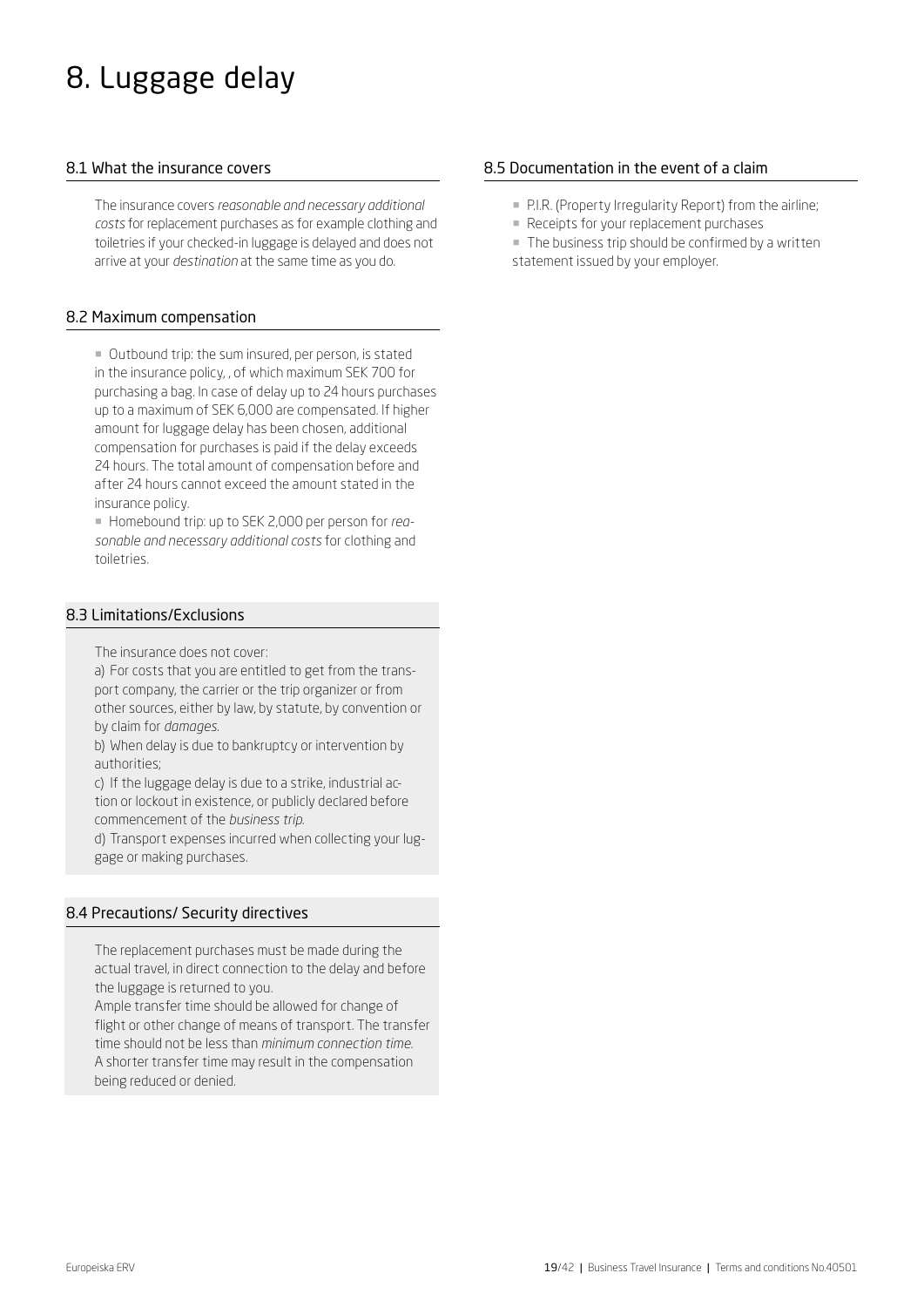# 8. Luggage delay

## 8.1 What the insurance covers

The insurance covers *reasonable and necessary additional costs* for replacement purchases as for example clothing and toiletries if your checked-in luggage is delayed and does not arrive at your *destination* at the same time as you do.

## 8.2 Maximum compensation

- Outbound trip: the sum insured, per person, is stated in the insurance policy, , of which maximum SEK 700 for purchasing a bag. In case of delay up to 24 hours purchases up to a maximum of SEK 6,000 are compensated. If higher amount for luggage delay has been chosen, additional compensation for purchases is paid if the delay exceeds 24 hours. The total amount of compensation before and after 24 hours cannot exceed the amount stated in the insurance policy.
- Homebound trip: up to SEK 2,000 per person for *reasonable and necessary additional costs* for clothing and toiletries.

## 8.3 Limitations/Exclusions

The insurance does not cover:

a) For costs that you are entitled to get from the transport company, the carrier or the trip organizer or from other sources, either by law, by statute, by convention or by claim for *damages*.

b) When delay is due to bankruptcy or intervention by authorities;

c) If the luggage delay is due to a strike, industrial action or lockout in existence, or publicly declared before commencement of the *business trip*.

d) Transport expenses incurred when collecting your luggage or making purchases.

## 8.4 Precautions/ Security directives

The replacement purchases must be made during the actual travel, in direct connection to the delay and before the luggage is returned to you.

Ample transfer time should be allowed for change of flight or other change of means of transport. The transfer time should not be less than *minimum connection time*. A shorter transfer time may result in the compensation being reduced or denied.

## 8.5 Documentation in the event of a claim

- P.I.R. (Property Irregularity Report) from the airline;
- Receipts for your replacement purchases
- The business trip should be confirmed by a written statement issued by your employer.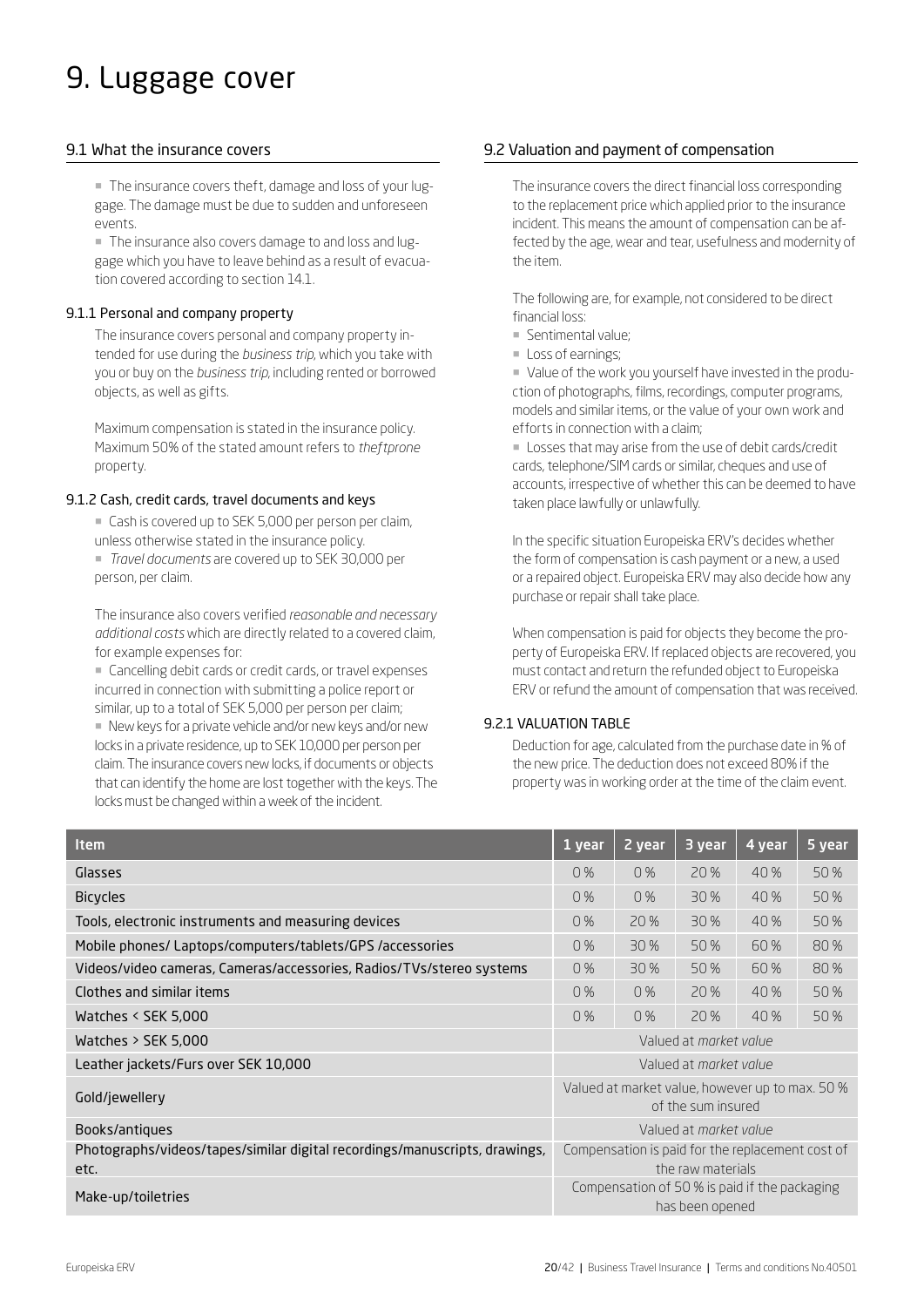# 9. Luggage cover

## 9.1 What the insurance covers

- The insurance covers theft, damage and loss of your luggage. The damage must be due to sudden and unforeseen events.
- The insurance also covers damage to and loss and luggage which you have to leave behind as a result of evacuation covered according to section 14.1.

### 9.1.1 Personal and company property

The insurance covers personal and company property intended for use during the *business trip*, which you take with you or buy on the *business trip*, including rented or borrowed objects, as well as gifts.

Maximum compensation is stated in the insurance policy. Maximum 50% of the stated amount refers to *theftprone* property.

### 9.1.2 Cash, credit cards, travel documents and keys

- Cash is covered up to SEK 5,000 per person per claim, unless otherwise stated in the insurance policy.
- *Travel documents* are covered up to SEK 30,000 per person, per claim.

The insurance also covers verified *reasonable and necessary additional costs* which are directly related to a covered claim, for example expenses for:

- Cancelling debit cards or credit cards, or travel expenses incurred in connection with submitting a police report or similar, up to a total of SEK 5,000 per person per claim;
- New keys for a private vehicle and/or new keys and/or new locks in a private residence, up to SEK 10,000 per person per claim. The insurance covers new locks, if documents or objects that can identify the home are lost together with the keys. The locks must be changed within a week of the incident.

## 9.2 Valuation and payment of compensation

The insurance covers the direct financial loss corresponding to the replacement price which applied prior to the insurance incident. This means the amount of compensation can be affected by the age, wear and tear, usefulness and modernity of the item.

The following are, for example, not considered to be direct financial loss:

- Sentimental value;
- Loss of earnings;
- Value of the work you yourself have invested in the production of photographs, films, recordings, computer programs, models and similar items, or the value of your own work and efforts in connection with a claim;
- Losses that may arise from the use of debit cards/credit cards, telephone/SIM cards or similar, cheques and use of accounts, irrespective of whether this can be deemed to have taken place lawfully or unlawfully.

In the specific situation Europeiska ERV's decides whether the form of compensation is cash payment or a new, a used or a repaired object. Europeiska ERV may also decide how any purchase or repair shall take place.

When compensation is paid for objects they become the property of Europeiska ERV. If replaced objects are recovered, you must contact and return the refunded object to Europeiska ERV or refund the amount of compensation that was received.

### 9.2.1 VALUATION TABLE

Deduction for age, calculated from the purchase date in % of the new price. The deduction does not exceed 80% if the property was in working order at the time of the claim event.

| Item | 1 year | 2 year | 3 year | 4 year | 5 year |
|---|---|---|---|---|---|
| Glasses | 0 % | 0 % | 20 % | 40 % | 50 % |
| Bicycles | 0 % | 0 % | 30 % | 40 % | 50 % |
| Tools, electronic instruments and measuring devices | 0 % | 20 % | 30 % | 40 % | 50 % |
| Mobile phones/ Laptops/computers/tablets/GPS /accessories | 0 % | 30 % | 50 % | 60 % | 80 % |
| Videos/video cameras, Cameras/accessories, Radios/TVs/stereo systems | 0 % | 30 % | 50 % | 60 % | 80 % |
| Clothes and similar items | 0 % | 0 % | 20 % | 40 % | 50 % |
| Watches < SEK 5,000 | 0 % | 0 % | 20 % | 40 % | 50 % |
| Watches > SEK 5,000 | Valued at *market value* | | | | |
| Leather jackets/Furs over SEK 10,000 | Valued at *market value* | | | | |
| Gold/jewellery | Valued at market value, however up to max. 50 % of the sum insured | | | | |
| Books/antiques | Valued at *market value* | | | | |
| Photographs/videos/tapes/similar digital recordings/manuscripts, drawings, etc. | Compensation is paid for the replacement cost of the raw materials | | | | |
| Make-up/toiletries | Compensation of 50 % is paid if the packaging has been opened | | | | |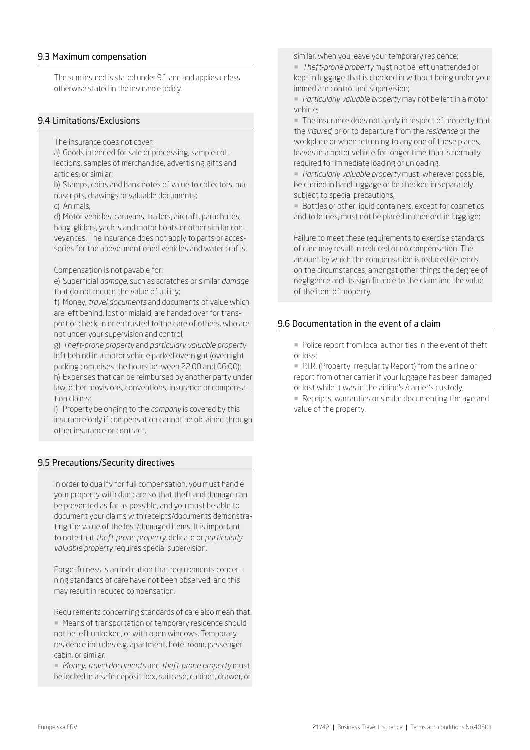## 9.3 Maximum compensation

The sum insured is stated under 9.1 and and applies unless otherwise stated in the insurance policy.

## 9.4 Limitations/Exclusions

The insurance does not cover:

a) Goods intended for sale or processing, sample collections, samples of merchandise, advertising gifts and articles, or similar;

b) Stamps, coins and bank notes of value to collectors, manuscripts, drawings or valuable documents;

c) Animals;

d) Motor vehicles, caravans, trailers, aircraft, parachutes, hang-gliders, yachts and motor boats or other similar conveyances. The insurance does not apply to parts or accessories for the above-mentioned vehicles and water crafts.

Compensation is not payable for:

e) Superficial *damage*, such as scratches or similar *damage* that do not reduce the value of utility;

f) Money, *travel documents* and documents of value which are left behind, lost or mislaid, are handed over for transport or check-in or entrusted to the care of others, who are not under your supervision and control;

g) *Theft-prone property* and *particular valuable property* left behind in a motor vehicle parked overnight (overnight parking comprises the hours between 22:00 and 06:00);

h) Expenses that can be reimbursed by another party under law, other provisions, conventions, insurance or compensation claims;

i) Property belonging to the *company* is covered by this insurance only if compensation cannot be obtained through other insurance or contract.

## 9.5 Precautions/Security directives

In order to qualify for full compensation, you must handle your property with due care so that theft and damage can be prevented as far as possible, and you must be able to document your claims with receipts/documents demonstrating the value of the lost/damaged items. It is important to note that *theft-prone property*, delicate or *particularly valuable property* requires special supervision.

Forgetfulness is an indication that requirements concerning standards of care have not been observed, and this may result in reduced compensation.

Requirements concerning standards of care also mean that:

- Means of transportation or temporary residence should not be left unlocked, or with open windows. Temporary residence includes e.g. apartment, hotel room, passenger cabin, or similar.
- *Money, travel documents* and *theft-prone property* must be locked in a safe deposit box, suitcase, cabinet, drawer, or similar, when you leave your temporary residence;
- *Theft-prone property* must not be left unattended or kept in luggage that is checked in without being under your immediate control and supervision;
- *Particularly valuable property* may not be left in a motor vehicle;
- The insurance does not apply in respect of property that the *insured*, prior to departure from the *residence* or the workplace or when returning to any one of these places, leaves in a motor vehicle for longer time than is normally required for immediate loading or unloading.
- *Particularly valuable property* must, wherever possible, be carried in hand luggage or be checked in separately subject to special precautions;
- Bottles or other liquid containers, except for cosmetics and toiletries, must not be placed in checked-in luggage;

Failure to meet these requirements to exercise standards of care may result in reduced or no compensation. The amount by which the compensation is reduced depends on the circumstances, amongst other things the degree of negligence and its significance to the claim and the value of the item of property.

## 9.6 Documentation in the event of a claim

- Police report from local authorities in the event of theft or loss;
- P.I.R. (Property Irregularity Report) from the airline or report from other carrier if your luggage has been damaged or lost while it was in the airline's /carrier's custody;
- Receipts, warranties or similar documenting the age and value of the property.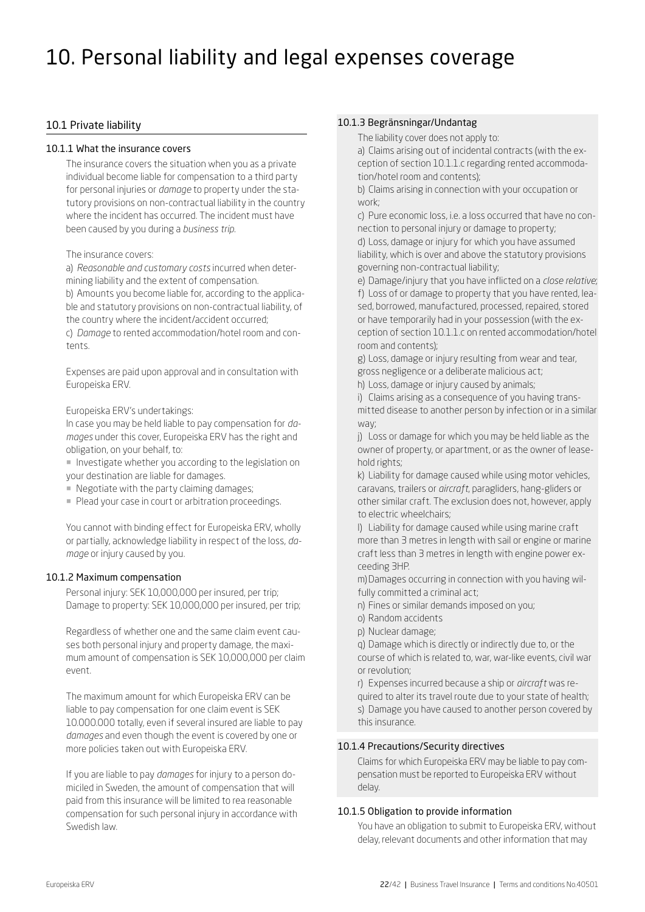# 10. Personal liability and legal expenses coverage

## 10.1 Private liability

### 10.1.1 What the insurance covers

The insurance covers the situation when you as a private individual become liable for compensation to a third party for personal injuries or *damage* to property under the statutory provisions on non-contractual liability in the country where the incident has occurred. The incident must have been caused by you during a *business trip*.

The insurance covers:

a) *Reasonable and customary costs* incurred when determining liability and the extent of compensation.
b) Amounts you become liable for, according to the applicable and statutory provisions on non-contractual liability, of the country where the incident/accident occurred;
c) *Damage* to rented accommodation/hotel room and contents.

Expenses are paid upon approval and in consultation with Europeiska ERV.

Europeiska ERV's undertakings:
In case you may be held liable to pay compensation for *damages* under this cover, Europeiska ERV has the right and obligation, on your behalf, to:

- Investigate whether you according to the legislation on your destination are liable for damages.
- Negotiate with the party claiming damages;
- Plead your case in court or arbitration proceedings.

You cannot with binding effect for Europeiska ERV, wholly or partially, acknowledge liability in respect of the loss, *damage* or injury caused by you.

### 10.1.2 Maximum compensation

Personal injury: SEK 10,000,000 per insured, per trip;
Damage to property: SEK 10,000,000 per insured, per trip;

Regardless of whether one and the same claim event causes both personal injury and property damage, the maximum amount of compensation is SEK 10,000,000 per claim event.

The maximum amount for which Europeiska ERV can be liable to pay compensation for one claim event is SEK 10.000.000 totally, even if several insured are liable to pay *damages* and even though the event is covered by one or more policies taken out with Europeiska ERV.

If you are liable to pay *damages* for injury to a person domiciled in Sweden, the amount of compensation that will paid from this insurance will be limited to rea reasonable compensation for such personal injury in accordance with Swedish law.

### 10.1.3 Begränsningar/Undantag

The liability cover does not apply to:

a) Claims arising out of incidental contracts (with the exception of section 10.1.1.c regarding rented accommodation/hotel room and contents);
b) Claims arising in connection with your occupation or work;
c) Pure economic loss, i.e. a loss occurred that have no connection to personal injury or damage to property;
d) Loss, damage or injury for which you have assumed liability, which is over and above the statutory provisions governing non-contractual liability;
e) Damage/injury that you have inflicted on a *close relative*;
f) Loss of or damage to property that you have rented, leased, borrowed, manufactured, processed, repaired, stored or have temporarily had in your possession (with the exception of section 10.1.1.c on rented accommodation/hotel room and contents);
g) Loss, damage or injury resulting from wear and tear, gross negligence or a deliberate malicious act;
h) Loss, damage or injury caused by animals;
i) Claims arising as a consequence of you having transmitted disease to another person by infection or in a similar way;
j) Loss or damage for which you may be held liable as the owner of property, or apartment, or as the owner of leasehold rights;
k) Liability for damage caused while using motor vehicles, caravans, trailers or *aircraft*, paragliders, hang-gliders or other similar craft. The exclusion does not, however, apply to electric wheelchairs;
l) Liability for damage caused while using marine craft more than 3 metres in length with sail or engine or marine craft less than 3 metres in length with engine power exceeding 3HP.
m) Damages occurring in connection with you having wilfully committed a criminal act;
n) Fines or similar demands imposed on you;
o) Random accidents
p) Nuclear damage;
q) Damage which is directly or indirectly due to, or the course of which is related to, war, war-like events, civil war or revolution;
r) Expenses incurred because a ship or *aircraft* was required to alter its travel route due to your state of health;
s) Damage you have caused to another person covered by this insurance.

### 10.1.4 Precautions/Security directives

Claims for which Europeiska ERV may be liable to pay compensation must be reported to Europeiska ERV without delay.

### 10.1.5 Obligation to provide information

You have an obligation to submit to Europeiska ERV, without delay, relevant documents and other information that may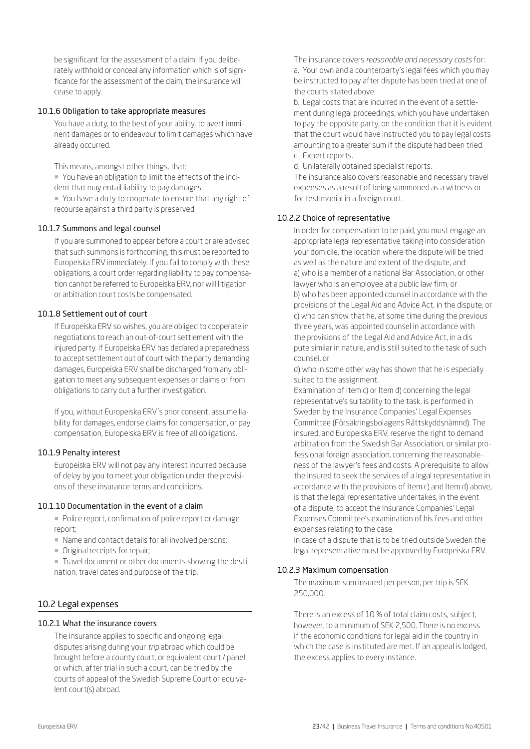be significant for the assessment of a claim. If you deliberately withhold or conceal any information which is of significance for the assessment of the claim, the insurance will cease to apply.

#### 10.1.6 Obligation to take appropriate measures

You have a duty, to the best of your ability, to avert imminent damages or to endeavour to limit damages which have already occurred.

This means, amongst other things, that:

- You have an obligation to limit the effects of the incident that may entail liability to pay damages.
- You have a duty to cooperate to ensure that any right of recourse against a third party is preserved.

#### 10.1.7 Summons and legal counsel

If you are summoned to appear before a court or are advised that such summons is forthcoming, this must be reported to Europeiska ERV immediately. If you fail to comply with these obligations, a court order regarding liability to pay compensation cannot be referred to Europeiska ERV, nor will litigation or arbitration court costs be compensated.

#### 10.1.8 Settlement out of court

If Europeiska ERV so wishes, you are obliged to cooperate in negotiations to reach an out-of-court settlement with the injured party. If Europeiska ERV has declared a preparedness to accept settlement out of court with the party demanding damages, Europeiska ERV shall be discharged from any obligation to meet any subsequent expenses or claims or from obligations to carry out a further investigation.

If you, without Europeiska ERV´s prior consent, assume liability for damages, endorse claims for compensation, or pay compensation, Europeiska ERV is free of all obligations.

#### 10.1.9 Penalty interest

Europeiska ERV will not pay any interest incurred because of delay by you to meet your obligation under the provisions of these insurance terms and conditions.

#### 10.1.10 Documentation in the event of a claim

- Police report, confirmation of police report or damage report;
- Name and contact details for all involved persons;
- Original receipts for repair;
- Travel document or other documents showing the destination, travel dates and purpose of the trip.

### 10.2 Legal expenses

#### 10.2.1 What the insurance covers

The insurance applies to specific and ongoing legal disputes arising during your *trip* abroad which could be brought before a county court, or equivalent court / panel or which, after trial in such a court, can be tried by the courts of appeal of the Swedish Supreme Court or equivalent court(s) abroad.

The insurance covers *reasonable and necessary costs* for:

a. Your own and a counterparty's legal fees which you may be instructed to pay after dispute has been tried at one of the courts stated above.

b. Legal costs that are incurred in the event of a settlement during legal proceedings, which you have undertaken to pay the opposite party, on the condition that it is evident that the court would have instructed you to pay legal costs amounting to a greater sum if the dispute had been tried.

c. Expert reports.

d. Unilaterally obtained specialist reports.

The insurance also covers reasonable and necessary travel expenses as a result of being summoned as a witness or for testimonial in a foreign court.

#### 10.2.2 Choice of representative

In order for compensation to be paid, you must engage an appropriate legal representative taking into consideration your domicile, the location where the dispute will be tried as well as the nature and extent of the dispute, and:

a) who is a member of a national Bar Association, or other lawyer who is an employee at a public law firm, or

b) who has been appointed counsel in accordance with the provisions of the Legal Aid and Advice Act, in the dispute, or

c) who can show that he, at some time during the previous three years, was appointed counsel in accordance with the provisions of the Legal Aid and Advice Act, in a dispute similar in nature, and is still suited to the task of such counsel, or

d) who in some other way has shown that he is especially suited to the assignment.

Examination of Item c) or Item d) concerning the legal representative's suitability to the task, is performed in Sweden by the Insurance Companies' Legal Expenses Committee (Försäkringsbolagens Rättskyddsnämnd). The insured, and Europeiska ERV, reserve the right to demand arbitration from the Swedish Bar Association, or similar professional foreign association, concerning the reasonableness of the lawyer's fees and costs. A prerequisite to allow the insured to seek the services of a legal representative in accordance with the provisions of Item c) and Item d) above, is that the legal representative undertakes, in the event of a dispute, to accept the Insurance Companies' Legal Expenses Committee's examination of his fees and other expenses relating to the case.

In case of a dispute that is to be tried outside Sweden the legal representative must be approved by Europeiska ERV.

#### 10.2.3 Maximum compensation

The maximum sum insured per person, per trip is SEK 250,000.

There is an excess of 10 % of total claim costs, subject, however, to a minimum of SEK 2,500. There is no excess if the economic conditions for legal aid in the country in which the case is instituted are met. If an appeal is lodged, the excess applies to every instance.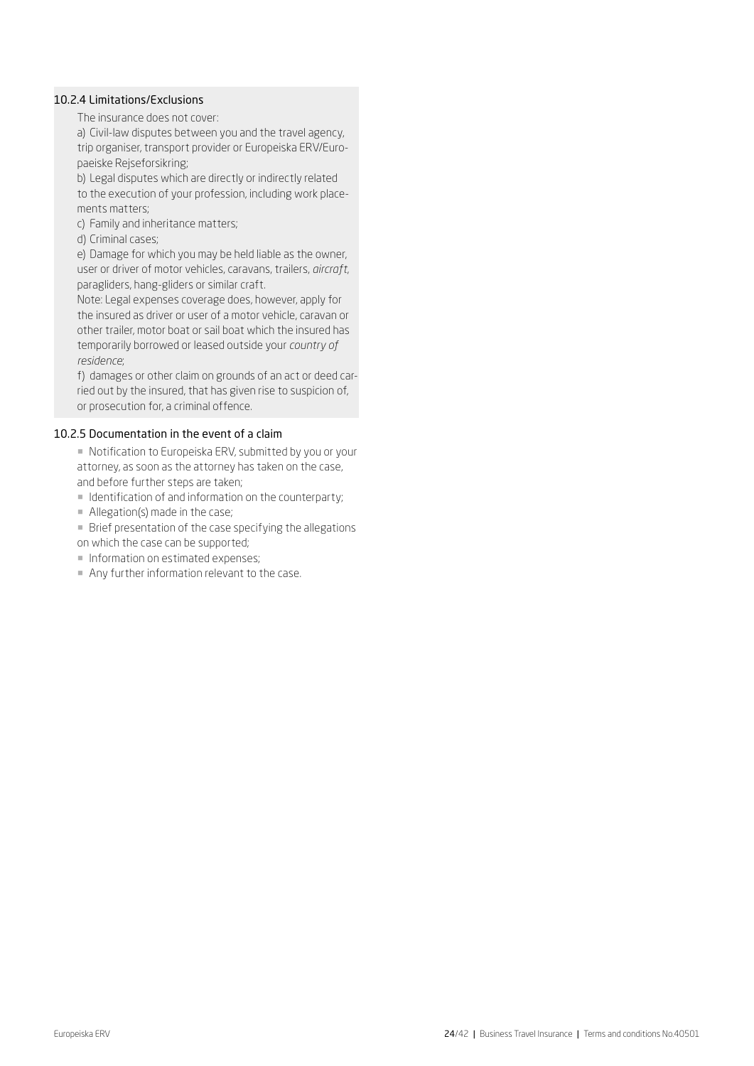### 10.2.4 Limitations/Exclusions

The insurance does not cover:

a) Civil-law disputes between you and the travel agency, trip organiser, transport provider or Europeiska ERV/Europaeiske Rejseforsikring;

b) Legal disputes which are directly or indirectly related to the execution of your profession, including work placements matters;

c) Family and inheritance matters;

d) Criminal cases;

e) Damage for which you may be held liable as the owner, user or driver of motor vehicles, caravans, trailers, *aircraft*, paragliders, hang-gliders or similar craft.

Note: Legal expenses coverage does, however, apply for the insured as driver or user of a motor vehicle, caravan or other trailer, motor boat or sail boat which the insured has temporarily borrowed or leased outside your *country of residence*;

f) damages or other claim on grounds of an act or deed carried out by the insured, that has given rise to suspicion of, or prosecution for, a criminal offence.

### 10.2.5 Documentation in the event of a claim

- Notification to Europeiska ERV, submitted by you or your attorney, as soon as the attorney has taken on the case, and before further steps are taken;
- Identification of and information on the counterparty;
- Allegation(s) made in the case;
- Brief presentation of the case specifying the allegations on which the case can be supported;
- Information on estimated expenses;
- Any further information relevant to the case.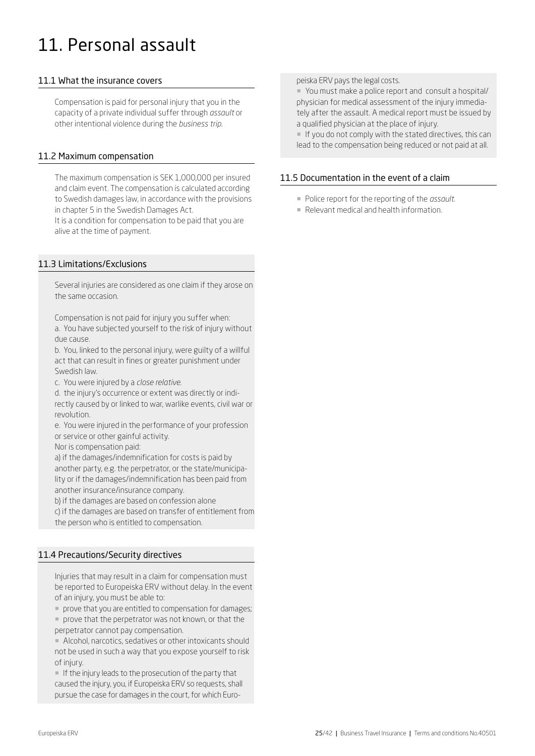# 11. Personal assault

## 11.1 What the insurance covers

Compensation is paid for personal injury that you in the capacity of a private individual suffer through *assault* or other intentional violence during the *business trip*.

## 11.2 Maximum compensation

The maximum compensation is SEK 1,000,000 per insured and claim event. The compensation is calculated according to Swedish damages law, in accordance with the provisions in chapter 5 in the Swedish Damages Act.
It is a condition for compensation to be paid that you are alive at the time of payment.

## 11.3 Limitations/Exclusions

Several injuries are considered as one claim if they arose on the same occasion.

Compensation is not paid for injury you suffer when:
a. You have subjected yourself to the risk of injury without due cause.
b. You, linked to the personal injury, were guilty of a willful act that can result in fines or greater punishment under Swedish law.
c. You were injured by a *close relative*.
d. the injury's occurrence or extent was directly or indirectly caused by or linked to war, warlike events, civil war or revolution.
e. You were injured in the performance of your profession or service or other gainful activity.
Nor is compensation paid:
a) if the damages/indemnification for costs is paid by another party, e.g. the perpetrator, or the state/municipality or if the damages/indemnification has been paid from another insurance/insurance company.
b) if the damages are based on confession alone
c) if the damages are based on transfer of entitlement from the person who is entitled to compensation.

## 11.4 Precautions/Security directives

Injuries that may result in a claim for compensation must be reported to Europeiska ERV without delay. In the event of an injury, you must be able to:

- prove that you are entitled to compensation for damages;
- prove that the perpetrator was not known, or that the perpetrator cannot pay compensation.
- Alcohol, narcotics, sedatives or other intoxicants should not be used in such a way that you expose yourself to risk of injury.
- If the injury leads to the prosecution of the party that caused the injury, you, if Europeiska ERV so requests, shall pursue the case for damages in the court, for which Europeiska ERV pays the legal costs.
- You must make a police report and consult a hospital/ physician for medical assessment of the injury immediately after the assault. A medical report must be issued by a qualified physician at the place of injury.
- If you do not comply with the stated directives, this can lead to the compensation being reduced or not paid at all.

## 11.5 Documentation in the event of a claim

- Police report for the reporting of the *assault*.
- Relevant medical and health information.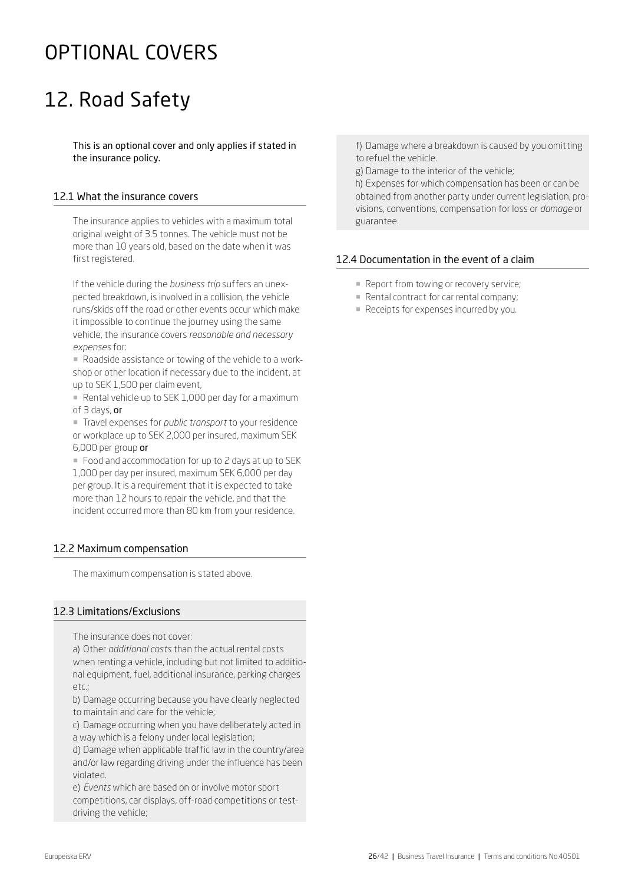# OPTIONAL COVERS

# 12. Road Safety

This is an optional cover and only applies if stated in the insurance policy.

## 12.1 What the insurance covers

The insurance applies to vehicles with a maximum total original weight of 3.5 tonnes. The vehicle must not be more than 10 years old, based on the date when it was first registered.

If the vehicle during the *business trip* suffers an unexpected breakdown, is involved in a collision, the vehicle runs/skids off the road or other events occur which make it impossible to continue the journey using the same vehicle, the insurance covers *reasonable and necessary expenses* for:

- Roadside assistance or towing of the vehicle to a workshop or other location if necessary due to the incident, at up to SEK 1,500 per claim event,
- Rental vehicle up to SEK 1,000 per day for a maximum of 3 days, **or**
- Travel expenses for *public transport* to your residence or workplace up to SEK 2,000 per insured, maximum SEK 6,000 per group **or**
- Food and accommodation for up to 2 days at up to SEK 1,000 per day per insured, maximum SEK 6,000 per day per group. It is a requirement that it is expected to take more than 12 hours to repair the vehicle, and that the incident occurred more than 80 km from your residence.

## 12.2 Maximum compensation

The maximum compensation is stated above.

## 12.3 Limitations/Exclusions

The insurance does not cover:

a) Other *additional costs* than the actual rental costs when renting a vehicle, including but not limited to additional equipment, fuel, additional insurance, parking charges etc.;

b) Damage occurring because you have clearly neglected to maintain and care for the vehicle;

c) Damage occurring when you have deliberately acted in a way which is a felony under local legislation;

d) Damage when applicable traffic law in the country/area and/or law regarding driving under the influence has been violated.

e) *Events* which are based on or involve motor sport competitions, car displays, off-road competitions or test-driving the vehicle;

f) Damage where a breakdown is caused by you omitting to refuel the vehicle.

g) Damage to the interior of the vehicle;

h) Expenses for which compensation has been or can be obtained from another party under current legislation, provisions, conventions, compensation for loss or *damage* or guarantee.

## 12.4 Documentation in the event of a claim

- Report from towing or recovery service;
- Rental contract for car rental company;
- Receipts for expenses incurred by you.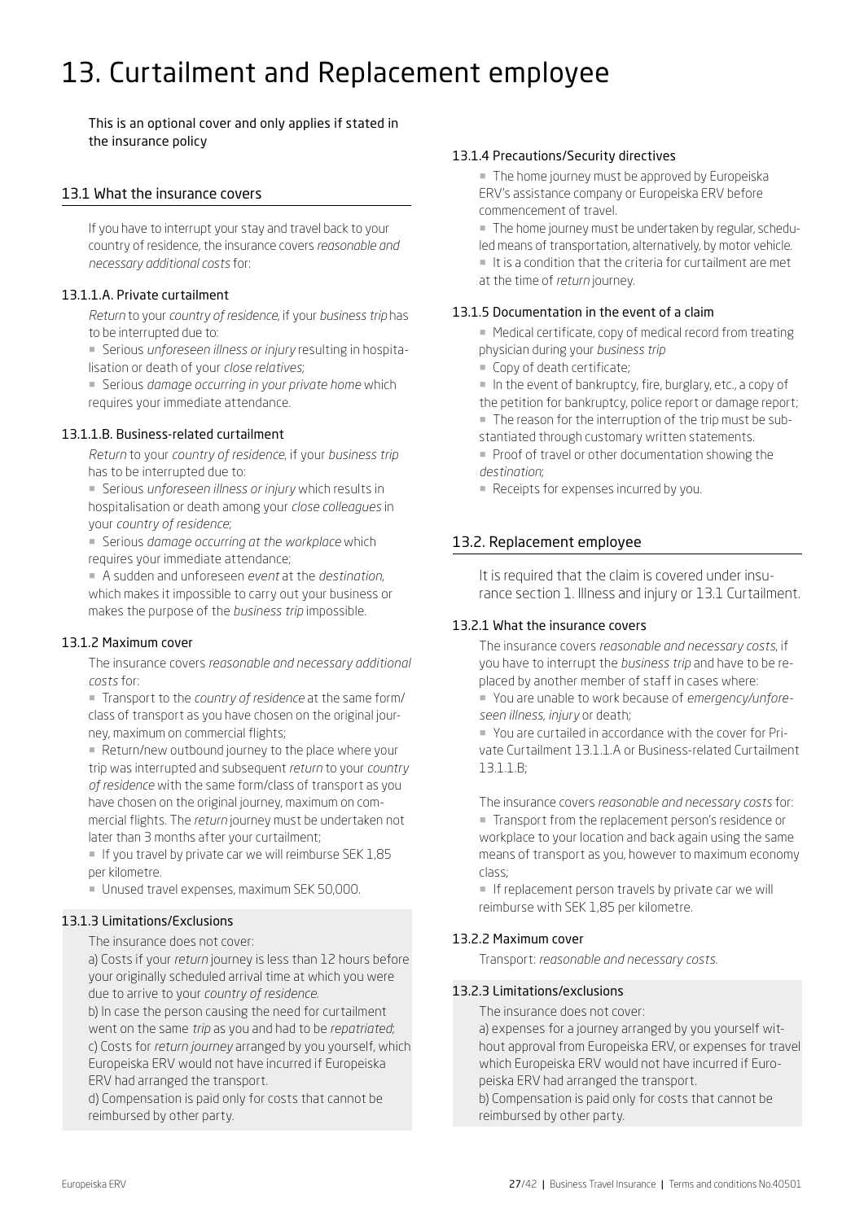# 13. Curtailment and Replacement employee

This is an optional cover and only applies if stated in the insurance policy

## 13.1 What the insurance covers

If you have to interrupt your stay and travel back to your country of residence, the insurance covers *reasonable and necessary additional costs* for:

### 13.1.1.A. Private curtailment

*Return* to your *country of residence*, if your *business trip* has to be interrupted due to:

- Serious *unforeseen illness or injury* resulting in hospitalisation or death of your *close relatives;*
- Serious *damage occurring in your private home* which requires your immediate attendance.

### 13.1.1.B. Business-related curtailment

*Return* to your *country of residence*, if your *business trip* has to be interrupted due to:

- Serious *unforeseen illness or injury* which results in hospitalisation or death among your *close colleagues* in your *country of residence*;
- Serious *damage occurring at the workplace* which requires your immediate attendance;
- A sudden and unforeseen *event* at the *destination*, which makes it impossible to carry out your business or makes the purpose of the *business trip* impossible.

### 13.1.2 Maximum cover

The insurance covers *reasonable and necessary additional costs* for:

- Transport to the *country of residence* at the same form/class of transport as you have chosen on the original journey, maximum on commercial flights;
- Return/new outbound journey to the place where your trip was interrupted and subsequent *return* to your *country of residence* with the same form/class of transport as you have chosen on the original journey, maximum on commercial flights. The *return* journey must be undertaken not later than 3 months after your curtailment;
- If you travel by private car we will reimburse SEK 1,85 per kilometre.
- Unused travel expenses, maximum SEK 50,000.

### 13.1.3 Limitations/Exclusions

The insurance does not cover:

a) Costs if your *return* journey is less than 12 hours before your originally scheduled arrival time at which you were due to arrive to your *country of residence.*

b) In case the person causing the need for curtailment went on the same *trip* as you and had to be *repatriated*;

c) Costs for *return journey* arranged by you yourself, which Europeiska ERV would not have incurred if Europeiska ERV had arranged the transport.

d) Compensation is paid only for costs that cannot be reimbursed by other party.

### 13.1.4 Precautions/Security directives

- The home journey must be approved by Europeiska ERV's assistance company or Europeiska ERV before commencement of travel.
- The home journey must be undertaken by regular, scheduled means of transportation, alternatively, by motor vehicle.
- It is a condition that the criteria for curtailment are met at the time of *return* journey.

### 13.1.5 Documentation in the event of a claim

- Medical certificate, copy of medical record from treating physician during your *business trip*
- Copy of death certificate;
- In the event of bankruptcy, fire, burglary, etc., a copy of the petition for bankruptcy, police report or damage report;
- The reason for the interruption of the trip must be substantiated through customary written statements.
- Proof of travel or other documentation showing the *destination*;
- Receipts for expenses incurred by you.

## 13.2. Replacement employee

It is required that the claim is covered under insurance section 1. Illness and injury or 13.1 Curtailment.

### 13.2.1 What the insurance covers

The insurance covers *reasonable and necessary costs*, if you have to interrupt the *business trip* and have to be replaced by another member of staff in cases where:

- You are unable to work because of *emergency/unforeseen illness, injury* or death;
- You are curtailed in accordance with the cover for Private Curtailment 13.1.1.A or Business-related Curtailment 13.1.1.B;

The insurance covers *reasonable and necessary costs* for:

- Transport from the replacement person's residence or workplace to your location and back again using the same means of transport as you, however to maximum economy class;
- If replacement person travels by private car we will reimburse with SEK 1,85 per kilometre.

### 13.2.2 Maximum cover

Transport: *reasonable and necessary costs.*

### 13.2.3 Limitations/exclusions

The insurance does not cover:

a) expenses for a journey arranged by you yourself without approval from Europeiska ERV, or expenses for travel which Europeiska ERV would not have incurred if Europeiska ERV had arranged the transport.

b) Compensation is paid only for costs that cannot be reimbursed by other party.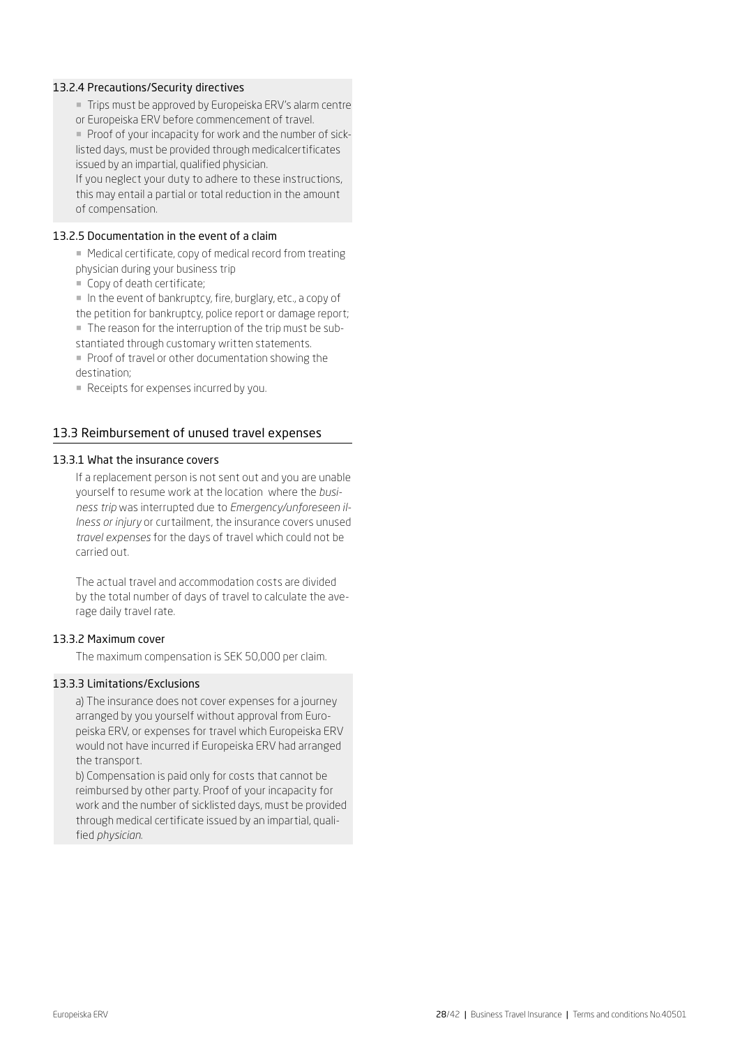#### 13.2.4 Precautions/Security directives

- Trips must be approved by Europeiska ERV's alarm centre or Europeiska ERV before commencement of travel.
- Proof of your incapacity for work and the number of sick-listed days, must be provided through medicalcertificates issued by an impartial, qualified physician.

If you neglect your duty to adhere to these instructions, this may entail a partial or total reduction in the amount of compensation.

#### 13.2.5 Documentation in the event of a claim

- Medical certificate, copy of medical record from treating physician during your business trip
- Copy of death certificate;
- In the event of bankruptcy, fire, burglary, etc., a copy of the petition for bankruptcy, police report or damage report;
- The reason for the interruption of the trip must be substantiated through customary written statements.
- Proof of travel or other documentation showing the destination;
- Receipts for expenses incurred by you.

### 13.3 Reimbursement of unused travel expenses

#### 13.3.1 What the insurance covers

If a replacement person is not sent out and you are unable yourself to resume work at the location where the *business trip* was interrupted due to *Emergency/unforeseen illness or injury* or curtailment, the insurance covers unused *travel expenses* for the days of travel which could not be carried out.

The actual travel and accommodation costs are divided by the total number of days of travel to calculate the average daily travel rate.

#### 13.3.2 Maximum cover

The maximum compensation is SEK 50,000 per claim.

#### 13.3.3 Limitations/Exclusions

a) The insurance does not cover expenses for a journey arranged by you yourself without approval from Europeiska ERV, or expenses for travel which Europeiska ERV would not have incurred if Europeiska ERV had arranged the transport.

b) Compensation is paid only for costs that cannot be reimbursed by other party. Proof of your incapacity for work and the number of sicklisted days, must be provided through medical certificate issued by an impartial, qualified *physician*.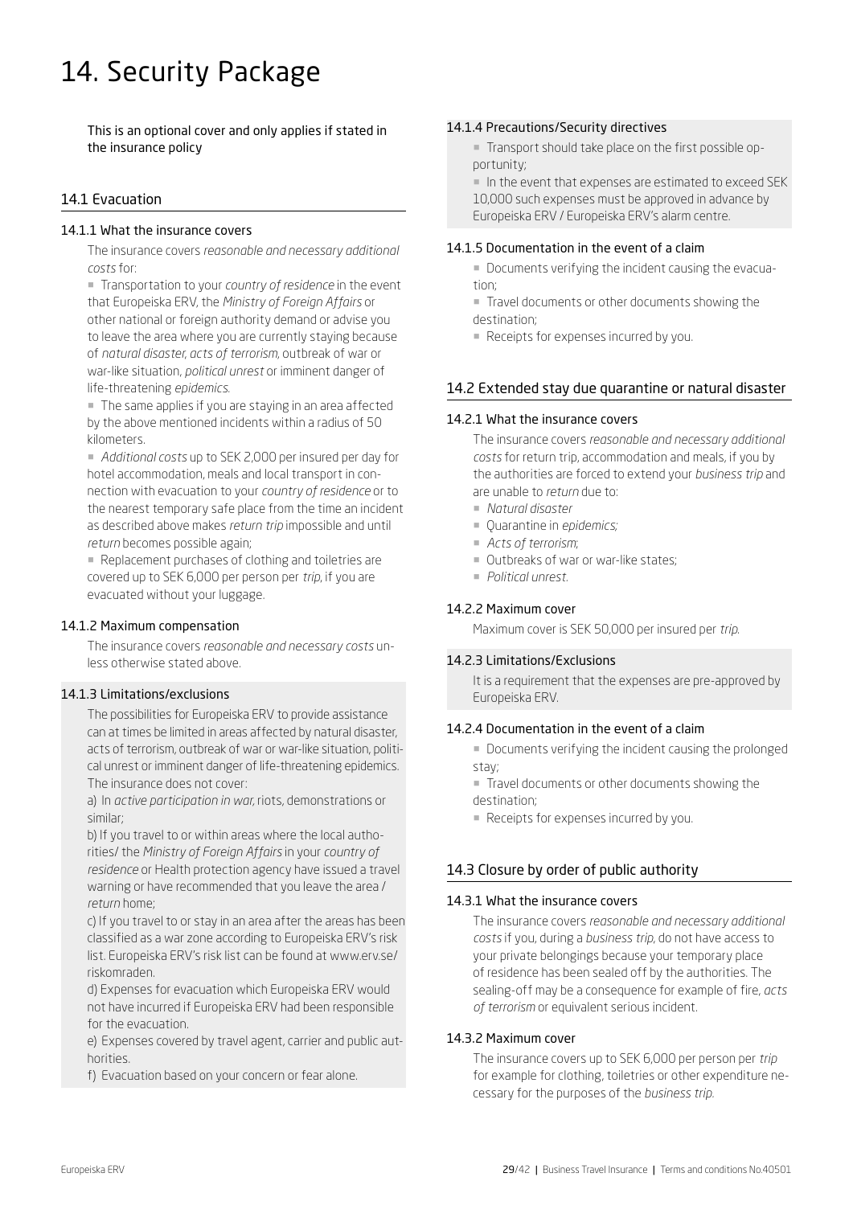# 14. Security Package

This is an optional cover and only applies if stated in the insurance policy

## 14.1 Evacuation

### 14.1.1 What the insurance covers

The insurance covers *reasonable and necessary additional costs* for:

- Transportation to your *country of residence* in the event that Europeiska ERV, the *Ministry of Foreign Affairs* or other national or foreign authority demand or advise you to leave the area where you are currently staying because of *natural disaster*, *acts of terrorism*, outbreak of war or war-like situation, *political unrest* or imminent danger of life-threatening *epidemics*.
- The same applies if you are staying in an area affected by the above mentioned incidents within a radius of 50 kilometers.
- *Additional costs* up to SEK 2,000 per insured per day for hotel accommodation, meals and local transport in connection with evacuation to your *country of residence* or to the nearest temporary safe place from the time an incident as described above makes *return trip* impossible and until *return* becomes possible again;
- Replacement purchases of clothing and toiletries are covered up to SEK 6,000 per person per *trip*, if you are evacuated without your luggage.

### 14.1.2 Maximum compensation

The insurance covers *reasonable and necessary costs* unless otherwise stated above.

### 14.1.3 Limitations/exclusions

The possibilities for Europeiska ERV to provide assistance can at times be limited in areas affected by natural disaster, acts of terrorism, outbreak of war or war-like situation, political unrest or imminent danger of life-threatening epidemics. The insurance does not cover:

a) In *active participation in war*, riots, demonstrations or similar;

b) If you travel to or within areas where the local authorities/ the *Ministry of Foreign Affairs* in your *country of residence* or Health protection agency have issued a travel warning or have recommended that you leave the area / *return* home;

c) If you travel to or stay in an area after the areas has been classified as a war zone according to Europeiska ERV's risk list. Europeiska ERV's risk list can be found at www.erv.se/riskomraden.

d) Expenses for evacuation which Europeiska ERV would not have incurred if Europeiska ERV had been responsible for the evacuation.

e) Expenses covered by travel agent, carrier and public authorities.

f) Evacuation based on your concern or fear alone.

### 14.1.4 Precautions/Security directives

- Transport should take place on the first possible opportunity;
- In the event that expenses are estimated to exceed SEK 10,000 such expenses must be approved in advance by Europeiska ERV / Europeiska ERV's alarm centre.

### 14.1.5 Documentation in the event of a claim

- Documents verifying the incident causing the evacuation;
- Travel documents or other documents showing the destination;
- Receipts for expenses incurred by you.

## 14.2 Extended stay due quarantine or natural disaster

### 14.2.1 What the insurance covers

The insurance covers *reasonable and necessary additional costs* for return trip, accommodation and meals, if you by the authorities are forced to extend your *business trip* and are unable to *return* due to:

- *Natural disaster*
- Quarantine in *epidemics;*
- *Acts of terrorism*;
- Outbreaks of war or war-like states;
- *Political unrest.*

### 14.2.2 Maximum cover

Maximum cover is SEK 50,000 per insured per *trip*.

### 14.2.3 Limitations/Exclusions

It is a requirement that the expenses are pre-approved by Europeiska ERV.

### 14.2.4 Documentation in the event of a claim

- Documents verifying the incident causing the prolonged stay;
- Travel documents or other documents showing the destination;
- Receipts for expenses incurred by you.

## 14.3 Closure by order of public authority

### 14.3.1 What the insurance covers

The insurance covers *reasonable and necessary additional costs* if you, during a *business trip*, do not have access to your private belongings because your temporary place of residence has been sealed off by the authorities. The sealing-off may be a consequence for example of fire, *acts of terrorism* or equivalent serious incident.

### 14.3.2 Maximum cover

The insurance covers up to SEK 6,000 per person per *trip* for example for clothing, toiletries or other expenditure necessary for the purposes of the *business trip.*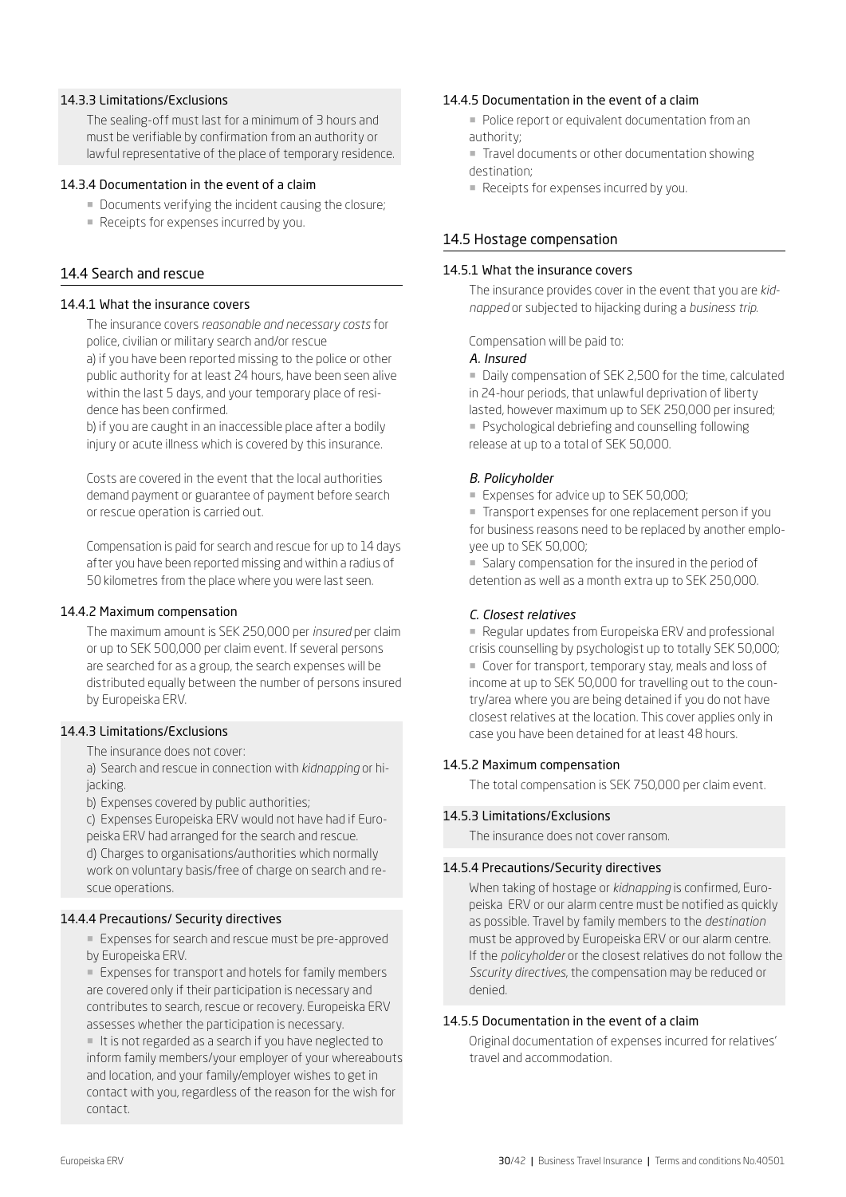#### 14.3.3 Limitations/Exclusions

The sealing-off must last for a minimum of 3 hours and must be verifiable by confirmation from an authority or lawful representative of the place of temporary residence.

#### 14.3.4 Documentation in the event of a claim

- Documents verifying the incident causing the closure;
- Receipts for expenses incurred by you.

### 14.4 Search and rescue

#### 14.4.1 What the insurance covers

The insurance covers *reasonable and necessary costs* for police, civilian or military search and/or rescue
a) if you have been reported missing to the police or other public authority for at least 24 hours, have been seen alive within the last 5 days, and your temporary place of residence has been confirmed.
b) if you are caught in an inaccessible place after a bodily injury or acute illness which is covered by this insurance.

Costs are covered in the event that the local authorities demand payment or guarantee of payment before search or rescue operation is carried out.

Compensation is paid for search and rescue for up to 14 days after you have been reported missing and within a radius of 50 kilometres from the place where you were last seen.

#### 14.4.2 Maximum compensation

The maximum amount is SEK 250,000 per *insured* per claim or up to SEK 500,000 per claim event. If several persons are searched for as a group, the search expenses will be distributed equally between the number of persons insured by Europeiska ERV.

#### 14.4.3 Limitations/Exclusions

The insurance does not cover:
a) Search and rescue in connection with *kidnapping* or hijacking.
b) Expenses covered by public authorities;
c) Expenses Europeiska ERV would not have had if Europeiska ERV had arranged for the search and rescue.
d) Charges to organisations/authorities which normally work on voluntary basis/free of charge on search and rescue operations.

#### 14.4.4 Precautions/ Security directives

- Expenses for search and rescue must be pre-approved by Europeiska ERV.
- Expenses for transport and hotels for family members are covered only if their participation is necessary and contributes to search, rescue or recovery. Europeiska ERV assesses whether the participation is necessary.
- It is not regarded as a search if you have neglected to inform family members/your employer of your whereabouts and location, and your family/employer wishes to get in contact with you, regardless of the reason for the wish for contact.

#### 14.4.5 Documentation in the event of a claim

- Police report or equivalent documentation from an authority;
- Travel documents or other documentation showing destination;
- Receipts for expenses incurred by you.

### 14.5 Hostage compensation

#### 14.5.1 What the insurance covers

The insurance provides cover in the event that you are *kidnapped* or subjected to hijacking during a *business trip*.

Compensation will be paid to:

*A. Insured*

- Daily compensation of SEK 2,500 for the time, calculated in 24-hour periods, that unlawful deprivation of liberty lasted, however maximum up to SEK 250,000 per insured;
- Psychological debriefing and counselling following release at up to a total of SEK 50,000.

*B. Policyholder*

- Expenses for advice up to SEK 50,000;
- Transport expenses for one replacement person if you for business reasons need to be replaced by another employee up to SEK 50,000;
- Salary compensation for the insured in the period of detention as well as a month extra up to SEK 250,000.

*C. Closest relatives*

- Regular updates from Europeiska ERV and professional crisis counselling by psychologist up to totally SEK 50,000;
- Cover for transport, temporary stay, meals and loss of income at up to SEK 50,000 for travelling out to the country/area where you are being detained if you do not have closest relatives at the location. This cover applies only in case you have been detained for at least 48 hours.

#### 14.5.2 Maximum compensation

The total compensation is SEK 750,000 per claim event.

#### 14.5.3 Limitations/Exclusions

The insurance does not cover ransom.

#### 14.5.4 Precautions/Security directives

When taking of hostage or *kidnapping* is confirmed, Europeiska ERV or our alarm centre must be notified as quickly as possible. Travel by family members to the *destination* must be approved by Europeiska ERV or our alarm centre. If the *policyholder* or the closest relatives do not follow the *Sscurity directives*, the compensation may be reduced or denied.

#### 14.5.5 Documentation in the event of a claim

Original documentation of expenses incurred for relatives' travel and accommodation.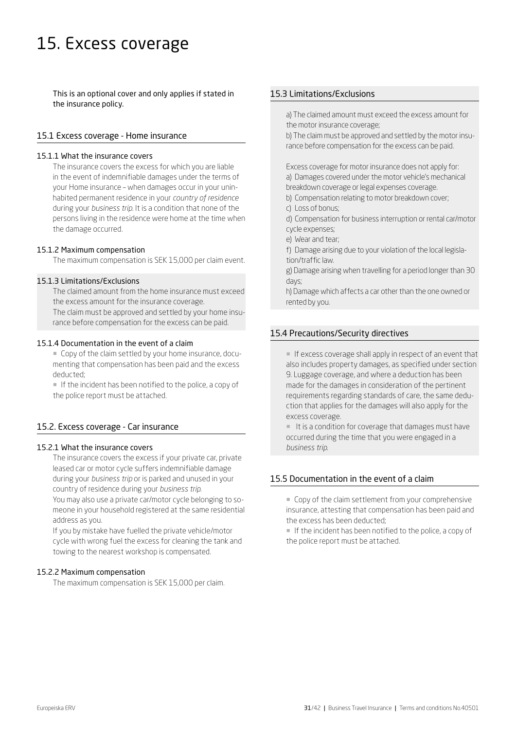# 15. Excess coverage

This is an optional cover and only applies if stated in the insurance policy.

## 15.1 Excess coverage - Home insurance

### 15.1.1 What the insurance covers

The insurance covers the excess for which you are liable in the event of indemnifiable damages under the terms of your Home insurance – when damages occur in your uninhabited permanent residence in your *country of residence* during your *business trip*. It is a condition that none of the persons living in the residence were home at the time when the damage occurred.

### 15.1.2 Maximum compensation

The maximum compensation is SEK 15,000 per claim event.

### 15.1.3 Limitations/Exclusions

The claimed amount from the home insurance must exceed the excess amount for the insurance coverage.
The claim must be approved and settled by your home insurance before compensation for the excess can be paid.

### 15.1.4 Documentation in the event of a claim

- Copy of the claim settled by your home insurance, documenting that compensation has been paid and the excess deducted;
- If the incident has been notified to the police, a copy of the police report must be attached.

## 15.2. Excess coverage - Car insurance

### 15.2.1 What the insurance covers

The insurance covers the excess if your private car, private leased car or motor cycle suffers indemnifiable damage during your *business trip* or is parked and unused in your country of residence during your *business trip*.
You may also use a private car/motor cycle belonging to someone in your household registered at the same residential address as you.
If you by mistake have fuelled the private vehicle/motor cycle with wrong fuel the excess for cleaning the tank and towing to the nearest workshop is compensated.

### 15.2.2 Maximum compensation

The maximum compensation is SEK 15,000 per claim.

## 15.3 Limitations/Exclusions

a) The claimed amount must exceed the excess amount for the motor insurance coverage;
b) The claim must be approved and settled by the motor insurance before compensation for the excess can be paid.

Excess coverage for motor insurance does not apply for:
a) Damages covered under the motor vehicle's mechanical breakdown coverage or legal expenses coverage.
b) Compensation relating to motor breakdown cover;
c) Loss of bonus;
d) Compensation for business interruption or rental car/motor cycle expenses;
e) Wear and tear;
f) Damage arising due to your violation of the local legislation/traffic law.
g) Damage arising when travelling for a period longer than 30 days;
h) Damage which affects a car other than the one owned or rented by you.

## 15.4 Precautions/Security directives

- If excess coverage shall apply in respect of an event that also includes property damages, as specified under section 9. Luggage coverage, and where a deduction has been made for the damages in consideration of the pertinent requirements regarding standards of care, the same deduction that applies for the damages will also apply for the excess coverage.
- It is a condition for coverage that damages must have occurred during the time that you were engaged in a *business trip*.

## 15.5 Documentation in the event of a claim

- Copy of the claim settlement from your comprehensive insurance, attesting that compensation has been paid and the excess has been deducted;
- If the incident has been notified to the police, a copy of the police report must be attached.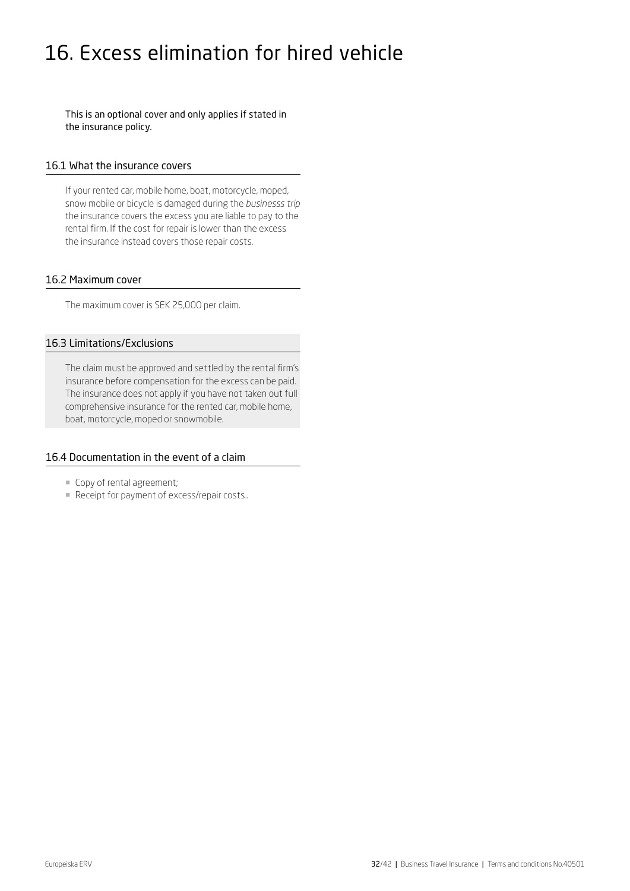# 16. Excess elimination for hired vehicle

This is an optional cover and only applies if stated in the insurance policy.

## 16.1 What the insurance covers

If your rented car, mobile home, boat, motorcycle, moped, snow mobile or bicycle is damaged during the *businesss trip* the insurance covers the excess you are liable to pay to the rental firm. If the cost for repair is lower than the excess the insurance instead covers those repair costs.

## 16.2 Maximum cover

The maximum cover is SEK 25,000 per claim.

## 16.3 Limitations/Exclusions

The claim must be approved and settled by the rental firm's insurance before compensation for the excess can be paid. The insurance does not apply if you have not taken out full comprehensive insurance for the rented car, mobile home, boat, motorcycle, moped or snowmobile.

## 16.4 Documentation in the event of a claim

- Copy of rental agreement;
- Receipt for payment of excess/repair costs..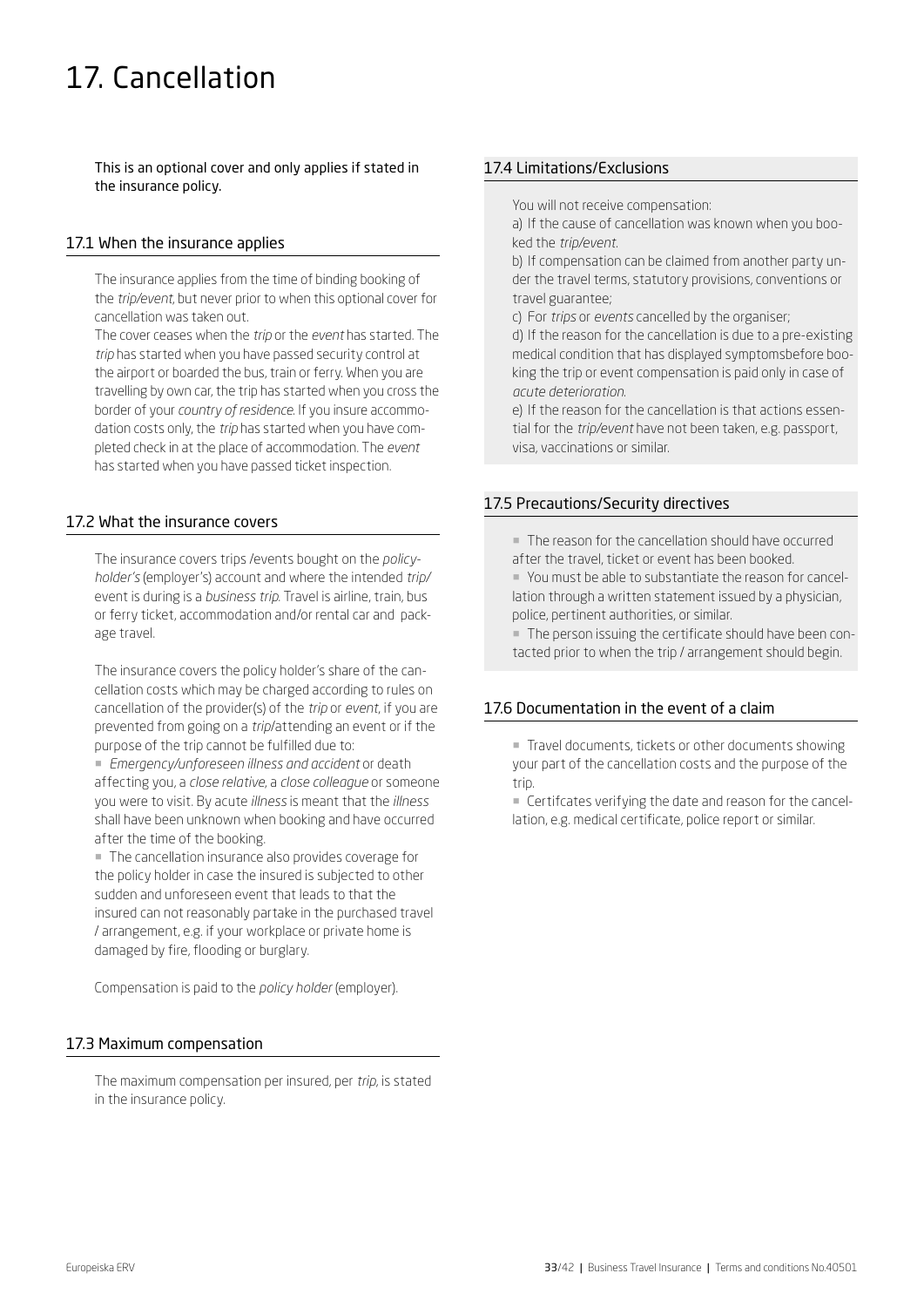# 17. Cancellation

This is an optional cover and only applies if stated in the insurance policy.

## 17.1 When the insurance applies

The insurance applies from the time of binding booking of the *trip/event*, but never prior to when this optional cover for cancellation was taken out.

The cover ceases when the *trip* or the *event* has started. The *trip* has started when you have passed security control at the airport or boarded the bus, train or ferry. When you are travelling by own car, the trip has started when you cross the border of your *country of residence*. If you insure accommodation costs only, the *trip* has started when you have completed check in at the place of accommodation. The *event* has started when you have passed ticket inspection.

## 17.2 What the insurance covers

The insurance covers trips /events bought on the *policyholder's* (employer's) account and where the intended *trip/* event is during is a *business trip*. Travel is airline, train, bus or ferry ticket, accommodation and/or rental car and package travel.

The insurance covers the policy holder's share of the cancellation costs which may be charged according to rules on cancellation of the provider(s) of the *trip* or *event*, if you are prevented from going on a *trip*/attending an event or if the purpose of the trip cannot be fulfilled due to:

- *Emergency/unforeseen illness and accident* or death affecting you, a *close relative*, a *close colleague* or someone you were to visit. By acute *illness* is meant that the *illness* shall have been unknown when booking and have occurred after the time of the booking.
- The cancellation insurance also provides coverage for the policy holder in case the insured is subjected to other sudden and unforeseen event that leads to that the insured can not reasonably partake in the purchased travel / arrangement, e.g. if your workplace or private home is damaged by fire, flooding or burglary.

Compensation is paid to the *policy holder* (employer).

## 17.3 Maximum compensation

The maximum compensation per insured, per *trip*, is stated in the insurance policy.

## 17.4 Limitations/Exclusions

You will not receive compensation:

a) If the cause of cancellation was known when you booked the *trip/event*.

b) If compensation can be claimed from another party under the travel terms, statutory provisions, conventions or travel guarantee;

c) For *trips* or *events* cancelled by the organiser;

d) If the reason for the cancellation is due to a pre-existing medical condition that has displayed symptomsbefore booking the trip or event compensation is paid only in case of *acute deterioration*.

e) If the reason for the cancellation is that actions essential for the *trip/event* have not been taken, e.g. passport, visa, vaccinations or similar.

## 17.5 Precautions/Security directives

- The reason for the cancellation should have occurred after the travel, ticket or event has been booked.
- You must be able to substantiate the reason for cancellation through a written statement issued by a physician, police, pertinent authorities, or similar.
- The person issuing the certificate should have been contacted prior to when the trip / arrangement should begin.

## 17.6 Documentation in the event of a claim

- Travel documents, tickets or other documents showing your part of the cancellation costs and the purpose of the trip.
- Certifcates verifying the date and reason for the cancellation, e.g. medical certificate, police report or similar.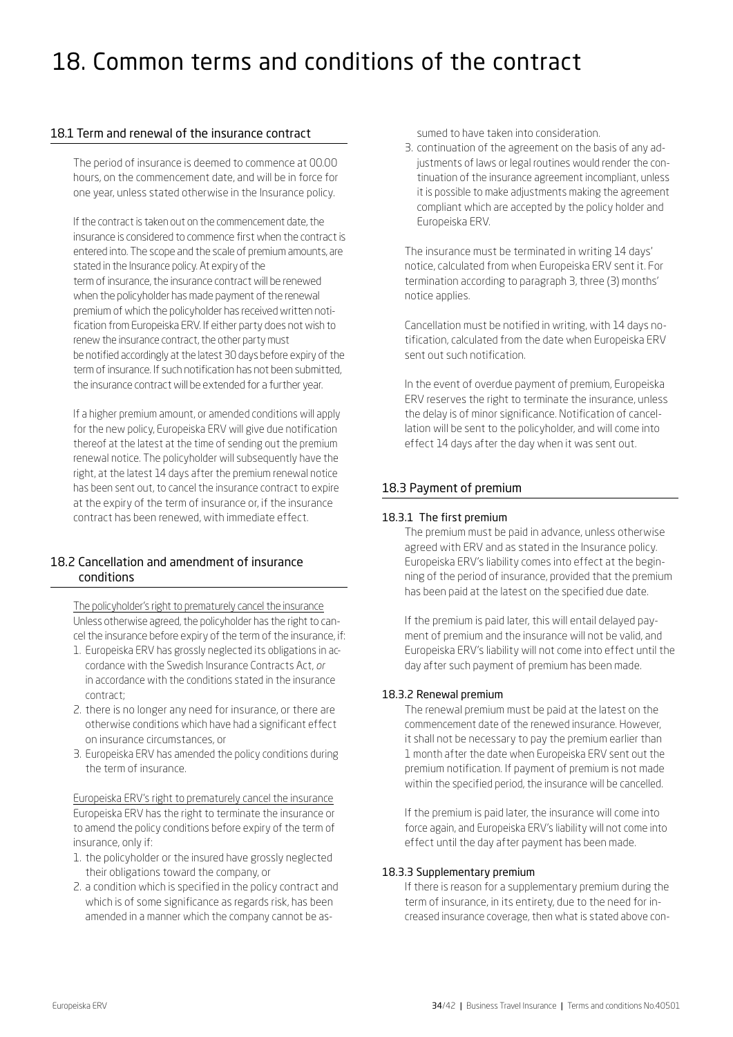# 18. Common terms and conditions of the contract

## 18.1 Term and renewal of the insurance contract

The period of insurance is deemed to commence at 00.00 hours, on the commencement date, and will be in force for one year, unless stated otherwise in the Insurance policy.

If the contract is taken out on the commencement date, the insurance is considered to commence first when the contract is entered into. The scope and the scale of premium amounts, are stated in the Insurance policy. At expiry of the term of insurance, the insurance contract will be renewed when the policyholder has made payment of the renewal premium of which the policyholder has received written notification from Europeiska ERV. If either party does not wish to renew the insurance contract, the other party must be notified accordingly at the latest 30 days before expiry of the term of insurance. If such notification has not been submitted, the insurance contract will be extended for a further year.

If a higher premium amount, or amended conditions will apply for the new policy, Europeiska ERV will give due notification thereof at the latest at the time of sending out the premium renewal notice. The policyholder will subsequently have the right, at the latest 14 days after the premium renewal notice has been sent out, to cancel the insurance contract to expire at the expiry of the term of insurance or, if the insurance contract has been renewed, with immediate effect.

## 18.2 Cancellation and amendment of insurance conditions

The policyholder's right to prematurely cancel the insurance

Unless otherwise agreed, the policyholder has the right to cancel the insurance before expiry of the term of the insurance, if:

1. Europeiska ERV has grossly neglected its obligations in accordance with the Swedish Insurance Contracts Act, *or* in accordance with the conditions stated in the insurance contract;
2. there is no longer any need for insurance, or there are otherwise conditions which have had a significant effect on insurance circumstances, or
3. Europeiska ERV has amended the policy conditions during the term of insurance.

Europeiska ERV's right to prematurely cancel the insurance

Europeiska ERV has the right to terminate the insurance or to amend the policy conditions before expiry of the term of insurance, only if:

1. the policyholder or the insured have grossly neglected their obligations toward the company, or
2. a condition which is specified in the policy contract and which is of some significance as regards risk, has been amended in a manner which the company cannot be assumed to have taken into consideration.
3. continuation of the agreement on the basis of any adjustments of laws or legal routines would render the continuation of the insurance agreement incompliant, unless it is possible to make adjustments making the agreement compliant which are accepted by the policy holder and Europeiska ERV.

The insurance must be terminated in writing 14 days' notice, calculated from when Europeiska ERV sent it. For termination according to paragraph 3, three (3) months' notice applies.

Cancellation must be notified in writing, with 14 days notification, calculated from the date when Europeiska ERV sent out such notification.

In the event of overdue payment of premium, Europeiska ERV reserves the right to terminate the insurance, unless the delay is of minor significance. Notification of cancellation will be sent to the policyholder, and will come into effect 14 days after the day when it was sent out.

## 18.3 Payment of premium

### 18.3.1 The first premium

The premium must be paid in advance, unless otherwise agreed with ERV and as stated in the Insurance policy. Europeiska ERV's liability comes into effect at the beginning of the period of insurance, provided that the premium has been paid at the latest on the specified due date.

If the premium is paid later, this will entail delayed payment of premium and the insurance will not be valid, and Europeiska ERV's liability will not come into effect until the day after such payment of premium has been made.

### 18.3.2 Renewal premium

The renewal premium must be paid at the latest on the commencement date of the renewed insurance. However, it shall not be necessary to pay the premium earlier than 1 month after the date when Europeiska ERV sent out the premium notification. If payment of premium is not made within the specified period, the insurance will be cancelled.

If the premium is paid later, the insurance will come into force again, and Europeiska ERV's liability will not come into effect until the day after payment has been made.

### 18.3.3 Supplementary premium

If there is reason for a supplementary premium during the term of insurance, in its entirety, due to the need for increased insurance coverage, then what is stated above con-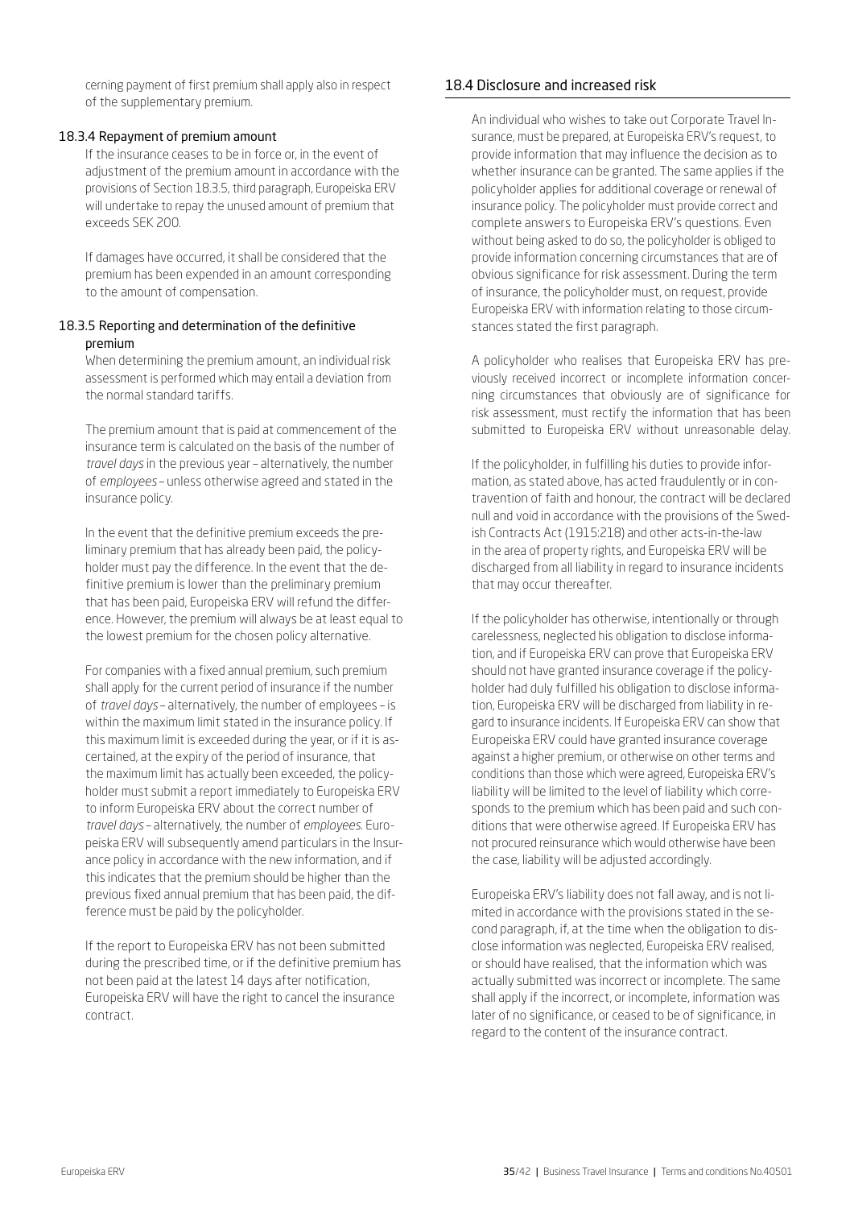cerning payment of first premium shall apply also in respect of the supplementary premium.

### 18.3.4 Repayment of premium amount

If the insurance ceases to be in force or, in the event of adjustment of the premium amount in accordance with the provisions of Section 18.3.5, third paragraph, Europeiska ERV will undertake to repay the unused amount of premium that exceeds SEK 200.

If damages have occurred, it shall be considered that the premium has been expended in an amount corresponding to the amount of compensation.

### 18.3.5 Reporting and determination of the definitive premium

When determining the premium amount, an individual risk assessment is performed which may entail a deviation from the normal standard tariffs.

The premium amount that is paid at commencement of the insurance term is calculated on the basis of the number of *travel days* in the previous year – alternatively, the number of *employees* – unless otherwise agreed and stated in the insurance policy.

In the event that the definitive premium exceeds the preliminary premium that has already been paid, the policyholder must pay the difference. In the event that the definitive premium is lower than the preliminary premium that has been paid, Europeiska ERV will refund the difference. However, the premium will always be at least equal to the lowest premium for the chosen policy alternative.

For companies with a fixed annual premium, such premium shall apply for the current period of insurance if the number of *travel days* – alternatively, the number of employees – is within the maximum limit stated in the insurance policy. If this maximum limit is exceeded during the year, or if it is ascertained, at the expiry of the period of insurance, that the maximum limit has actually been exceeded, the policyholder must submit a report immediately to Europeiska ERV to inform Europeiska ERV about the correct number of *travel days* – alternatively, the number of *employees*. Europeiska ERV will subsequently amend particulars in the Insurance policy in accordance with the new information, and if this indicates that the premium should be higher than the previous fixed annual premium that has been paid, the difference must be paid by the policyholder.

If the report to Europeiska ERV has not been submitted during the prescribed time, or if the definitive premium has not been paid at the latest 14 days after notification, Europeiska ERV will have the right to cancel the insurance contract.

## 18.4 Disclosure and increased risk

An individual who wishes to take out Corporate Travel Insurance, must be prepared, at Europeiska ERV's request, to provide information that may influence the decision as to whether insurance can be granted. The same applies if the policyholder applies for additional coverage or renewal of insurance policy. The policyholder must provide correct and complete answers to Europeiska ERV's questions. Even without being asked to do so, the policyholder is obliged to provide information concerning circumstances that are of obvious significance for risk assessment. During the term of insurance, the policyholder must, on request, provide Europeiska ERV with information relating to those circumstances stated the first paragraph.

A policyholder who realises that Europeiska ERV has previously received incorrect or incomplete information concerning circumstances that obviously are of significance for risk assessment, must rectify the information that has been submitted to Europeiska ERV without unreasonable delay.

If the policyholder, in fulfilling his duties to provide information, as stated above, has acted fraudulently or in contravention of faith and honour, the contract will be declared null and void in accordance with the provisions of the Swedish Contracts Act (1915:218) and other acts-in-the-law in the area of property rights, and Europeiska ERV will be discharged from all liability in regard to insurance incidents that may occur thereafter.

If the policyholder has otherwise, intentionally or through carelessness, neglected his obligation to disclose information, and if Europeiska ERV can prove that Europeiska ERV should not have granted insurance coverage if the policyholder had duly fulfilled his obligation to disclose information, Europeiska ERV will be discharged from liability in regard to insurance incidents. If Europeiska ERV can show that Europeiska ERV could have granted insurance coverage against a higher premium, or otherwise on other terms and conditions than those which were agreed, Europeiska ERV's liability will be limited to the level of liability which corresponds to the premium which has been paid and such conditions that were otherwise agreed. If Europeiska ERV has not procured reinsurance which would otherwise have been the case, liability will be adjusted accordingly.

Europeiska ERV's liability does not fall away, and is not limited in accordance with the provisions stated in the second paragraph, if, at the time when the obligation to disclose information was neglected, Europeiska ERV realised, or should have realised, that the information which was actually submitted was incorrect or incomplete. The same shall apply if the incorrect, or incomplete, information was later of no significance, or ceased to be of significance, in regard to the content of the insurance contract.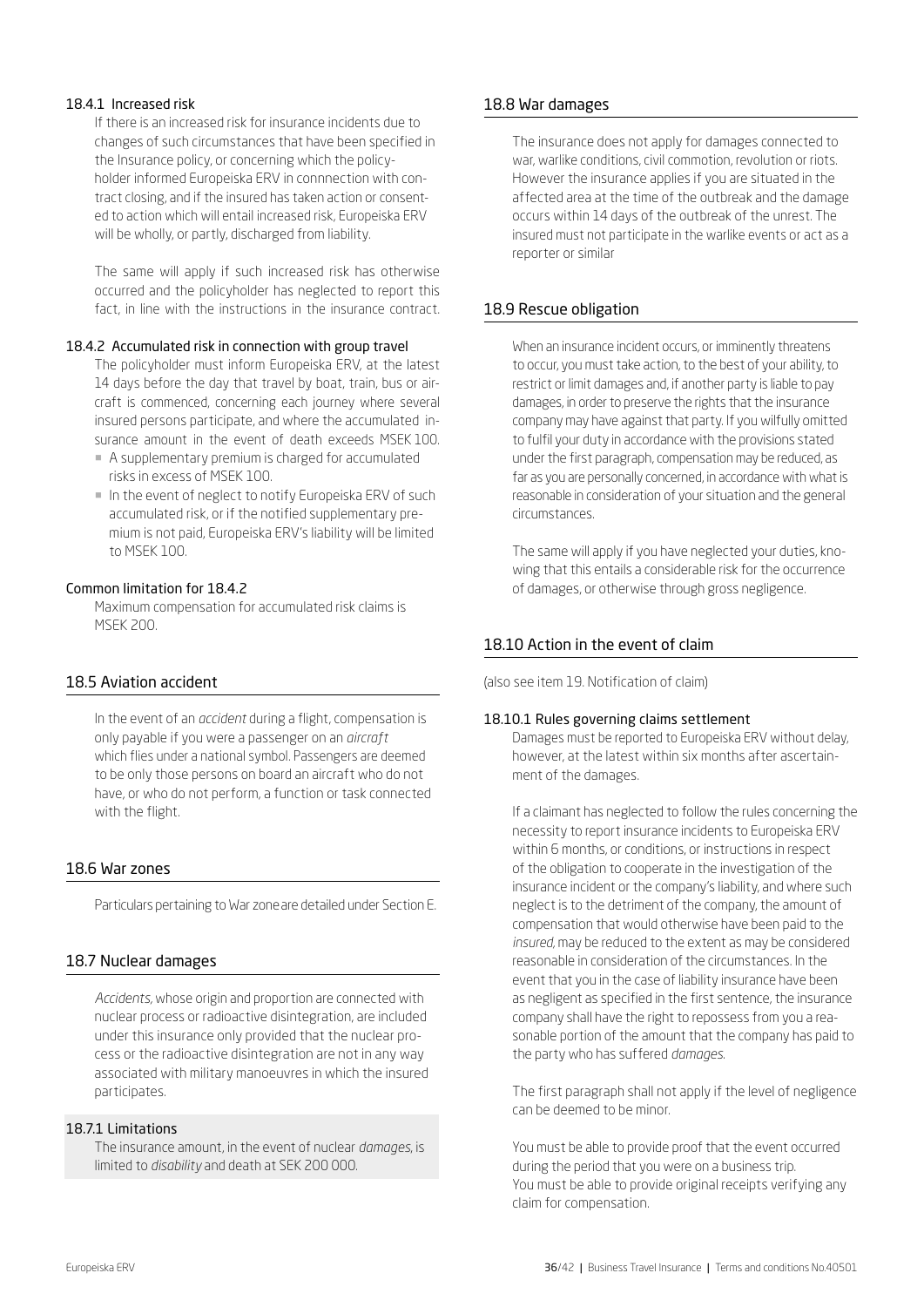#### 18.4.1 Increased risk

If there is an increased risk for insurance incidents due to changes of such circumstances that have been specified in the Insurance policy, or concerning which the policyholder informed Europeiska ERV in connnection with contract closing, and if the insured has taken action or consented to action which will entail increased risk, Europeiska ERV will be wholly, or partly, discharged from liability.

The same will apply if such increased risk has otherwise occurred and the policyholder has neglected to report this fact, in line with the instructions in the insurance contract.

#### 18.4.2 Accumulated risk in connection with group travel

The policyholder must inform Europeiska ERV, at the latest 14 days before the day that travel by boat, train, bus or aircraft is commenced, concerning each journey where several insured persons participate, and where the accumulated insurance amount in the event of death exceeds MSEK 100.

- A supplementary premium is charged for accumulated risks in excess of MSEK 100.
- In the event of neglect to notify Europeiska ERV of such accumulated risk, or if the notified supplementary premium is not paid, Europeiska ERV's liability will be limited to MSEK 100.

#### Common limitation for 18.4.2

Maximum compensation for accumulated risk claims is MSEK 200.

### 18.5 Aviation accident

In the event of an *accident* during a flight, compensation is only payable if you were a passenger on an *aircraft* which flies under a national symbol. Passengers are deemed to be only those persons on board an aircraft who do not have, or who do not perform, a function or task connected with the flight.

### 18.6 War zones

Particulars pertaining to War zone are detailed under Section E.

### 18.7 Nuclear damages

*Accidents*, whose origin and proportion are connected with nuclear process or radioactive disintegration, are included under this insurance only provided that the nuclear process or the radioactive disintegration are not in any way associated with military manoeuvres in which the insured participates.

#### 18.7.1 Limitations

The insurance amount, in the event of nuclear *damages*, is limited to *disability* and death at SEK 200 000.

### 18.8 War damages

The insurance does not apply for damages connected to war, warlike conditions, civil commotion, revolution or riots. However the insurance applies if you are situated in the affected area at the time of the outbreak and the damage occurs within 14 days of the outbreak of the unrest. The insured must not participate in the warlike events or act as a reporter or similar

### 18.9 Rescue obligation

When an insurance incident occurs, or imminently threatens to occur, you must take action, to the best of your ability, to restrict or limit damages and, if another party is liable to pay damages, in order to preserve the rights that the insurance company may have against that party. If you wilfully omitted to fulfil your duty in accordance with the provisions stated under the first paragraph, compensation may be reduced, as far as you are personally concerned, in accordance with what is reasonable in consideration of your situation and the general circumstances.

The same will apply if you have neglected your duties, knowing that this entails a considerable risk for the occurrence of damages, or otherwise through gross negligence.

### 18.10 Action in the event of claim

(also see item 19. Notification of claim)

#### 18.10.1 Rules governing claims settlement

Damages must be reported to Europeiska ERV without delay, however, at the latest within six months after ascertainment of the damages.

If a claimant has neglected to follow the rules concerning the necessity to report insurance incidents to Europeiska ERV within 6 months, or conditions, or instructions in respect of the obligation to cooperate in the investigation of the insurance incident or the company's liability, and where such neglect is to the detriment of the company, the amount of compensation that would otherwise have been paid to the *insured*, may be reduced to the extent as may be considered reasonable in consideration of the circumstances. In the event that you in the case of liability insurance have been as negligent as specified in the first sentence, the insurance company shall have the right to repossess from you a reasonable portion of the amount that the company has paid to the party who has suffered *damages*.

The first paragraph shall not apply if the level of negligence can be deemed to be minor.

You must be able to provide proof that the event occurred during the period that you were on a business trip.
You must be able to provide original receipts verifying any claim for compensation.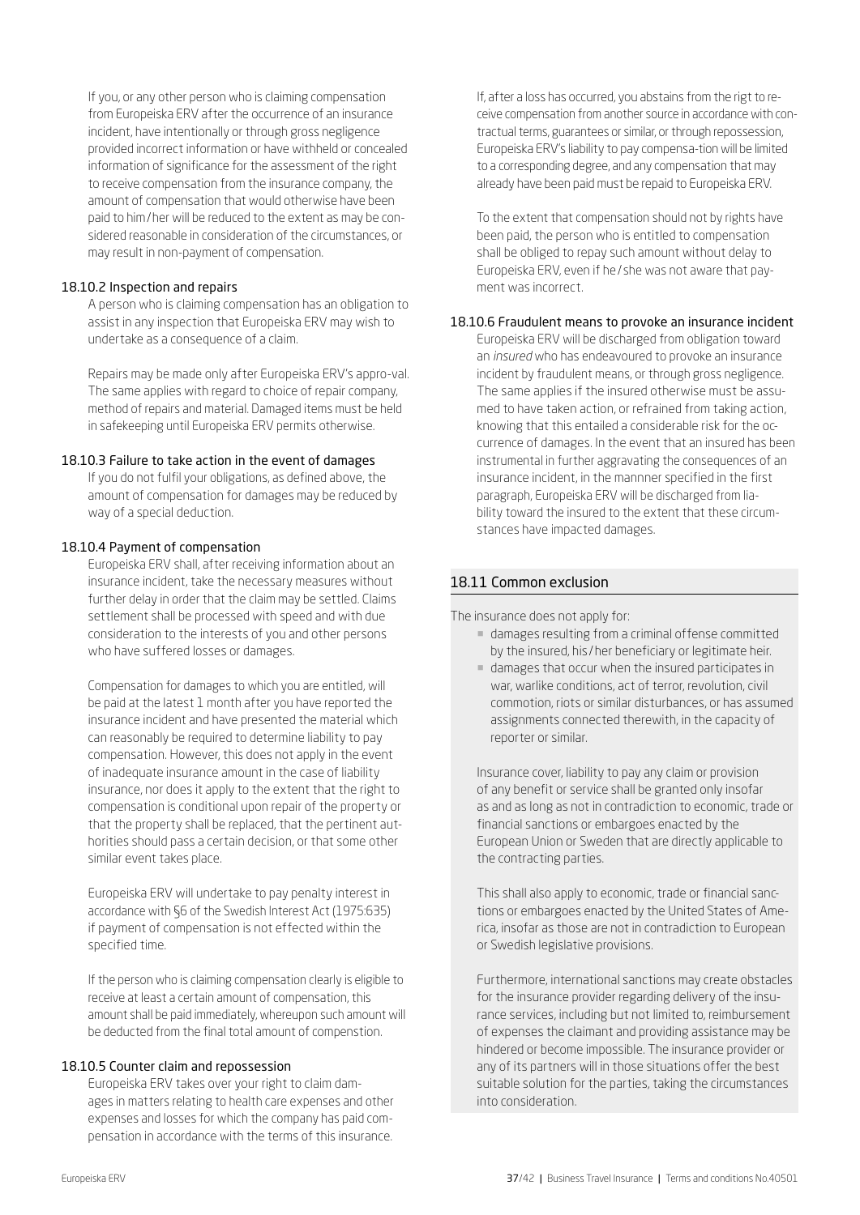If you, or any other person who is claiming compensation from Europeiska ERV after the occurrence of an insurance incident, have intentionally or through gross negligence provided incorrect information or have withheld or concealed information of significance for the assessment of the right to receive compensation from the insurance company, the amount of compensation that would otherwise have been paid to him/her will be reduced to the extent as may be considered reasonable in consideration of the circumstances, or may result in non-payment of compensation.

#### 18.10.2 Inspection and repairs

A person who is claiming compensation has an obligation to assist in any inspection that Europeiska ERV may wish to undertake as a consequence of a claim.

Repairs may be made only after Europeiska ERV's appro-val. The same applies with regard to choice of repair company, method of repairs and material. Damaged items must be held in safekeeping until Europeiska ERV permits otherwise.

#### 18.10.3 Failure to take action in the event of damages

If you do not fulfil your obligations, as defined above, the amount of compensation for damages may be reduced by way of a special deduction.

#### 18.10.4 Payment of compensation

Europeiska ERV shall, after receiving information about an insurance incident, take the necessary measures without further delay in order that the claim may be settled. Claims settlement shall be processed with speed and with due consideration to the interests of you and other persons who have suffered losses or damages.

Compensation for damages to which you are entitled, will be paid at the latest 1 month after you have reported the insurance incident and have presented the material which can reasonably be required to determine liability to pay compensation. However, this does not apply in the event of inadequate insurance amount in the case of liability insurance, nor does it apply to the extent that the right to compensation is conditional upon repair of the property or that the property shall be replaced, that the pertinent authorities should pass a certain decision, or that some other similar event takes place.

Europeiska ERV will undertake to pay penalty interest in accordance with §6 of the Swedish Interest Act (1975:635) if payment of compensation is not effected within the specified time.

If the person who is claiming compensation clearly is eligible to receive at least a certain amount of compensation, this amount shall be paid immediately, whereupon such amount will be deducted from the final total amount of compenstion.

#### 18.10.5 Counter claim and repossession

Europeiska ERV takes over your right to claim damages in matters relating to health care expenses and other expenses and losses for which the company has paid compensation in accordance with the terms of this insurance.

If, after a loss has occurred, you abstains from the rigt to receive compensation from another source in accordance with contractual terms, guarantees or similar, or through repossession, Europeiska ERV's liability to pay compensa-tion will be limited to a corresponding degree, and any compensation that may already have been paid must be repaid to Europeiska ERV.

To the extent that compensation should not by rights have been paid, the person who is entitled to compensation shall be obliged to repay such amount without delay to Europeiska ERV, even if he/she was not aware that payment was incorrect.

#### 18.10.6 Fraudulent means to provoke an insurance incident

Europeiska ERV will be discharged from obligation toward an *insured* who has endeavoured to provoke an insurance incident by fraudulent means, or through gross negligence. The same applies if the insured otherwise must be assumed to have taken action, or refrained from taking action, knowing that this entailed a considerable risk for the occurrence of damages. In the event that an insured has been instrumental in further aggravating the consequences of an insurance incident, in the mannner specified in the first paragraph, Europeiska ERV will be discharged from liability toward the insured to the extent that these circumstances have impacted damages.

### 18.11 Common exclusion

The insurance does not apply for:

- damages resulting from a criminal offense committed by the insured, his/her beneficiary or legitimate heir.
- damages that occur when the insured participates in war, warlike conditions, act of terror, revolution, civil commotion, riots or similar disturbances, or has assumed assignments connected therewith, in the capacity of reporter or similar.

Insurance cover, liability to pay any claim or provision of any benefit or service shall be granted only insofar as and as long as not in contradiction to economic, trade or financial sanctions or embargoes enacted by the European Union or Sweden that are directly applicable to the contracting parties.

This shall also apply to economic, trade or financial sanctions or embargoes enacted by the United States of America, insofar as those are not in contradiction to European or Swedish legislative provisions.

Furthermore, international sanctions may create obstacles for the insurance provider regarding delivery of the insurance services, including but not limited to, reimbursement of expenses the claimant and providing assistance may be hindered or become impossible. The insurance provider or any of its partners will in those situations offer the best suitable solution for the parties, taking the circumstances into consideration.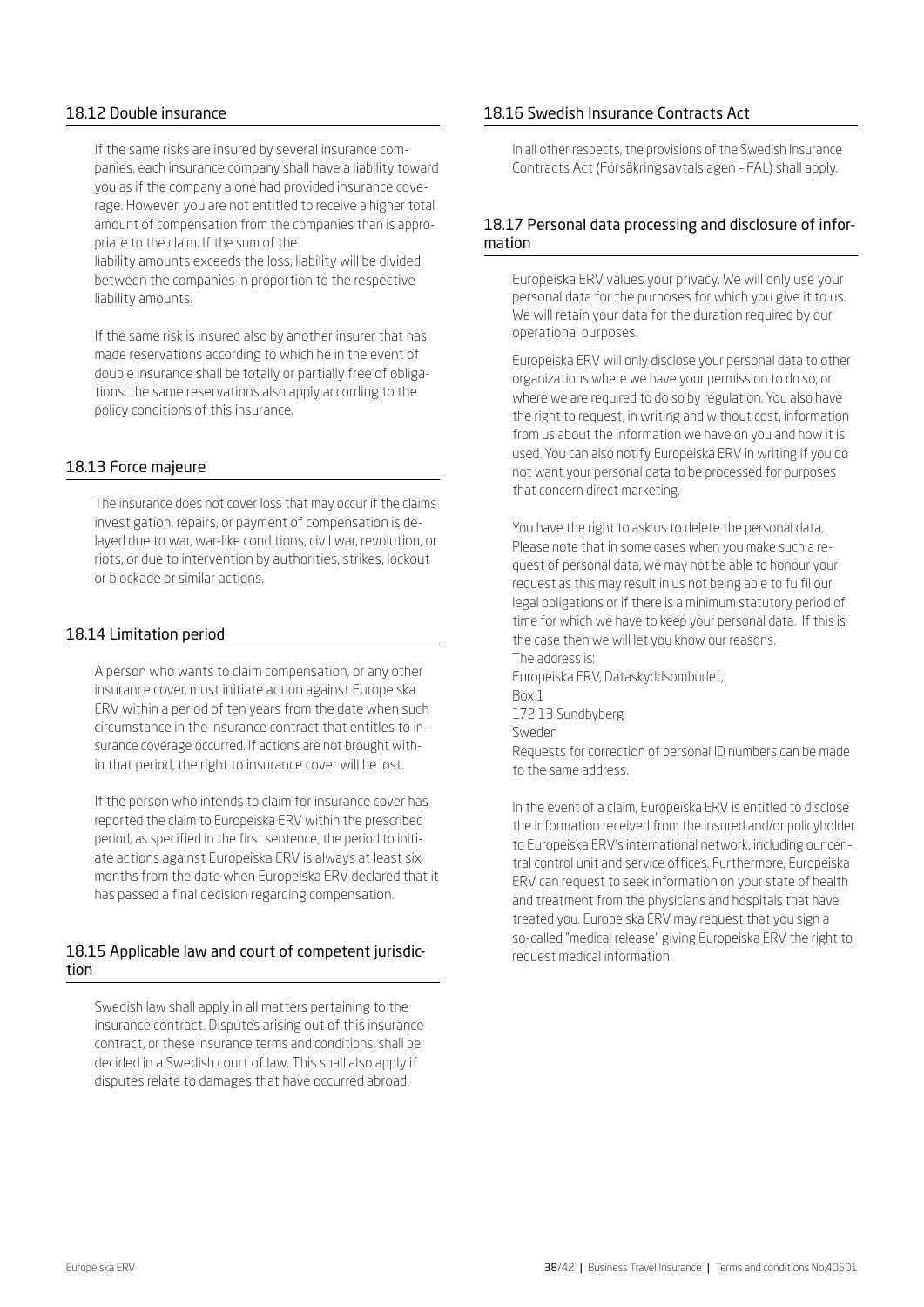## 18.12 Double insurance

If the same risks are insured by several insurance companies, each insurance company shall have a liability toward you as if the company alone had provided insurance coverage. However, you are not entitled to receive a higher total amount of compensation from the companies than is appropriate to the claim. If the sum of the liability amounts exceeds the loss, liability will be divided between the companies in proportion to the respective liability amounts.

If the same risk is insured also by another insurer that has made reservations according to which he in the event of double insurance shall be totally or partially free of obligations, the same reservations also apply according to the policy conditions of this insurance.

## 18.13 Force majeure

The insurance does not cover loss that may occur if the claims investigation, repairs, or payment of compensation is delayed due to war, war-like conditions, civil war, revolution, or riots, or due to intervention by authorities, strikes, lockout or blockade or similar actions.

## 18.14 Limitation period

A person who wants to claim compensation, or any other insurance cover, must initiate action against Europeiska ERV within a period of ten years from the date when such circumstance in the insurance contract that entitles to insurance coverage occurred. If actions are not brought within that period, the right to insurance cover will be lost.

If the person who intends to claim for insurance cover has reported the claim to Europeiska ERV within the prescribed period, as specified in the first sentence, the period to initiate actions against Europeiska ERV is always at least six months from the date when Europeiska ERV declared that it has passed a final decision regarding compensation.

## 18.15 Applicable law and court of competent jurisdiction

Swedish law shall apply in all matters pertaining to the insurance contract. Disputes arising out of this insurance contract, or these insurance terms and conditions, shall be decided in a Swedish court of law. This shall also apply if disputes relate to damages that have occurred abroad.

## 18.16 Swedish Insurance Contracts Act

In all other respects, the provisions of the Swedish Insurance Contracts Act (Försäkringsavtalslagen – FAL) shall apply.

## 18.17 Personal data processing and disclosure of information

Europeiska ERV values your privacy. We will only use your personal data for the purposes for which you give it to us. We will retain your data for the duration required by our operational purposes.

Europeiska ERV will only disclose your personal data to other organizations where we have your permission to do so, or where we are required to do so by regulation. You also have the right to request, in writing and without cost, information from us about the information we have on you and how it is used. You can also notify Europeiska ERV in writing if you do not want your personal data to be processed for purposes that concern direct marketing.

You have the right to ask us to delete the personal data. Please note that in some cases when you make such a request of personal data, we may not be able to honour your request as this may result in us not being able to fulfil our legal obligations or if there is a minimum statutory period of time for which we have to keep your personal data. If this is the case then we will let you know our reasons.
The address is:
Europeiska ERV, Dataskyddsombudet,
Box 1
172 13 Sundbyberg
Sweden
Requests for correction of personal ID numbers can be made to the same address.

In the event of a claim, Europeiska ERV is entitled to disclose the information received from the insured and/or policyholder to Europeiska ERV's international network, including our central control unit and service offices. Furthermore, Europeiska ERV can request to seek information on your state of health and treatment from the physicians and hospitals that have treated you. Europeiska ERV may request that you sign a so-called "medical release" giving Europeiska ERV the right to request medical information.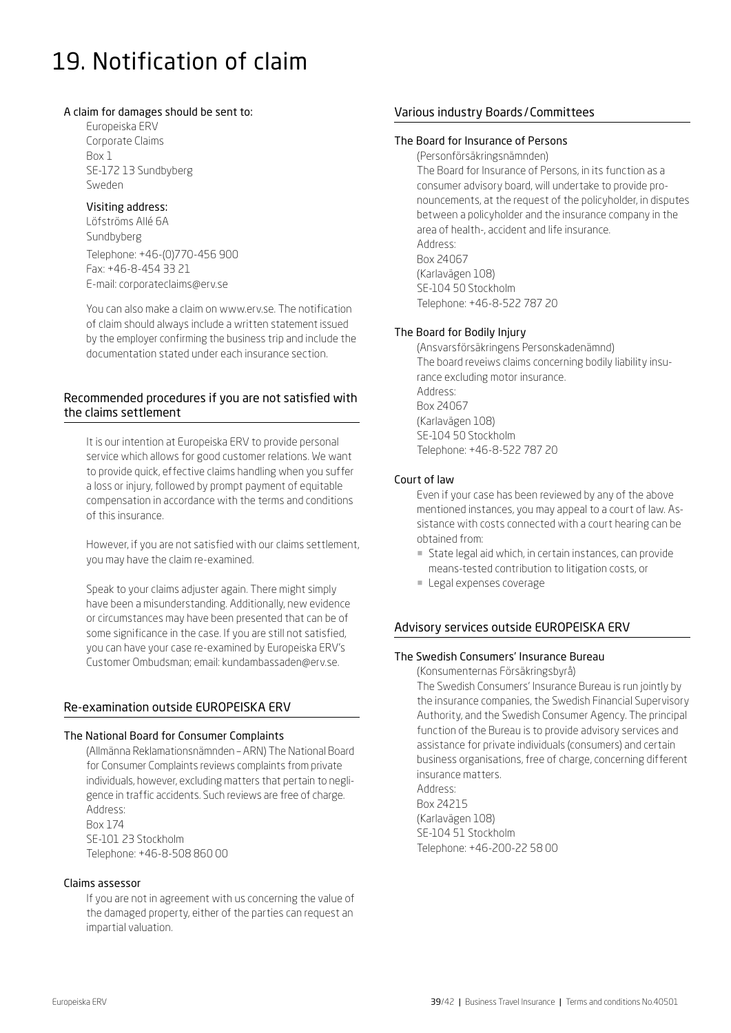# 19. Notification of claim

**A claim for damages should be sent to:**

Europeiska ERV
Corporate Claims
Box 1
SE-172 13 Sundbyberg
Sweden

**Visiting address:**

Löfströms Allé 6A
Sundbyberg

Telephone: +46-(0)770-456 900
Fax: +46-8-454 33 21
E-mail: corporateclaims@erv.se

You can also make a claim on www.erv.se. The notification of claim should always include a written statement issued by the employer confirming the business trip and include the documentation stated under each insurance section.

## Recommended procedures if you are not satisfied with the claims settlement

It is our intention at Europeiska ERV to provide personal service which allows for good customer relations. We want to provide quick, effective claims handling when you suffer a loss or injury, followed by prompt payment of equitable compensation in accordance with the terms and conditions of this insurance.

However, if you are not satisfied with our claims settlement, you may have the claim re-examined.

Speak to your claims adjuster again. There might simply have been a misunderstanding. Additionally, new evidence or circumstances may have been presented that can be of some significance in the case. If you are still not satisfied, you can have your case re-examined by Europeiska ERV's Customer Ombudsman; email: kundambassaden@erv.se.

## Re-examination outside EUROPEISKA ERV

### The National Board for Consumer Complaints

(Allmänna Reklamationsnämnden – ARN) The National Board for Consumer Complaints reviews complaints from private individuals, however, excluding matters that pertain to negligence in traffic accidents. Such reviews are free of charge.
Address:
Box 174
SE-101 23 Stockholm
Telephone: +46-8-508 860 00

### Claims assessor

If you are not in agreement with us concerning the value of the damaged property, either of the parties can request an impartial valuation.

## Various industry Boards / Committees

### The Board for Insurance of Persons

(Personförsäkringsnämnden)
The Board for Insurance of Persons, in its function as a consumer advisory board, will undertake to provide pronouncements, at the request of the policyholder, in disputes between a policyholder and the insurance company in the area of health-, accident and life insurance.
Address:
Box 24067
(Karlavägen 108)
SE-104 50 Stockholm
Telephone: +46-8-522 787 20

### The Board for Bodily Injury

(Ansvarsförsäkringens Personskadenämnd)
The board reveiws claims concerning bodily liability insurance excluding motor insurance.
Address:
Box 24067
(Karlavägen 108)
SE-104 50 Stockholm
Telephone: +46-8-522 787 20

### Court of law

Even if your case has been reviewed by any of the above mentioned instances, you may appeal to a court of law. Assistance with costs connected with a court hearing can be obtained from:

- State legal aid which, in certain instances, can provide means-tested contribution to litigation costs, or
- Legal expenses coverage

## Advisory services outside EUROPEISKA ERV

### The Swedish Consumers' Insurance Bureau

(Konsumenternas Försäkringsbyrå)
The Swedish Consumers' Insurance Bureau is run jointly by the insurance companies, the Swedish Financial Supervisory Authority, and the Swedish Consumer Agency. The principal function of the Bureau is to provide advisory services and assistance for private individuals (consumers) and certain business organisations, free of charge, concerning different insurance matters.
Address:
Box 24215
(Karlavägen 108)
SE-104 51 Stockholm
Telephone: +46-200-22 58 00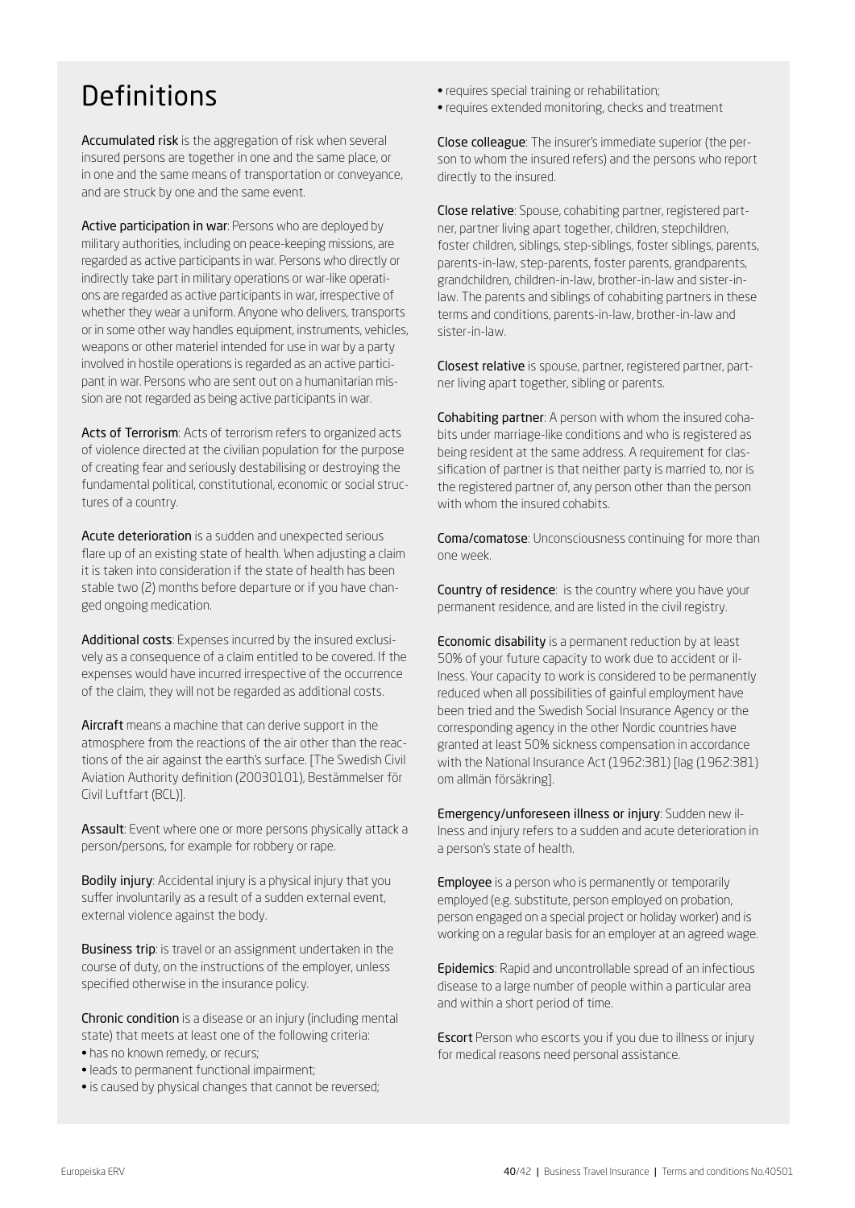# Definitions

**Accumulated risk** is the aggregation of risk when several insured persons are together in one and the same place, or in one and the same means of transportation or conveyance, and are struck by one and the same event.

**Active participation in war**: Persons who are deployed by military authorities, including on peace-keeping missions, are regarded as active participants in war. Persons who directly or indirectly take part in military operations or war-like operations are regarded as active participants in war, irrespective of whether they wear a uniform. Anyone who delivers, transports or in some other way handles equipment, instruments, vehicles, weapons or other materiel intended for use in war by a party involved in hostile operations is regarded as an active participant in war. Persons who are sent out on a humanitarian mission are not regarded as being active participants in war.

**Acts of Terrorism**: Acts of terrorism refers to organized acts of violence directed at the civilian population for the purpose of creating fear and seriously destabilising or destroying the fundamental political, constitutional, economic or social structures of a country.

**Acute deterioration** is a sudden and unexpected serious flare up of an existing state of health. When adjusting a claim it is taken into consideration if the state of health has been stable two (2) months before departure or if you have changed ongoing medication.

**Additional costs**: Expenses incurred by the insured exclusively as a consequence of a claim entitled to be covered. If the expenses would have incurred irrespective of the occurrence of the claim, they will not be regarded as additional costs.

**Aircraft** means a machine that can derive support in the atmosphere from the reactions of the air other than the reactions of the air against the earth's surface. [The Swedish Civil Aviation Authority definition (20030101), Bestämmelser för Civil Luftfart (BCL)].

**Assault**: Event where one or more persons physically attack a person/persons, for example for robbery or rape.

**Bodily injury**: Accidental injury is a physical injury that you suffer involuntarily as a result of a sudden external event, external violence against the body.

**Business trip**: is travel or an assignment undertaken in the course of duty, on the instructions of the employer, unless specified otherwise in the insurance policy.

**Chronic condition** is a disease or an injury (including mental state) that meets at least one of the following criteria:

- has no known remedy, or recurs;
- leads to permanent functional impairment;
- is caused by physical changes that cannot be reversed;
- requires special training or rehabilitation;
- requires extended monitoring, checks and treatment

**Close colleague**: The insurer's immediate superior (the person to whom the insured refers) and the persons who report directly to the insured.

**Close relative**: Spouse, cohabiting partner, registered partner, partner living apart together, children, stepchildren, foster children, siblings, step-siblings, foster siblings, parents, parents-in-law, step-parents, foster parents, grandparents, grandchildren, children-in-law, brother-in-law and sister-in-law. The parents and siblings of cohabiting partners in these terms and conditions, parents-in-law, brother-in-law and sister-in-law.

**Closest relative** is spouse, partner, registered partner, partner living apart together, sibling or parents.

**Cohabiting partner**: A person with whom the insured cohabits under marriage-like conditions and who is registered as being resident at the same address. A requirement for classification of partner is that neither party is married to, nor is the registered partner of, any person other than the person with whom the insured cohabits.

**Coma/comatose**: Unconsciousness continuing for more than one week.

**Country of residence**: is the country where you have your permanent residence, and are listed in the civil registry.

**Economic disability** is a permanent reduction by at least 50% of your future capacity to work due to accident or illness. Your capacity to work is considered to be permanently reduced when all possibilities of gainful employment have been tried and the Swedish Social Insurance Agency or the corresponding agency in the other Nordic countries have granted at least 50% sickness compensation in accordance with the National Insurance Act (1962:381) [lag (1962:381) om allmän försäkring].

**Emergency/unforeseen illness or injury**: Sudden new illness and injury refers to a sudden and acute deterioration in a person's state of health.

**Employee** is a person who is permanently or temporarily employed (e.g. substitute, person employed on probation, person engaged on a special project or holiday worker) and is working on a regular basis for an employer at an agreed wage.

**Epidemics**: Rapid and uncontrollable spread of an infectious disease to a large number of people within a particular area and within a short period of time.

**Escort** Person who escorts you if you due to illness or injury for medical reasons need personal assistance.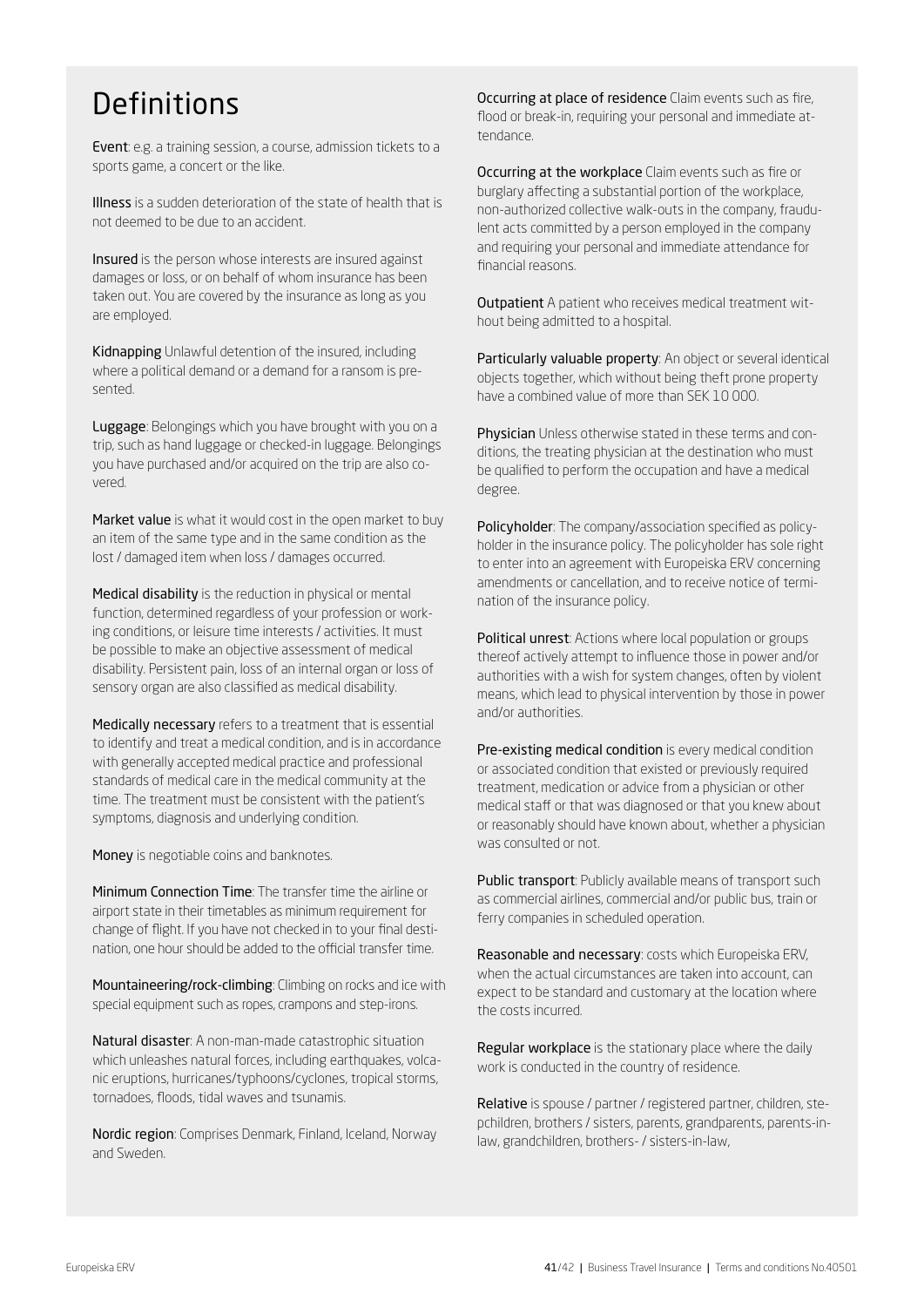# Definitions

**Event**: e.g. a training session, a course, admission tickets to a sports game, a concert or the like.

**Illness** is a sudden deterioration of the state of health that is not deemed to be due to an accident.

**Insured** is the person whose interests are insured against damages or loss, or on behalf of whom insurance has been taken out. You are covered by the insurance as long as you are employed.

**Kidnapping** Unlawful detention of the insured, including where a political demand or a demand for a ransom is presented.

**Luggage**: Belongings which you have brought with you on a trip, such as hand luggage or checked-in luggage. Belongings you have purchased and/or acquired on the trip are also covered.

**Market value** is what it would cost in the open market to buy an item of the same type and in the same condition as the lost / damaged item when loss / damages occurred.

**Medical disability** is the reduction in physical or mental function, determined regardless of your profession or working conditions, or leisure time interests / activities. It must be possible to make an objective assessment of medical disability. Persistent pain, loss of an internal organ or loss of sensory organ are also classified as medical disability.

**Medically necessary** refers to a treatment that is essential to identify and treat a medical condition, and is in accordance with generally accepted medical practice and professional standards of medical care in the medical community at the time. The treatment must be consistent with the patient's symptoms, diagnosis and underlying condition.

**Money** is negotiable coins and banknotes.

**Minimum Connection Time**: The transfer time the airline or airport state in their timetables as minimum requirement for change of flight. If you have not checked in to your final destination, one hour should be added to the official transfer time.

**Mountaineering/rock-climbing**: Climbing on rocks and ice with special equipment such as ropes, crampons and step-irons.

**Natural disaster**: A non-man-made catastrophic situation which unleashes natural forces, including earthquakes, volcanic eruptions, hurricanes/typhoons/cyclones, tropical storms, tornadoes, floods, tidal waves and tsunamis.

**Nordic region**: Comprises Denmark, Finland, Iceland, Norway and Sweden.

**Occurring at place of residence** Claim events such as fire, flood or break-in, requiring your personal and immediate attendance.

**Occurring at the workplace** Claim events such as fire or burglary affecting a substantial portion of the workplace, non-authorized collective walk-outs in the company, fraudulent acts committed by a person employed in the company and requiring your personal and immediate attendance for financial reasons.

**Outpatient** A patient who receives medical treatment without being admitted to a hospital.

**Particularly valuable property**: An object or several identical objects together, which without being theft prone property have a combined value of more than SEK 10 000.

**Physician** Unless otherwise stated in these terms and conditions, the treating physician at the destination who must be qualified to perform the occupation and have a medical degree.

**Policyholder**: The company/association specified as policyholder in the insurance policy. The policyholder has sole right to enter into an agreement with Europeiska ERV concerning amendments or cancellation, and to receive notice of termination of the insurance policy.

**Political unrest**: Actions where local population or groups thereof actively attempt to influence those in power and/or authorities with a wish for system changes, often by violent means, which lead to physical intervention by those in power and/or authorities.

**Pre-existing medical condition** is every medical condition or associated condition that existed or previously required treatment, medication or advice from a physician or other medical staff or that was diagnosed or that you knew about or reasonably should have known about, whether a physician was consulted or not.

**Public transport**: Publicly available means of transport such as commercial airlines, commercial and/or public bus, train or ferry companies in scheduled operation.

**Reasonable and necessary**: costs which Europeiska ERV, when the actual circumstances are taken into account, can expect to be standard and customary at the location where the costs incurred.

**Regular workplace** is the stationary place where the daily work is conducted in the country of residence.

**Relative** is spouse / partner / registered partner, children, stepchildren, brothers / sisters, parents, grandparents, parents-in-law, grandchildren, brothers- / sisters-in-law,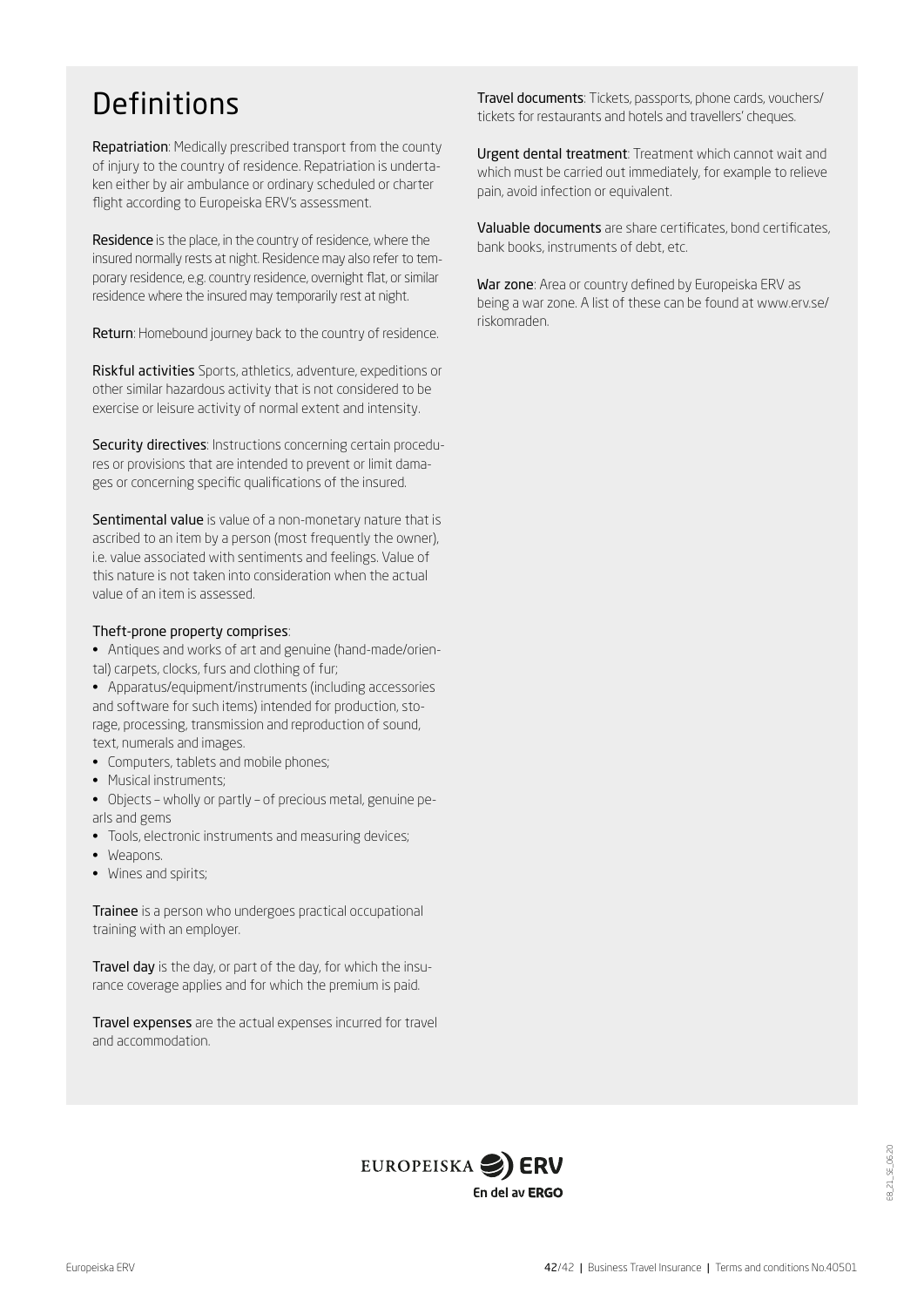# Definitions

**Repatriation**: Medically prescribed transport from the county of injury to the country of residence. Repatriation is undertaken either by air ambulance or ordinary scheduled or charter flight according to Europeiska ERV's assessment.

**Residence** is the place, in the country of residence, where the insured normally rests at night. Residence may also refer to temporary residence, e.g. country residence, overnight flat, or similar residence where the insured may temporarily rest at night.

**Return**: Homebound journey back to the country of residence.

**Riskful activities** Sports, athletics, adventure, expeditions or other similar hazardous activity that is not considered to be exercise or leisure activity of normal extent and intensity.

**Security directives**: Instructions concerning certain procedures or provisions that are intended to prevent or limit damages or concerning specific qualifications of the insured.

**Sentimental value** is value of a non-monetary nature that is ascribed to an item by a person (most frequently the owner), i.e. value associated with sentiments and feelings. Value of this nature is not taken into consideration when the actual value of an item is assessed.

**Theft-prone property comprises**:

- Antiques and works of art and genuine (hand-made/oriental) carpets, clocks, furs and clothing of fur;
- Apparatus/equipment/instruments (including accessories and software for such items) intended for production, storage, processing, transmission and reproduction of sound, text, numerals and images.
- Computers, tablets and mobile phones;
- Musical instruments;
- Objects – wholly or partly – of precious metal, genuine pearls and gems
- Tools, electronic instruments and measuring devices;
- Weapons.
- Wines and spirits;

**Trainee** is a person who undergoes practical occupational training with an employer.

**Travel day** is the day, or part of the day, for which the insurance coverage applies and for which the premium is paid.

**Travel expenses** are the actual expenses incurred for travel and accommodation.

**Travel documents**: Tickets, passports, phone cards, vouchers/tickets for restaurants and hotels and travellers' cheques.

**Urgent dental treatment**: Treatment which cannot wait and which must be carried out immediately, for example to relieve pain, avoid infection or equivalent.

**Valuable documents** are share certificates, bond certificates, bank books, instruments of debt, etc.

**War zone**: Area or country defined by Europeiska ERV as being a war zone. A list of these can be found at www.erv.se/riskomraden.

EUROPEISKA ERV
En del av ERGO

E8_21_SE_06.20